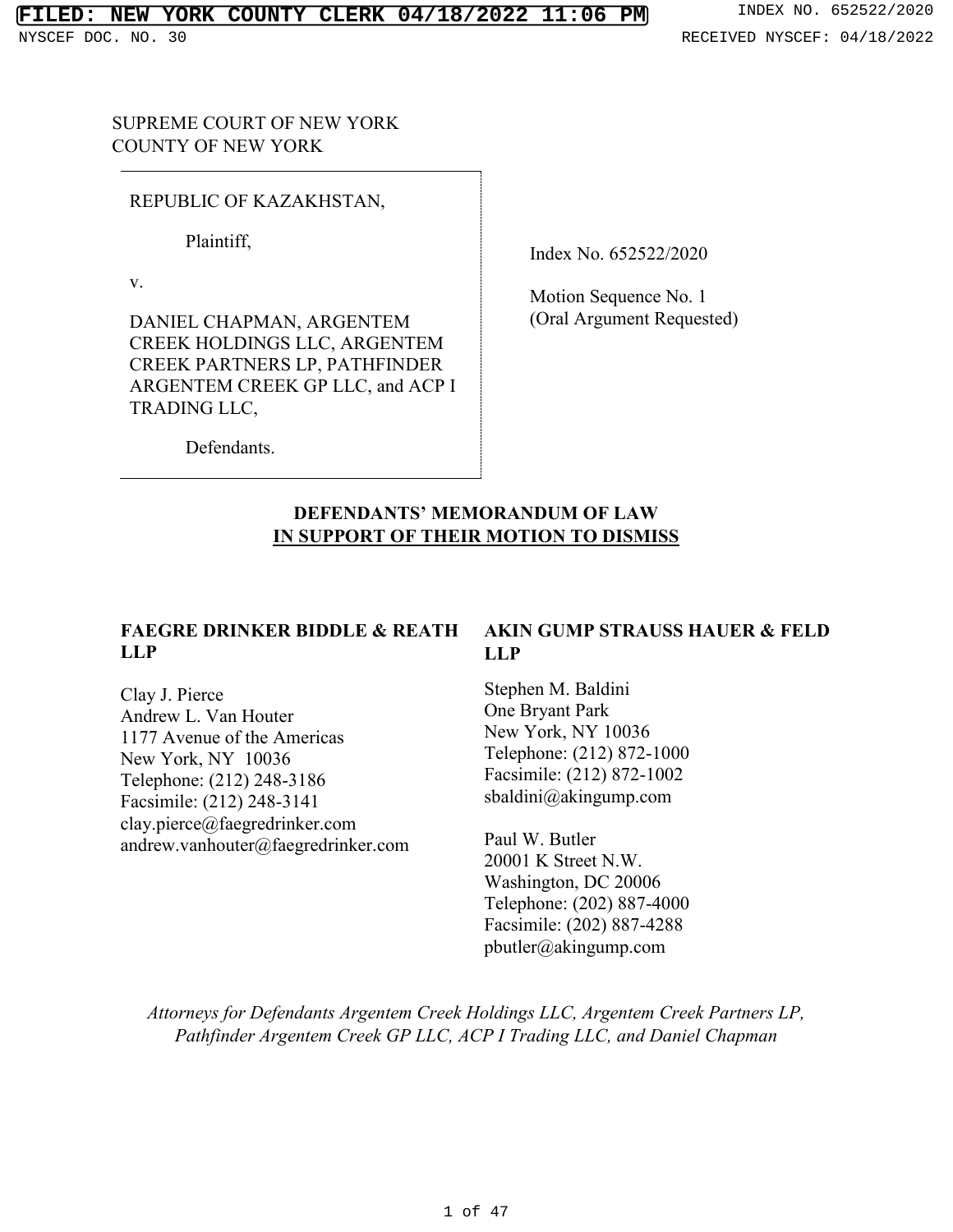SUPREME COURT OF NEW YORK
COUNTY OF NEW YORK

REPUBLIC OF KAZAKHSTAN,

Plaintiff,

v.

DANIEL CHAPMAN, ARGENTEM CREEK HOLDINGS LLC, ARGENTEM CREEK PARTNERS LP, PATHFINDER ARGENTEM CREEK GP LLC, and ACP I TRADING LLC,

Defendants.

Index No. 652522/2020

Motion Sequence No. 1
(Oral Argument Requested)

**DEFENDANTS' MEMORANDUM OF LAW**
**IN SUPPORT OF THEIR MOTION TO DISMISS**

**FAEGRE DRINKER BIDDLE & REATH LLP**

Clay J. Pierce
Andrew L. Van Houter
1177 Avenue of the Americas
New York, NY 10036
Telephone: (212) 248-3186
Facsimile: (212) 248-3141
clay.pierce@faegredrinker.com
andrew.vanhouter@faegredrinker.com

**AKIN GUMP STRAUSS HAUER & FELD LLP**

Stephen M. Baldini
One Bryant Park
New York, NY 10036
Telephone: (212) 872-1000
Facsimile: (212) 872-1002
sbaldini@akingump.com

Paul W. Butler
20001 K Street N.W.
Washington, DC 20006
Telephone: (202) 887-4000
Facsimile: (202) 887-4288
pbutler@akingump.com

*Attorneys for Defendants Argentem Creek Holdings LLC, Argentem Creek Partners LP, Pathfinder Argentem Creek GP LLC, ACP I Trading LLC, and Daniel Chapman*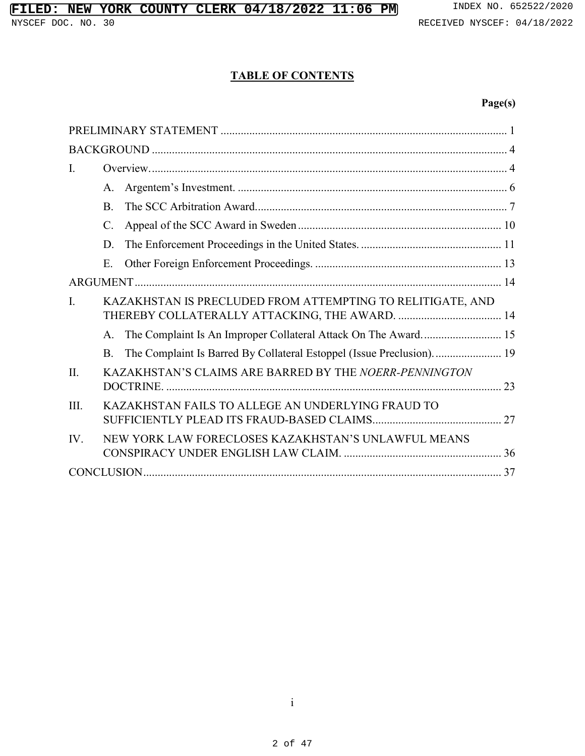## TABLE OF CONTENTS

| | Page(s) |
|---|---|
| PRELIMINARY STATEMENT | 1 |
| BACKGROUND | 4 |
| I. Overview. | 4 |
| A. Argentem's Investment. | 6 |
| B. The SCC Arbitration Award. | 7 |
| C. Appeal of the SCC Award in Sweden | 10 |
| D. The Enforcement Proceedings in the United States. | 11 |
| E. Other Foreign Enforcement Proceedings. | 13 |
| ARGUMENT | 14 |
| I. KAZAKHSTAN IS PRECLUDED FROM ATTEMPTING TO RELITIGATE, AND THEREBY COLLATERALLY ATTACKING, THE AWARD. | 14 |
| A. The Complaint Is An Improper Collateral Attack On The Award. | 15 |
| B. The Complaint Is Barred By Collateral Estoppel (Issue Preclusion). | 19 |
| II. KAZAKHSTAN'S CLAIMS ARE BARRED BY THE *NOERR-PENNINGTON* DOCTRINE. | 23 |
| III. KAZAKHSTAN FAILS TO ALLEGE AN UNDERLYING FRAUD TO SUFFICIENTLY PLEAD ITS FRAUD-BASED CLAIMS. | 27 |
| IV. NEW YORK LAW FORECLOSES KAZAKHSTAN'S UNLAWFUL MEANS CONSPIRACY UNDER ENGLISH LAW CLAIM. | 36 |
| CONCLUSION | 37 |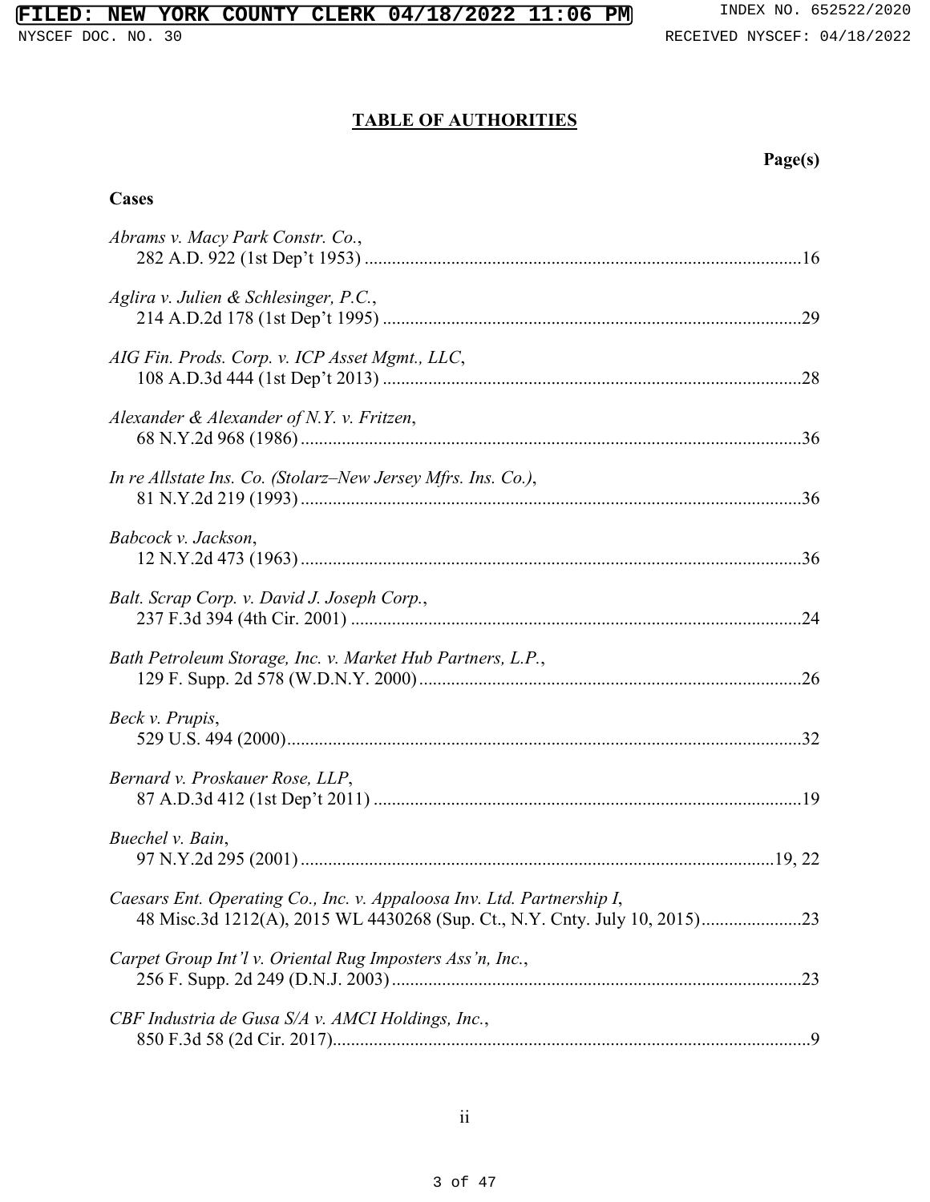## TABLE OF AUTHORITIES

**Page(s)**

**Cases**

*Abrams v. Macy Park Constr. Co.*,
282 A.D. 922 (1st Dep't 1953) ....................16

*Aglira v. Julien & Schlesinger, P.C.*,
214 A.D.2d 178 (1st Dep't 1995) ....................29

*AIG Fin. Prods. Corp. v. ICP Asset Mgmt., LLC*,
108 A.D.3d 444 (1st Dep't 2013) ....................28

*Alexander & Alexander of N.Y. v. Fritzen*,
68 N.Y.2d 968 (1986) ....................36

*In re Allstate Ins. Co. (Stolarz–New Jersey Mfrs. Ins. Co.)*,
81 N.Y.2d 219 (1993) ....................36

*Babcock v. Jackson*,
12 N.Y.2d 473 (1963) ....................36

*Balt. Scrap Corp. v. David J. Joseph Corp.*,
237 F.3d 394 (4th Cir. 2001) ....................24

*Bath Petroleum Storage, Inc. v. Market Hub Partners, L.P.*,
129 F. Supp. 2d 578 (W.D.N.Y. 2000) ....................26

*Beck v. Prupis*,
529 U.S. 494 (2000) ....................32

*Bernard v. Proskauer Rose, LLP*,
87 A.D.3d 412 (1st Dep't 2011) ....................19

*Buechel v. Bain*,
97 N.Y.2d 295 (2001) ....................19, 22

*Caesars Ent. Operating Co., Inc. v. Appaloosa Inv. Ltd. Partnership I*,
48 Misc.3d 1212(A), 2015 WL 4430268 (Sup. Ct., N.Y. Cnty. July 10, 2015) ....................23

*Carpet Group Int'l v. Oriental Rug Imposters Ass'n, Inc.*,
256 F. Supp. 2d 249 (D.N.J. 2003) ....................23

*CBF Industria de Gusa S/A v. AMCI Holdings, Inc.*,
850 F.3d 58 (2d Cir. 2017) ....................9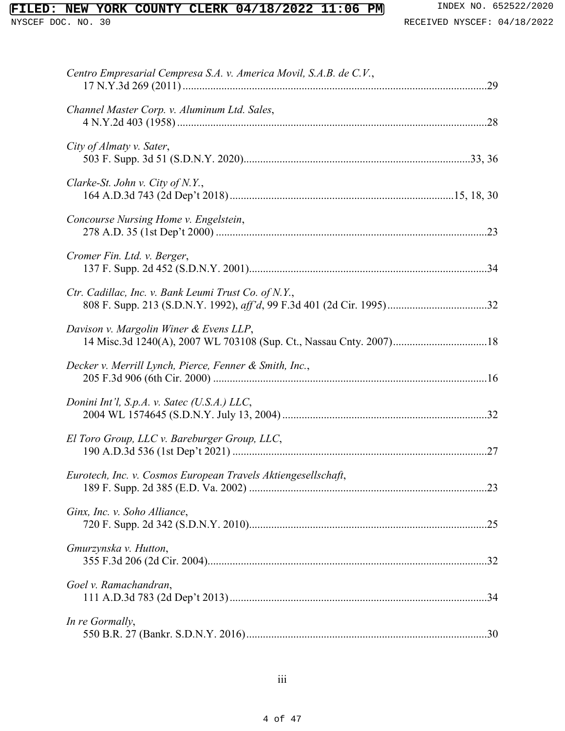*Centro Empresarial Cempresa S.A. v. America Movil, S.A.B. de C.V.*,
17 N.Y.3d 269 (2011) .............................................................................................................29

*Channel Master Corp. v. Aluminum Ltd. Sales*,
4 N.Y.2d 403 (1958) ...............................................................................................................28

*City of Almaty v. Sater*,
503 F. Supp. 3d 51 (S.D.N.Y. 2020)................................................................................33, 36

*Clarke-St. John v. City of N.Y.*,
164 A.D.3d 743 (2d Dep't 2018) ...............................................................................15, 18, 30

*Concourse Nursing Home v. Engelstein*,
278 A.D. 35 (1st Dep't 2000) .................................................................................................23

*Cromer Fin. Ltd. v. Berger*,
137 F. Supp. 2d 452 (S.D.N.Y. 2001).....................................................................................34

*Ctr. Cadillac, Inc. v. Bank Leumi Trust Co. of N.Y.*,
808 F. Supp. 213 (S.D.N.Y. 1992), *aff'd*, 99 F.3d 401 (2d Cir. 1995)...................................32

*Davison v. Margolin Winer & Evens LLP*,
14 Misc.3d 1240(A), 2007 WL 703108 (Sup. Ct., Nassau Cnty. 2007).................................18

*Decker v. Merrill Lynch, Pierce, Fenner & Smith, Inc.*,
205 F.3d 906 (6th Cir. 2000) ..................................................................................................16

*Donini Int'l, S.p.A. v. Satec (U.S.A.) LLC*,
2004 WL 1574645 (S.D.N.Y. July 13, 2004) .........................................................................32

*El Toro Group, LLC v. Bareburger Group, LLC*,
190 A.D.3d 536 (1st Dep't 2021) ...........................................................................................27

*Eurotech, Inc. v. Cosmos European Travels Aktiengesellschaft*,
189 F. Supp. 2d 385 (E.D. Va. 2002) .....................................................................................23

*Ginx, Inc. v. Soho Alliance*,
720 F. Supp. 2d 342 (S.D.N.Y. 2010).....................................................................................25

*Gmurzynska v. Hutton*,
355 F.3d 206 (2d Cir. 2004)....................................................................................................32

*Goel v. Ramachandran*,
111 A.D.3d 783 (2d Dep't 2013) ............................................................................................34

*In re Gormally*,
550 B.R. 27 (Bankr. S.D.N.Y. 2016)......................................................................................30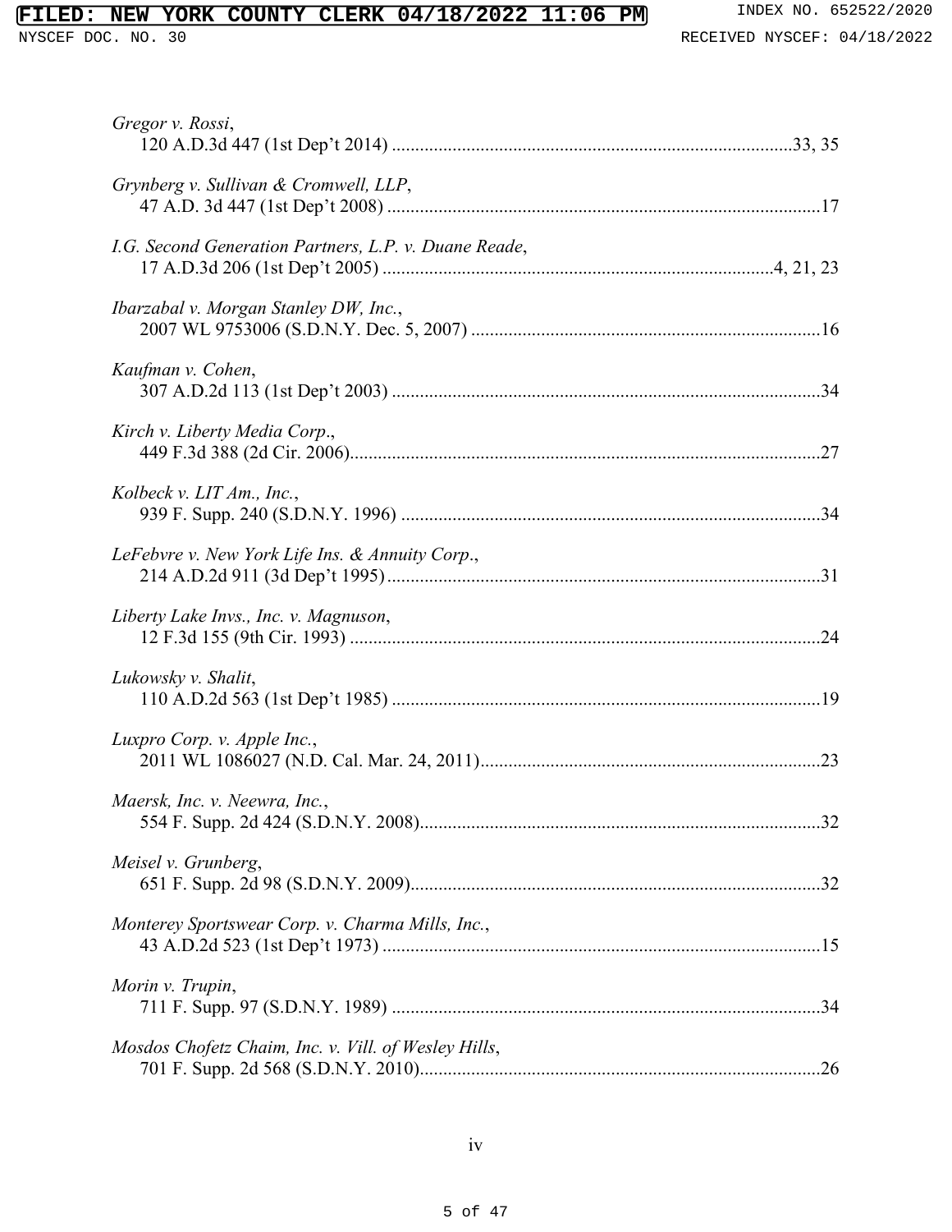*Gregor v. Rossi*,
120 A.D.3d 447 (1st Dep't 2014) ....................................................................................33, 35

*Grynberg v. Sullivan & Cromwell, LLP*,
47 A.D. 3d 447 (1st Dep't 2008) ............................................................................................17

*I.G. Second Generation Partners, L.P. v. Duane Reade*,
17 A.D.3d 206 (1st Dep't 2005) ..................................................................................4, 21, 23

*Ibarzabal v. Morgan Stanley DW, Inc.*,
2007 WL 9753006 (S.D.N.Y. Dec. 5, 2007) ..........................................................................16

*Kaufman v. Cohen*,
307 A.D.2d 113 (1st Dep't 2003) ...........................................................................................34

*Kirch v. Liberty Media Corp*.,
449 F.3d 388 (2d Cir. 2006)....................................................................................................27

*Kolbeck v. LIT Am., Inc.*,
939 F. Supp. 240 (S.D.N.Y. 1996) .........................................................................................34

*LeFebvre v. New York Life Ins. & Annuity Corp*.,
214 A.D.2d 911 (3d Dep't 1995)............................................................................................31

*Liberty Lake Invs., Inc. v. Magnuson*,
12 F.3d 155 (9th Cir. 1993) ....................................................................................................24

*Lukowsky v. Shalit*,
110 A.D.2d 563 (1st Dep't 1985) ...........................................................................................19

*Luxpro Corp. v. Apple Inc.*,
2011 WL 1086027 (N.D. Cal. Mar. 24, 2011)........................................................................23

*Maersk, Inc. v. Neewra, Inc.*,
554 F. Supp. 2d 424 (S.D.N.Y. 2008).....................................................................................32

*Meisel v. Grunberg*,
651 F. Supp. 2d 98 (S.D.N.Y. 2009).......................................................................................32

*Monterey Sportswear Corp. v. Charma Mills, Inc.*,
43 A.D.2d 523 (1st Dep't 1973) .............................................................................................15

*Morin v. Trupin*,
711 F. Supp. 97 (S.D.N.Y. 1989) ...........................................................................................34

*Mosdos Chofetz Chaim, Inc. v. Vill. of Wesley Hills*,
701 F. Supp. 2d 568 (S.D.N.Y. 2010).....................................................................................26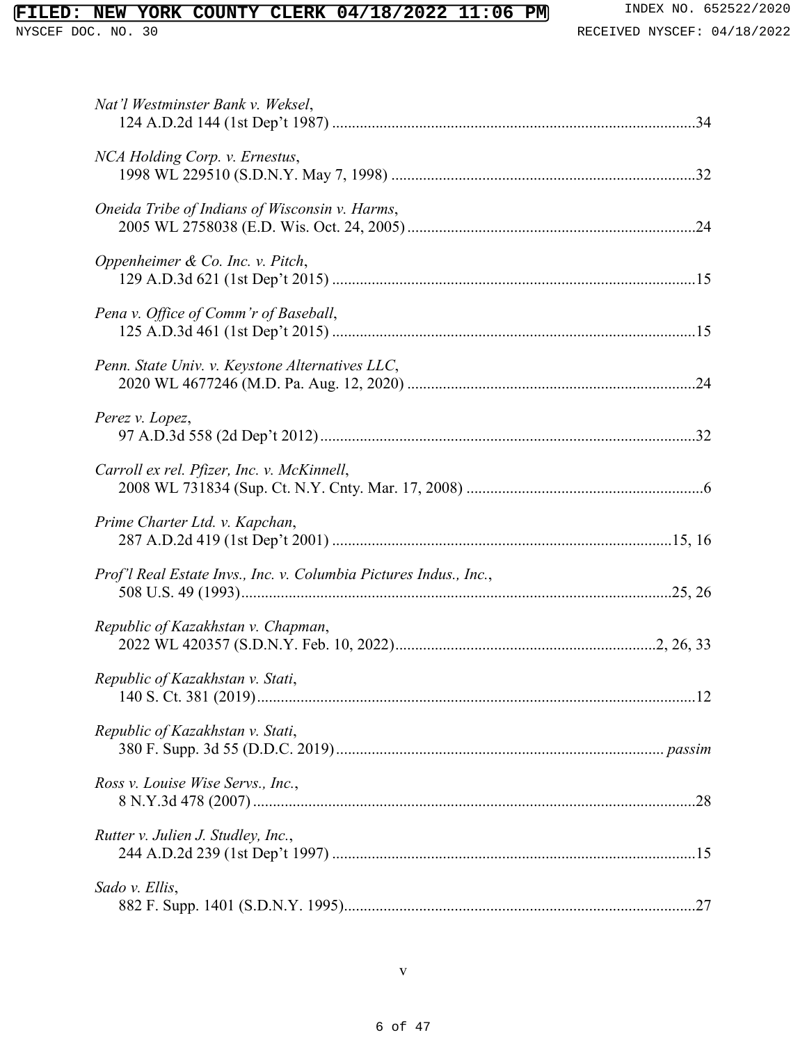*Nat'l Westminster Bank v. Weksel*,
124 A.D.2d 144 (1st Dep't 1987) ....................................................................................34

*NCA Holding Corp. v. Ernestus*,
1998 WL 229510 (S.D.N.Y. May 7, 1998) .......................................................................32

*Oneida Tribe of Indians of Wisconsin v. Harms*,
2005 WL 2758038 (E.D. Wis. Oct. 24, 2005) ...................................................................24

*Oppenheimer & Co. Inc. v. Pitch*,
129 A.D.3d 621 (1st Dep't 2015) .....................................................................................15

*Pena v. Office of Comm'r of Baseball*,
125 A.D.3d 461 (1st Dep't 2015) .....................................................................................15

*Penn. State Univ. v. Keystone Alternatives LLC*,
2020 WL 4677246 (M.D. Pa. Aug. 12, 2020) ...................................................................24

*Perez v. Lopez*,
97 A.D.3d 558 (2d Dep't 2012) .........................................................................................32

*Carroll ex rel. Pfizer, Inc. v. McKinnell*,
2008 WL 731834 (Sup. Ct. N.Y. Cnty. Mar. 17, 2008) .......................................................6

*Prime Charter Ltd. v. Kapchan*,
287 A.D.2d 419 (1st Dep't 2001) ...............................................................................15, 16

*Prof'l Real Estate Invs., Inc. v. Columbia Pictures Indus., Inc.*,
508 U.S. 49 (1993) ....................................................................................................25, 26

*Republic of Kazakhstan v. Chapman*,
2022 WL 420357 (S.D.N.Y. Feb. 10, 2022) ...........................................................2, 26, 33

*Republic of Kazakhstan v. Stati*,
140 S. Ct. 381 (2019) ........................................................................................................12

*Republic of Kazakhstan v. Stati*,
380 F. Supp. 3d 55 (D.D.C. 2019) ............................................................................*passim*

*Ross v. Louise Wise Servs., Inc.*,
8 N.Y.3d 478 (2007) ..........................................................................................................28

*Rutter v. Julien J. Studley, Inc.*,
244 A.D.2d 239 (1st Dep't 1997) .....................................................................................15

*Sado v. Ellis*,
882 F. Supp. 1401 (S.D.N.Y. 1995) ..................................................................................27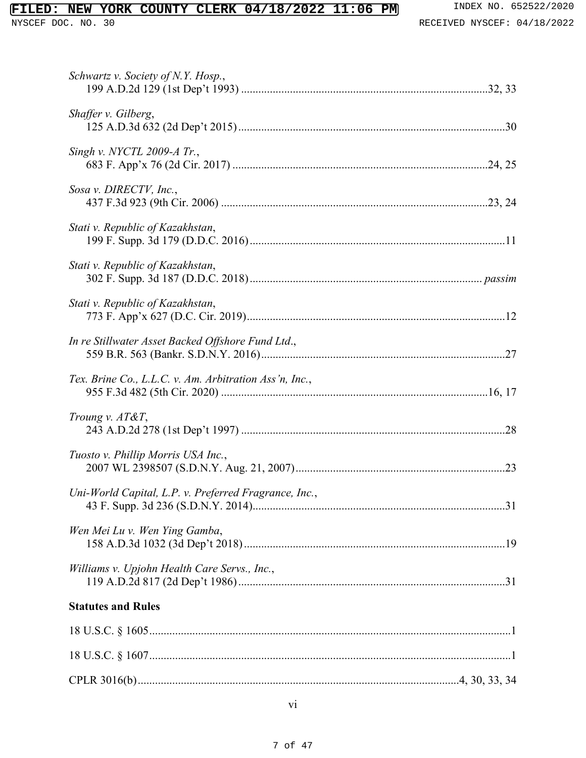*Schwartz v. Society of N.Y. Hosp.*,
199 A.D.2d 129 (1st Dep't 1993) ....................................................................................32, 33

*Shaffer v. Gilberg*,
125 A.D.3d 632 (2d Dep't 2015)...........................................................................................30

*Singh v. NYCTL 2009-A Tr.*,
683 F. App'x 76 (2d Cir. 2017) ........................................................................................24, 25

*Sosa v. DIRECTV, Inc.*,
437 F.3d 923 (9th Cir. 2006) ............................................................................................23, 24

*Stati v. Republic of Kazakhstan*,
199 F. Supp. 3d 179 (D.D.C. 2016).......................................................................................11

*Stati v. Republic of Kazakhstan*,
302 F. Supp. 3d 187 (D.D.C. 2018)................................................................................ *passim*

*Stati v. Republic of Kazakhstan*,
773 F. App'x 627 (D.C. Cir. 2019).........................................................................................12

*In re Stillwater Asset Backed Offshore Fund Ltd.*,
559 B.R. 563 (Bankr. S.D.N.Y. 2016)....................................................................................27

*Tex. Brine Co., L.L.C. v. Am. Arbitration Ass'n, Inc.*,
955 F.3d 482 (5th Cir. 2020) ............................................................................................16, 17

*Troung v. AT&T*,
243 A.D.2d 278 (1st Dep't 1997) ..........................................................................................28

*Tuosto v. Phillip Morris USA Inc.*,
2007 WL 2398507 (S.D.N.Y. Aug. 21, 2007).........................................................................23

*Uni-World Capital, L.P. v. Preferred Fragrance, Inc.*,
43 F. Supp. 3d 236 (S.D.N.Y. 2014).......................................................................................31

*Wen Mei Lu v. Wen Ying Gamba*,
158 A.D.3d 1032 (3d Dep't 2018)..........................................................................................19

*Williams v. Upjohn Health Care Servs., Inc.*,
119 A.D.2d 817 (2d Dep't 1986)............................................................................................31

**Statutes and Rules**

18 U.S.C. § 1605.............................................................................................................................1

18 U.S.C. § 1607.............................................................................................................................1

CPLR 3016(b)................................................................................................................4, 30, 33, 34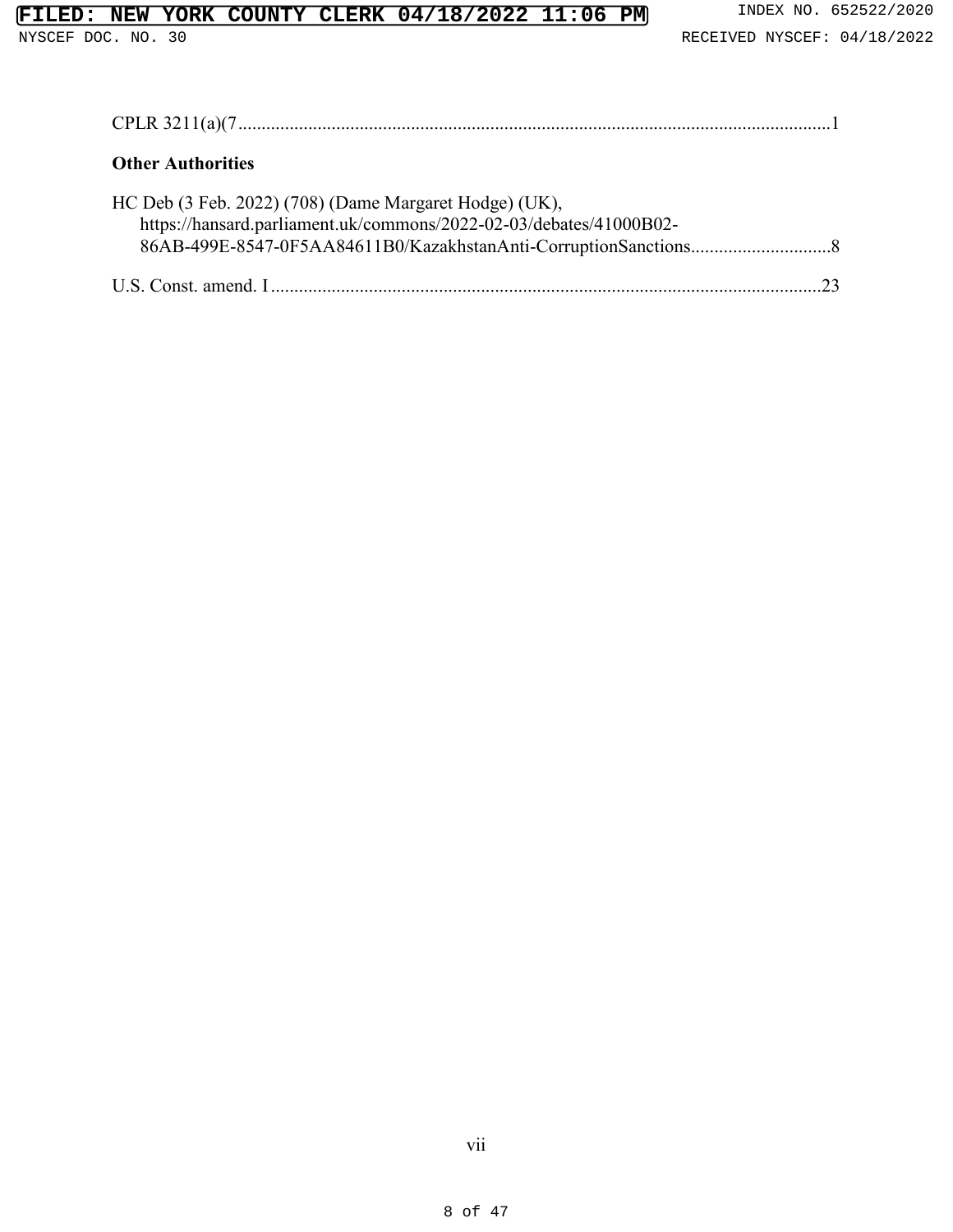CPLR 3211(a)(7 .......... 1

**Other Authorities**

HC Deb (3 Feb. 2022) (708) (Dame Margaret Hodge) (UK), https://hansard.parliament.uk/commons/2022-02-03/debates/41000B02-86AB-499E-8547-0F5AA84611B0/KazakhstanAnti-CorruptionSanctions .......... 8

U.S. Const. amend. I .......... 23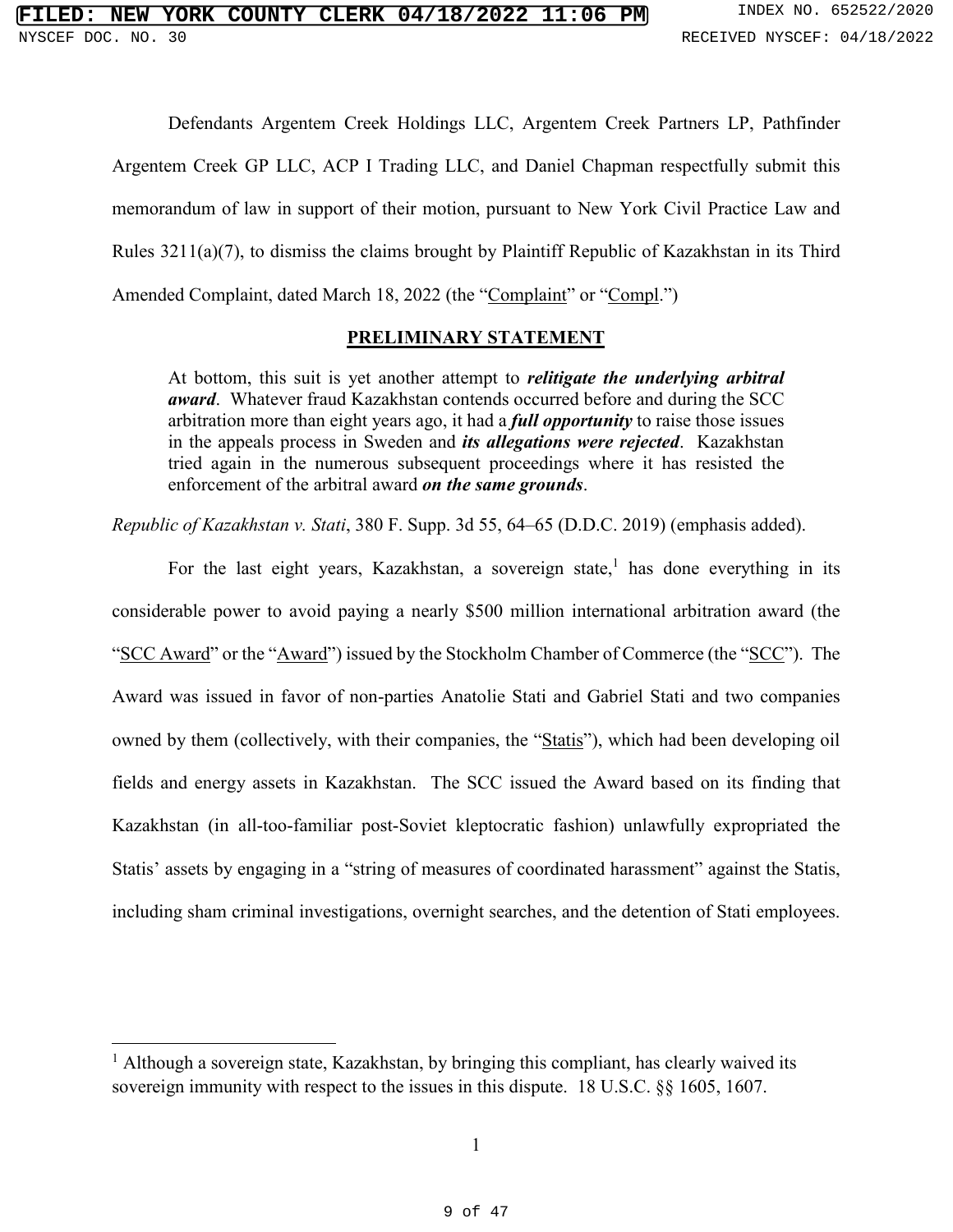Defendants Argentem Creek Holdings LLC, Argentem Creek Partners LP, Pathfinder Argentem Creek GP LLC, ACP I Trading LLC, and Daniel Chapman respectfully submit this memorandum of law in support of their motion, pursuant to New York Civil Practice Law and Rules 3211(a)(7), to dismiss the claims brought by Plaintiff Republic of Kazakhstan in its Third Amended Complaint, dated March 18, 2022 (the "Complaint" or "Compl.")

## PRELIMINARY STATEMENT

> At bottom, this suit is yet another attempt to ***relitigate the underlying arbitral award***. Whatever fraud Kazakhstan contends occurred before and during the SCC arbitration more than eight years ago, it had a ***full opportunity*** to raise those issues in the appeals process in Sweden and ***its allegations were rejected***. Kazakhstan tried again in the numerous subsequent proceedings where it has resisted the enforcement of the arbitral award ***on the same grounds***.

*Republic of Kazakhstan v. Stati*, 380 F. Supp. 3d 55, 64–65 (D.D.C. 2019) (emphasis added).

For the last eight years, Kazakhstan, a sovereign state,[1] has done everything in its considerable power to avoid paying a nearly $500 million international arbitration award (the "SCC Award" or the "Award") issued by the Stockholm Chamber of Commerce (the "SCC"). The Award was issued in favor of non-parties Anatolie Stati and Gabriel Stati and two companies owned by them (collectively, with their companies, the "Statis"), which had been developing oil fields and energy assets in Kazakhstan. The SCC issued the Award based on its finding that Kazakhstan (in all-too-familiar post-Soviet kleptocratic fashion) unlawfully expropriated the Statis' assets by engaging in a "string of measures of coordinated harassment" against the Statis, including sham criminal investigations, overnight searches, and the detention of Stati employees.

---

[1] Although a sovereign state, Kazakhstan, by bringing this compliant, has clearly waived its sovereign immunity with respect to the issues in this dispute. 18 U.S.C. §§ 1605, 1607.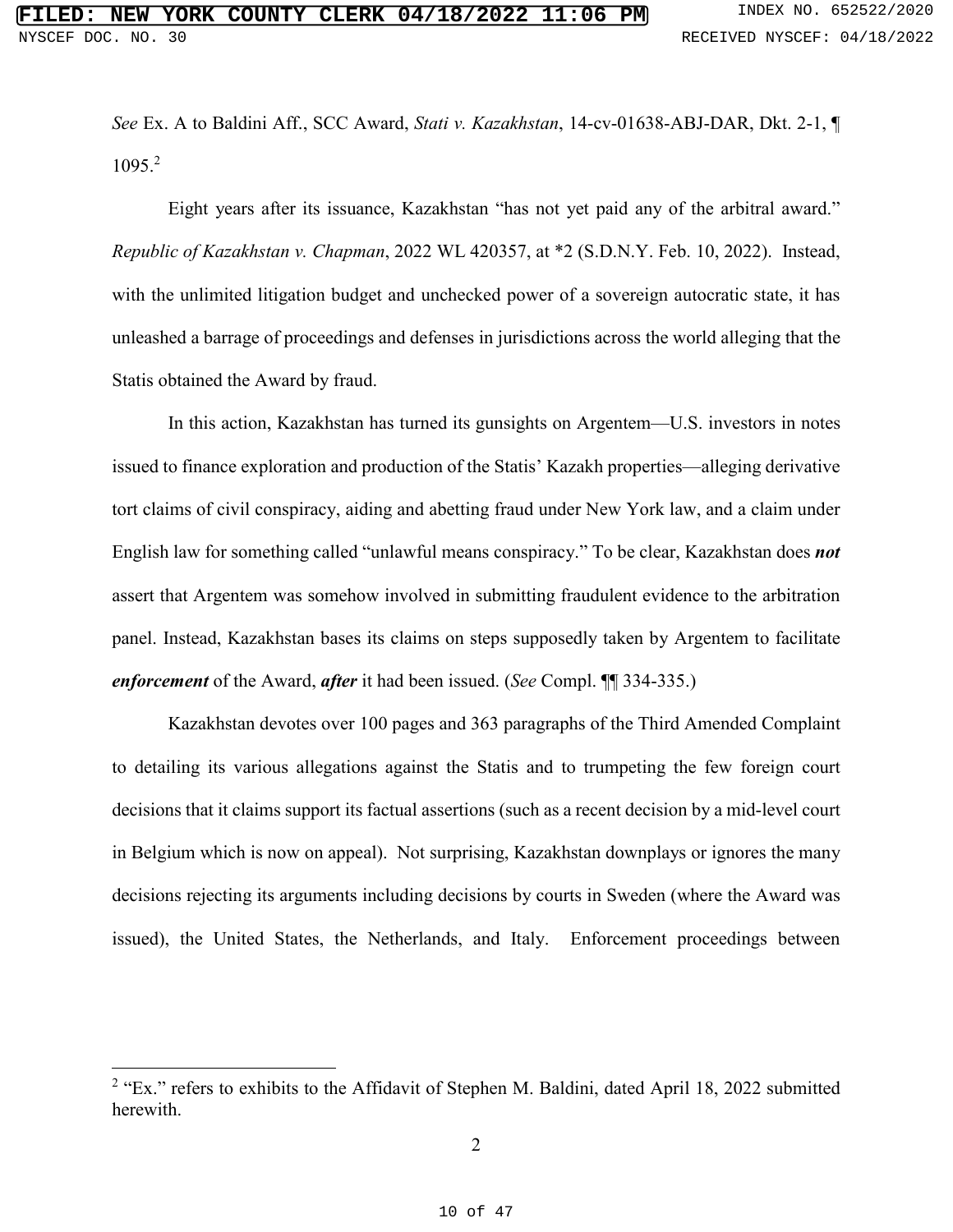*See* Ex. A to Baldini Aff., SCC Award, *Stati v. Kazakhstan*, 14-cv-01638-ABJ-DAR, Dkt. 2-1, ¶ 1095.[2]

Eight years after its issuance, Kazakhstan "has not yet paid any of the arbitral award." *Republic of Kazakhstan v. Chapman*, 2022 WL 420357, at *2 (S.D.N.Y. Feb. 10, 2022). Instead, with the unlimited litigation budget and unchecked power of a sovereign autocratic state, it has unleashed a barrage of proceedings and defenses in jurisdictions across the world alleging that the Statis obtained the Award by fraud.

In this action, Kazakhstan has turned its gunsights on Argentem—U.S. investors in notes issued to finance exploration and production of the Statis' Kazakh properties—alleging derivative tort claims of civil conspiracy, aiding and abetting fraud under New York law, and a claim under English law for something called "unlawful means conspiracy." To be clear, Kazakhstan does ***not*** assert that Argentem was somehow involved in submitting fraudulent evidence to the arbitration panel. Instead, Kazakhstan bases its claims on steps supposedly taken by Argentem to facilitate ***enforcement*** of the Award, ***after*** it had been issued. (*See* Compl. ¶¶ 334-335.)

Kazakhstan devotes over 100 pages and 363 paragraphs of the Third Amended Complaint to detailing its various allegations against the Statis and to trumpeting the few foreign court decisions that it claims support its factual assertions (such as a recent decision by a mid-level court in Belgium which is now on appeal). Not surprising, Kazakhstan downplays or ignores the many decisions rejecting its arguments including decisions by courts in Sweden (where the Award was issued), the United States, the Netherlands, and Italy. Enforcement proceedings between

[2] "Ex." refers to exhibits to the Affidavit of Stephen M. Baldini, dated April 18, 2022 submitted herewith.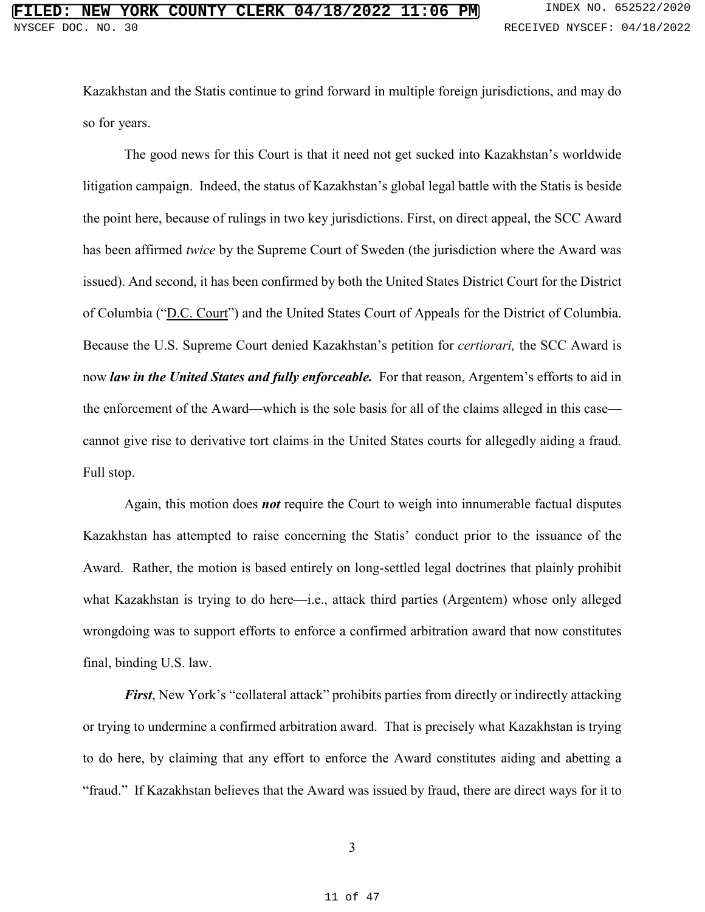Kazakhstan and the Statis continue to grind forward in multiple foreign jurisdictions, and may do so for years.

The good news for this Court is that it need not get sucked into Kazakhstan's worldwide litigation campaign. Indeed, the status of Kazakhstan's global legal battle with the Statis is beside the point here, because of rulings in two key jurisdictions. First, on direct appeal, the SCC Award has been affirmed *twice* by the Supreme Court of Sweden (the jurisdiction where the Award was issued). And second, it has been confirmed by both the United States District Court for the District of Columbia ("D.C. Court") and the United States Court of Appeals for the District of Columbia. Because the U.S. Supreme Court denied Kazakhstan's petition for *certiorari,* the SCC Award is now ***law in the United States and fully enforceable.*** For that reason, Argentem's efforts to aid in the enforcement of the Award—which is the sole basis for all of the claims alleged in this case—cannot give rise to derivative tort claims in the United States courts for allegedly aiding a fraud. Full stop.

Again, this motion does ***not*** require the Court to weigh into innumerable factual disputes Kazakhstan has attempted to raise concerning the Statis' conduct prior to the issuance of the Award. Rather, the motion is based entirely on long-settled legal doctrines that plainly prohibit what Kazakhstan is trying to do here—i.e., attack third parties (Argentem) whose only alleged wrongdoing was to support efforts to enforce a confirmed arbitration award that now constitutes final, binding U.S. law.

***First***, New York's "collateral attack" prohibits parties from directly or indirectly attacking or trying to undermine a confirmed arbitration award. That is precisely what Kazakhstan is trying to do here, by claiming that any effort to enforce the Award constitutes aiding and abetting a "fraud." If Kazakhstan believes that the Award was issued by fraud, there are direct ways for it to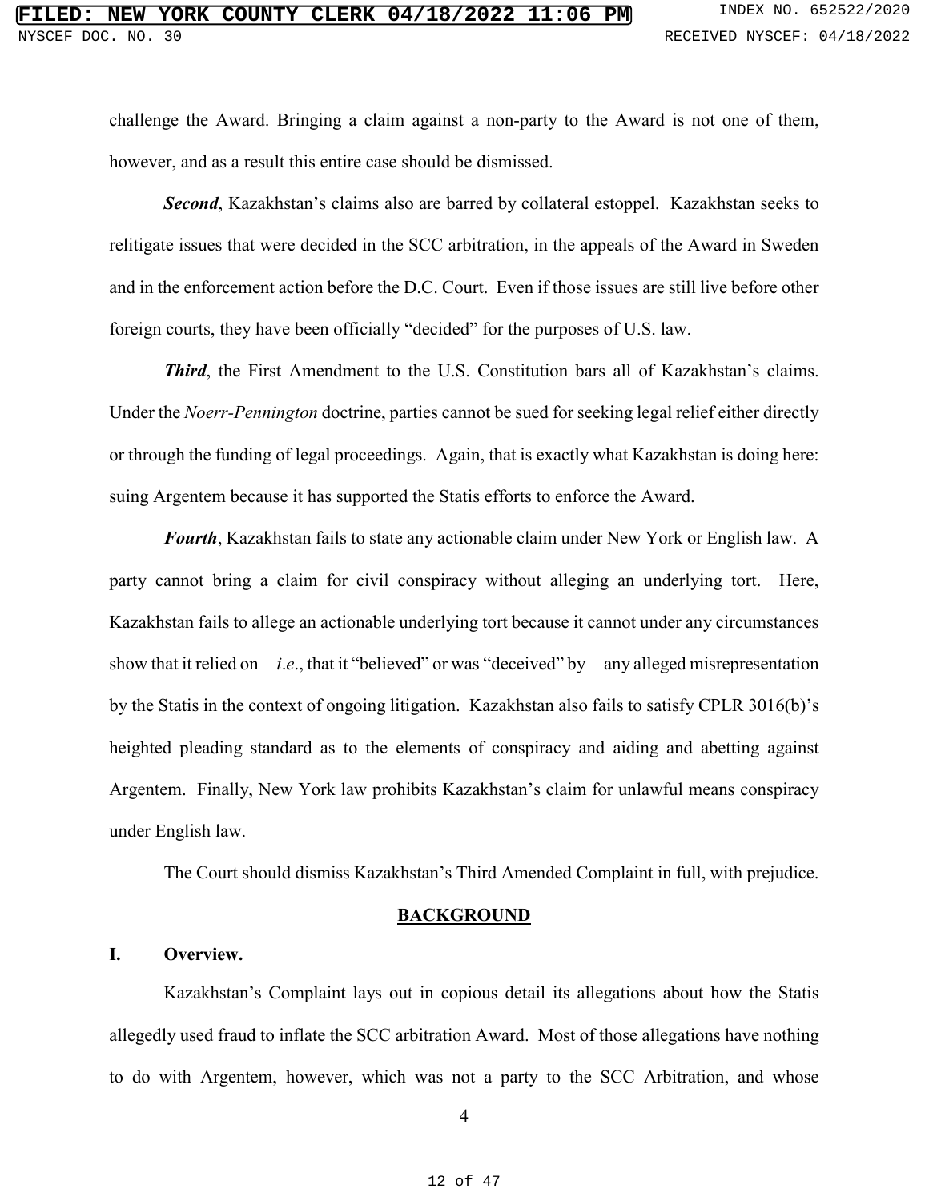challenge the Award. Bringing a claim against a non-party to the Award is not one of them, however, and as a result this entire case should be dismissed.

***Second***, Kazakhstan's claims also are barred by collateral estoppel. Kazakhstan seeks to relitigate issues that were decided in the SCC arbitration, in the appeals of the Award in Sweden and in the enforcement action before the D.C. Court. Even if those issues are still live before other foreign courts, they have been officially "decided" for the purposes of U.S. law.

***Third***, the First Amendment to the U.S. Constitution bars all of Kazakhstan's claims. Under the *Noerr-Pennington* doctrine, parties cannot be sued for seeking legal relief either directly or through the funding of legal proceedings. Again, that is exactly what Kazakhstan is doing here: suing Argentem because it has supported the Statis efforts to enforce the Award.

***Fourth***, Kazakhstan fails to state any actionable claim under New York or English law. A party cannot bring a claim for civil conspiracy without alleging an underlying tort. Here, Kazakhstan fails to allege an actionable underlying tort because it cannot under any circumstances show that it relied on—*i.e.*, that it "believed" or was "deceived" by—any alleged misrepresentation by the Statis in the context of ongoing litigation. Kazakhstan also fails to satisfy CPLR 3016(b)'s heighted pleading standard as to the elements of conspiracy and aiding and abetting against Argentem. Finally, New York law prohibits Kazakhstan's claim for unlawful means conspiracy under English law.

The Court should dismiss Kazakhstan's Third Amended Complaint in full, with prejudice.

## BACKGROUND

### I. Overview.

Kazakhstan's Complaint lays out in copious detail its allegations about how the Statis allegedly used fraud to inflate the SCC arbitration Award. Most of those allegations have nothing to do with Argentem, however, which was not a party to the SCC Arbitration, and whose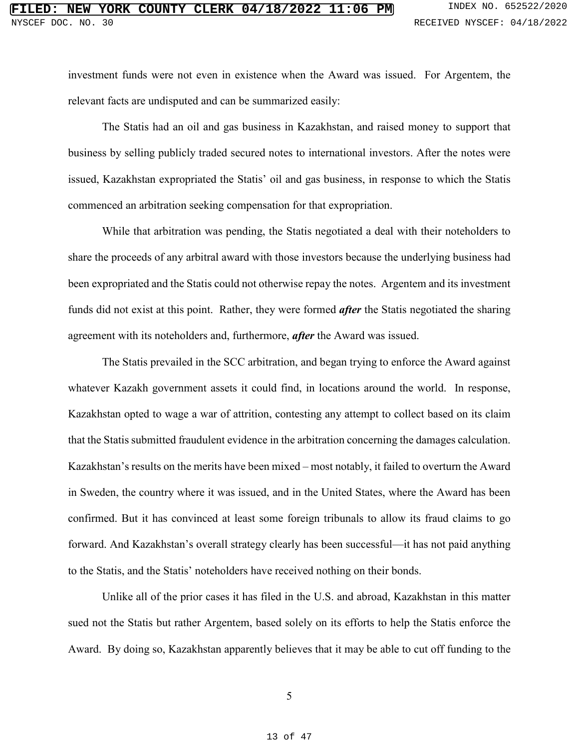investment funds were not even in existence when the Award was issued. For Argentem, the relevant facts are undisputed and can be summarized easily:

The Statis had an oil and gas business in Kazakhstan, and raised money to support that business by selling publicly traded secured notes to international investors. After the notes were issued, Kazakhstan expropriated the Statis' oil and gas business, in response to which the Statis commenced an arbitration seeking compensation for that expropriation.

While that arbitration was pending, the Statis negotiated a deal with their noteholders to share the proceeds of any arbitral award with those investors because the underlying business had been expropriated and the Statis could not otherwise repay the notes. Argentem and its investment funds did not exist at this point. Rather, they were formed ***after*** the Statis negotiated the sharing agreement with its noteholders and, furthermore, ***after*** the Award was issued.

The Statis prevailed in the SCC arbitration, and began trying to enforce the Award against whatever Kazakh government assets it could find, in locations around the world. In response, Kazakhstan opted to wage a war of attrition, contesting any attempt to collect based on its claim that the Statis submitted fraudulent evidence in the arbitration concerning the damages calculation. Kazakhstan's results on the merits have been mixed – most notably, it failed to overturn the Award in Sweden, the country where it was issued, and in the United States, where the Award has been confirmed. But it has convinced at least some foreign tribunals to allow its fraud claims to go forward. And Kazakhstan's overall strategy clearly has been successful—it has not paid anything to the Statis, and the Statis' noteholders have received nothing on their bonds.

Unlike all of the prior cases it has filed in the U.S. and abroad, Kazakhstan in this matter sued not the Statis but rather Argentem, based solely on its efforts to help the Statis enforce the Award. By doing so, Kazakhstan apparently believes that it may be able to cut off funding to the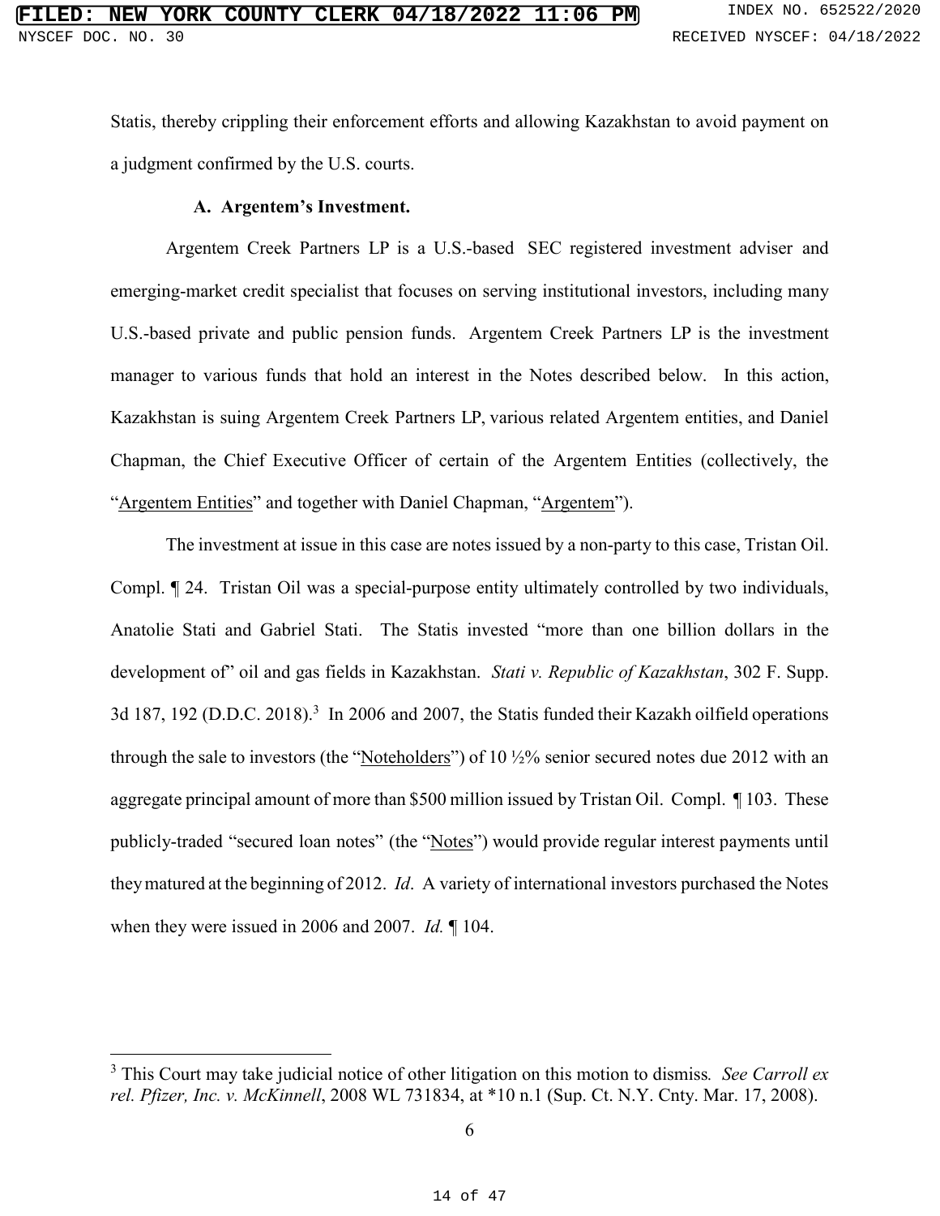Statis, thereby crippling their enforcement efforts and allowing Kazakhstan to avoid payment on a judgment confirmed by the U.S. courts.

### A. Argentem's Investment.

Argentem Creek Partners LP is a U.S.-based SEC registered investment adviser and emerging-market credit specialist that focuses on serving institutional investors, including many U.S.-based private and public pension funds. Argentem Creek Partners LP is the investment manager to various funds that hold an interest in the Notes described below. In this action, Kazakhstan is suing Argentem Creek Partners LP, various related Argentem entities, and Daniel Chapman, the Chief Executive Officer of certain of the Argentem Entities (collectively, the "Argentem Entities" and together with Daniel Chapman, "Argentem").

The investment at issue in this case are notes issued by a non-party to this case, Tristan Oil. Compl. ¶ 24. Tristan Oil was a special-purpose entity ultimately controlled by two individuals, Anatolie Stati and Gabriel Stati. The Statis invested "more than one billion dollars in the development of" oil and gas fields in Kazakhstan. *Stati v. Republic of Kazakhstan*, 302 F. Supp. 3d 187, 192 (D.D.C. 2018).[3] In 2006 and 2007, the Statis funded their Kazakh oilfield operations through the sale to investors (the "Noteholders") of 10 ½% senior secured notes due 2012 with an aggregate principal amount of more than $500 million issued by Tristan Oil. Compl. ¶ 103. These publicly-traded "secured loan notes" (the "Notes") would provide regular interest payments until they matured at the beginning of 2012. *Id*. A variety of international investors purchased the Notes when they were issued in 2006 and 2007. *Id.* ¶ 104.

---

[3] This Court may take judicial notice of other litigation on this motion to dismiss. *See Carroll ex rel. Pfizer, Inc. v. McKinnell*, 2008 WL 731834, at *10 n.1 (Sup. Ct. N.Y. Cnty. Mar. 17, 2008).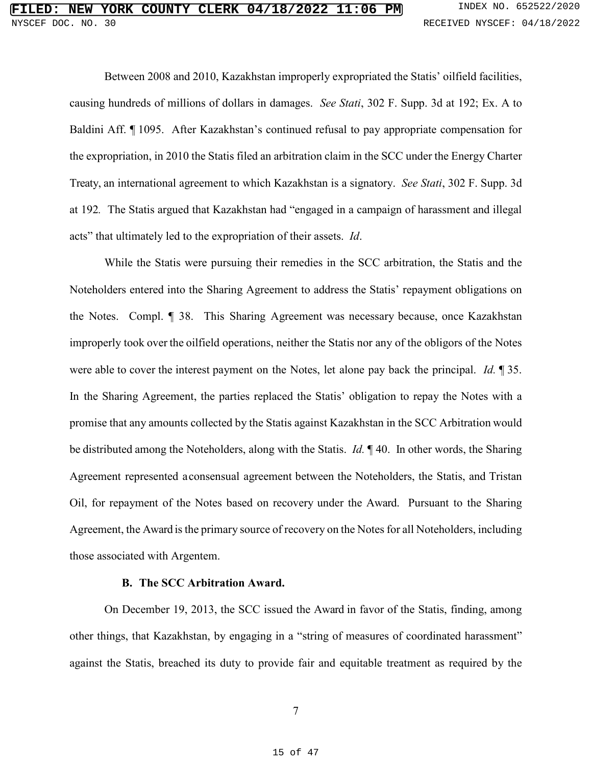Between 2008 and 2010, Kazakhstan improperly expropriated the Statis' oilfield facilities, causing hundreds of millions of dollars in damages. *See Stati*, 302 F. Supp. 3d at 192; Ex. A to Baldini Aff. ¶ 1095. After Kazakhstan's continued refusal to pay appropriate compensation for the expropriation, in 2010 the Statis filed an arbitration claim in the SCC under the Energy Charter Treaty, an international agreement to which Kazakhstan is a signatory. *See Stati*, 302 F. Supp. 3d at 192. The Statis argued that Kazakhstan had "engaged in a campaign of harassment and illegal acts" that ultimately led to the expropriation of their assets. *Id*.

While the Statis were pursuing their remedies in the SCC arbitration, the Statis and the Noteholders entered into the Sharing Agreement to address the Statis' repayment obligations on the Notes. Compl. ¶ 38. This Sharing Agreement was necessary because, once Kazakhstan improperly took over the oilfield operations, neither the Statis nor any of the obligors of the Notes were able to cover the interest payment on the Notes, let alone pay back the principal. *Id.* ¶ 35. In the Sharing Agreement, the parties replaced the Statis' obligation to repay the Notes with a promise that any amounts collected by the Statis against Kazakhstan in the SCC Arbitration would be distributed among the Noteholders, along with the Statis. *Id.* ¶ 40. In other words, the Sharing Agreement represented a consensual agreement between the Noteholders, the Statis, and Tristan Oil, for repayment of the Notes based on recovery under the Award. Pursuant to the Sharing Agreement, the Award is the primary source of recovery on the Notes for all Noteholders, including those associated with Argentem.

### B. The SCC Arbitration Award.

On December 19, 2013, the SCC issued the Award in favor of the Statis, finding, among other things, that Kazakhstan, by engaging in a "string of measures of coordinated harassment" against the Statis, breached its duty to provide fair and equitable treatment as required by the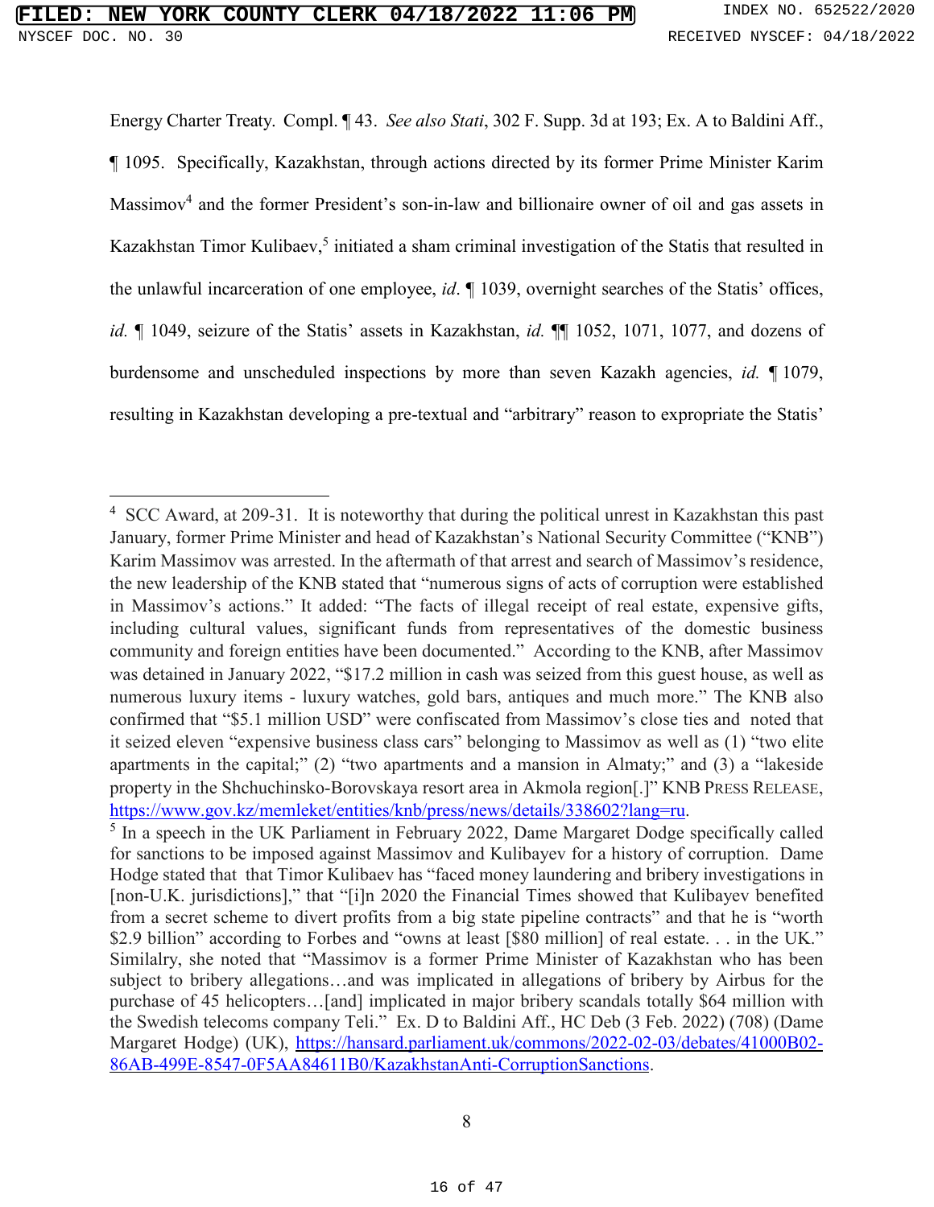Energy Charter Treaty. Compl. ¶ 43. *See also Stati*, 302 F. Supp. 3d at 193; Ex. A to Baldini Aff., ¶ 1095. Specifically, Kazakhstan, through actions directed by its former Prime Minister Karim Massimov[4] and the former President's son-in-law and billionaire owner of oil and gas assets in Kazakhstan Timor Kulibaev,[5] initiated a sham criminal investigation of the Statis that resulted in the unlawful incarceration of one employee, *id*. ¶ 1039, overnight searches of the Statis' offices, *id.* ¶ 1049, seizure of the Statis' assets in Kazakhstan, *id.* ¶¶ 1052, 1071, 1077, and dozens of burdensome and unscheduled inspections by more than seven Kazakh agencies, *id.* ¶ 1079, resulting in Kazakhstan developing a pre-textual and "arbitrary" reason to expropriate the Statis'

---

[4] SCC Award, at 209-31. It is noteworthy that during the political unrest in Kazakhstan this past January, former Prime Minister and head of Kazakhstan's National Security Committee ("KNB") Karim Massimov was arrested. In the aftermath of that arrest and search of Massimov's residence, the new leadership of the KNB stated that "numerous signs of acts of corruption were established in Massimov's actions." It added: "The facts of illegal receipt of real estate, expensive gifts, including cultural values, significant funds from representatives of the domestic business community and foreign entities have been documented." According to the KNB, after Massimov was detained in January 2022, "$17.2 million in cash was seized from this guest house, as well as numerous luxury items - luxury watches, gold bars, antiques and much more." The KNB also confirmed that "$5.1 million USD" were confiscated from Massimov's close ties and noted that it seized eleven "expensive business class cars" belonging to Massimov as well as (1) "two elite apartments in the capital;" (2) "two apartments and a mansion in Almaty;" and (3) a "lakeside property in the Shchuchinsko-Borovskaya resort area in Akmola region[.]" KNB PRESS RELEASE, https://www.gov.kz/memleket/entities/knb/press/news/details/338602?lang=ru.

[5] In a speech in the UK Parliament in February 2022, Dame Margaret Dodge specifically called for sanctions to be imposed against Massimov and Kulibayev for a history of corruption. Dame Hodge stated that that Timor Kulibaev has "faced money laundering and bribery investigations in [non-U.K. jurisdictions]," that "[i]n 2020 the Financial Times showed that Kulibayev benefited from a secret scheme to divert profits from a big state pipeline contracts" and that he is "worth $2.9 billion" according to Forbes and "owns at least [$80 million] of real estate. . . in the UK." Similalry, she noted that "Massimov is a former Prime Minister of Kazakhstan who has been subject to bribery allegations…and was implicated in allegations of bribery by Airbus for the purchase of 45 helicopters…[and] implicated in major bribery scandals totally $64 million with the Swedish telecoms company Teli." Ex. D to Baldini Aff., HC Deb (3 Feb. 2022) (708) (Dame Margaret Hodge) (UK), https://hansard.parliament.uk/commons/2022-02-03/debates/41000B02-86AB-499E-8547-0F5AA84611B0/KazakhstanAnti-CorruptionSanctions.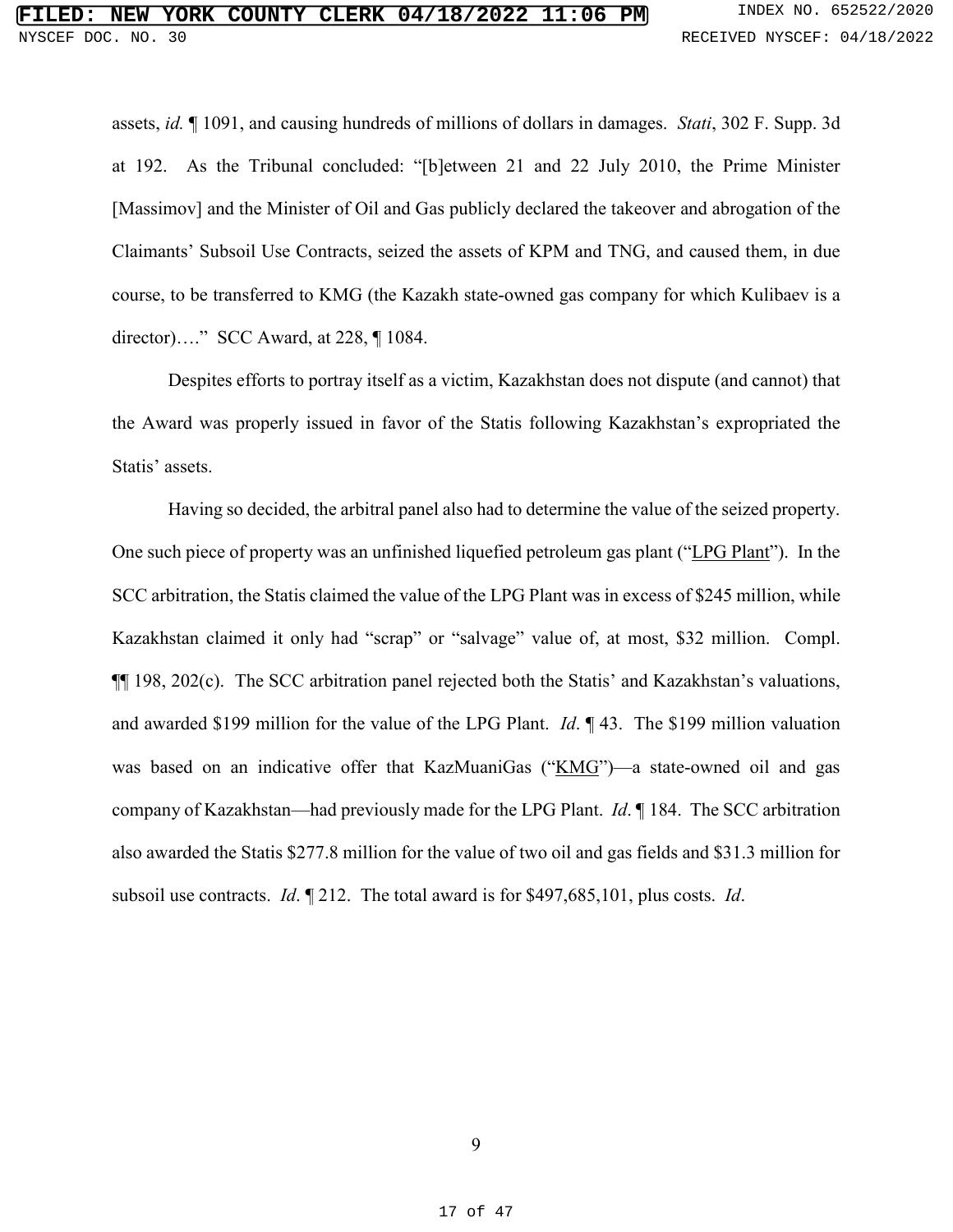assets, *id.* ¶ 1091, and causing hundreds of millions of dollars in damages. *Stati*, 302 F. Supp. 3d at 192. As the Tribunal concluded: "[b]etween 21 and 22 July 2010, the Prime Minister [Massimov] and the Minister of Oil and Gas publicly declared the takeover and abrogation of the Claimants' Subsoil Use Contracts, seized the assets of KPM and TNG, and caused them, in due course, to be transferred to KMG (the Kazakh state-owned gas company for which Kulibaev is a director)…." SCC Award, at 228, ¶ 1084.

Despites efforts to portray itself as a victim, Kazakhstan does not dispute (and cannot) that the Award was properly issued in favor of the Statis following Kazakhstan's expropriated the Statis' assets.

Having so decided, the arbitral panel also had to determine the value of the seized property. One such piece of property was an unfinished liquefied petroleum gas plant ("<u>LPG Plant</u>"). In the SCC arbitration, the Statis claimed the value of the LPG Plant was in excess of $245 million, while Kazakhstan claimed it only had "scrap" or "salvage" value of, at most, $32 million. Compl. ¶¶ 198, 202(c). The SCC arbitration panel rejected both the Statis' and Kazakhstan's valuations, and awarded $199 million for the value of the LPG Plant. *Id*. ¶ 43. The $199 million valuation was based on an indicative offer that KazMuaniGas ("<u>KMG</u>")—a state-owned oil and gas company of Kazakhstan—had previously made for the LPG Plant. *Id*. ¶ 184. The SCC arbitration also awarded the Statis $277.8 million for the value of two oil and gas fields and $31.3 million for subsoil use contracts. *Id*. ¶ 212. The total award is for $497,685,101, plus costs. *Id*.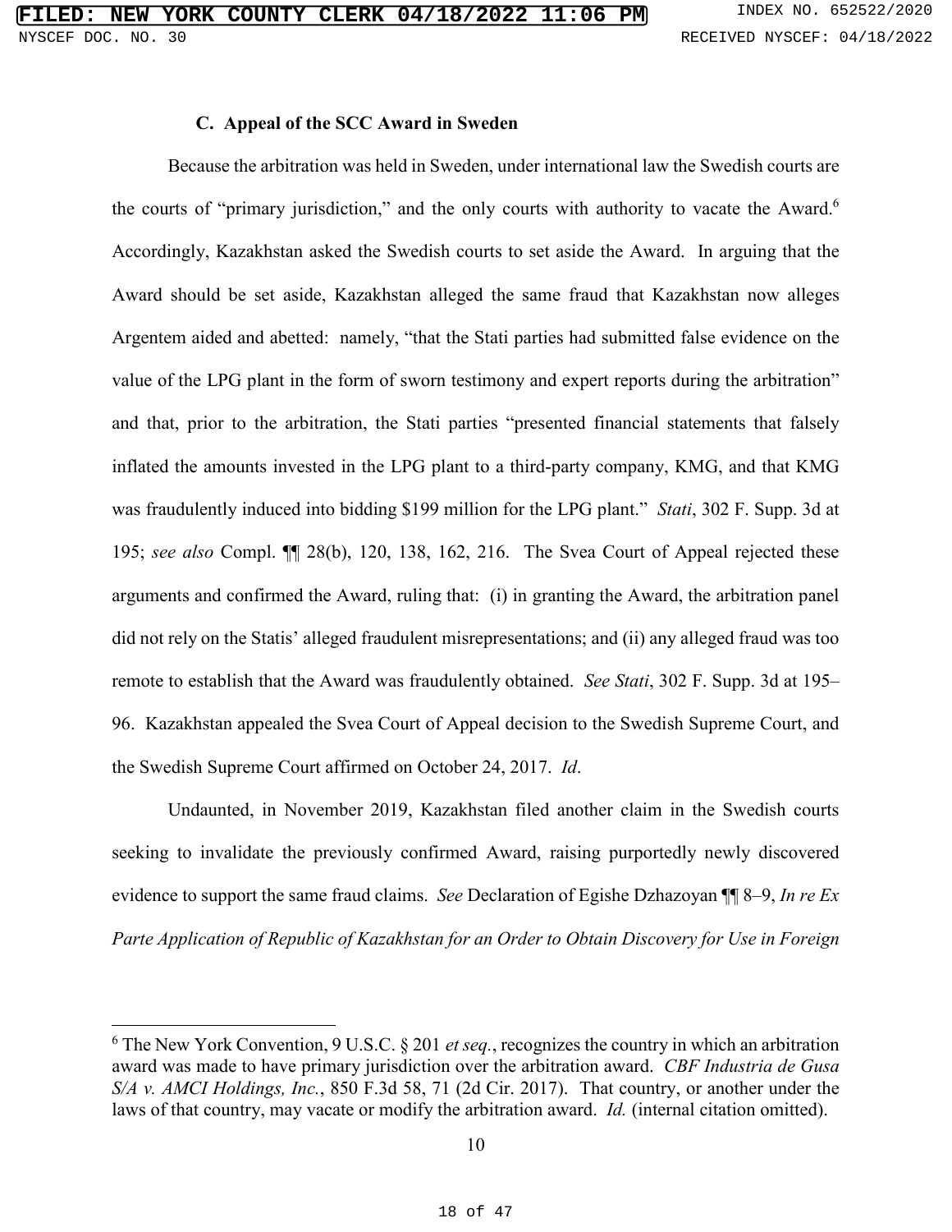### C. Appeal of the SCC Award in Sweden

Because the arbitration was held in Sweden, under international law the Swedish courts are the courts of "primary jurisdiction," and the only courts with authority to vacate the Award.[6] Accordingly, Kazakhstan asked the Swedish courts to set aside the Award. In arguing that the Award should be set aside, Kazakhstan alleged the same fraud that Kazakhstan now alleges Argentem aided and abetted: namely, "that the Stati parties had submitted false evidence on the value of the LPG plant in the form of sworn testimony and expert reports during the arbitration" and that, prior to the arbitration, the Stati parties "presented financial statements that falsely inflated the amounts invested in the LPG plant to a third-party company, KMG, and that KMG was fraudulently induced into bidding $199 million for the LPG plant." *Stati*, 302 F. Supp. 3d at 195; *see also* Compl. ¶¶ 28(b), 120, 138, 162, 216. The Svea Court of Appeal rejected these arguments and confirmed the Award, ruling that: (i) in granting the Award, the arbitration panel did not rely on the Statis' alleged fraudulent misrepresentations; and (ii) any alleged fraud was too remote to establish that the Award was fraudulently obtained. *See Stati*, 302 F. Supp. 3d at 195–96. Kazakhstan appealed the Svea Court of Appeal decision to the Swedish Supreme Court, and the Swedish Supreme Court affirmed on October 24, 2017. *Id*.

Undaunted, in November 2019, Kazakhstan filed another claim in the Swedish courts seeking to invalidate the previously confirmed Award, raising purportedly newly discovered evidence to support the same fraud claims. *See* Declaration of Egishe Dzhazoyan ¶¶ 8–9, *In re Ex Parte Application of Republic of Kazakhstan for an Order to Obtain Discovery for Use in Foreign*

---

[6] The New York Convention, 9 U.S.C. § 201 *et seq.*, recognizes the country in which an arbitration award was made to have primary jurisdiction over the arbitration award. *CBF Industria de Gusa S/A v. AMCI Holdings, Inc.*, 850 F.3d 58, 71 (2d Cir. 2017). That country, or another under the laws of that country, may vacate or modify the arbitration award. *Id.* (internal citation omitted).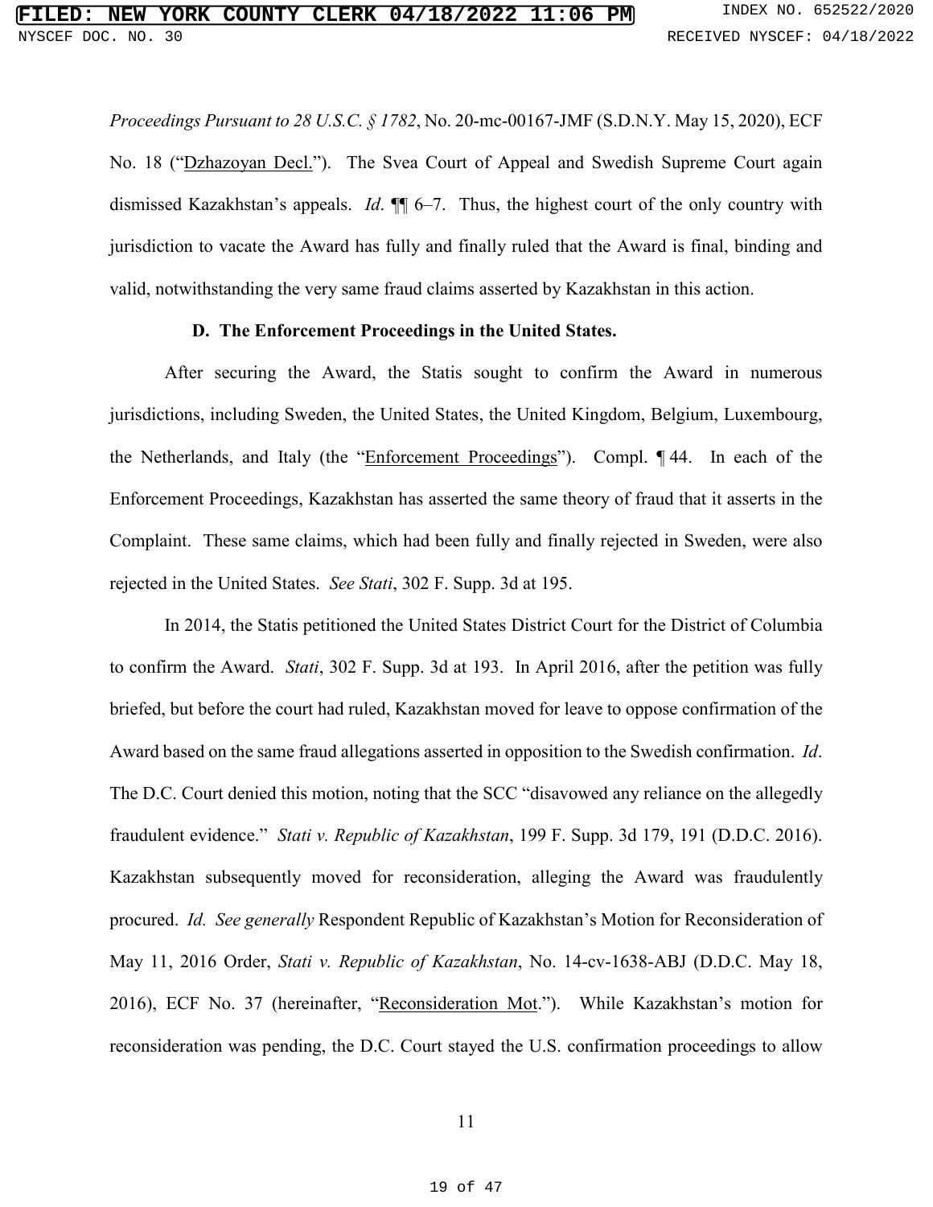*Proceedings Pursuant to 28 U.S.C. § 1782*, No. 20-mc-00167-JMF (S.D.N.Y. May 15, 2020), ECF No. 18 ("Dzhazoyan Decl."). The Svea Court of Appeal and Swedish Supreme Court again dismissed Kazakhstan's appeals. *Id*. ¶¶ 6–7. Thus, the highest court of the only country with jurisdiction to vacate the Award has fully and finally ruled that the Award is final, binding and valid, notwithstanding the very same fraud claims asserted by Kazakhstan in this action.

**D. The Enforcement Proceedings in the United States.**

After securing the Award, the Statis sought to confirm the Award in numerous jurisdictions, including Sweden, the United States, the United Kingdom, Belgium, Luxembourg, the Netherlands, and Italy (the "Enforcement Proceedings"). Compl. ¶ 44. In each of the Enforcement Proceedings, Kazakhstan has asserted the same theory of fraud that it asserts in the Complaint. These same claims, which had been fully and finally rejected in Sweden, were also rejected in the United States. *See Stati*, 302 F. Supp. 3d at 195.

In 2014, the Statis petitioned the United States District Court for the District of Columbia to confirm the Award. *Stati*, 302 F. Supp. 3d at 193. In April 2016, after the petition was fully briefed, but before the court had ruled, Kazakhstan moved for leave to oppose confirmation of the Award based on the same fraud allegations asserted in opposition to the Swedish confirmation. *Id*. The D.C. Court denied this motion, noting that the SCC "disavowed any reliance on the allegedly fraudulent evidence." *Stati v. Republic of Kazakhstan*, 199 F. Supp. 3d 179, 191 (D.D.C. 2016). Kazakhstan subsequently moved for reconsideration, alleging the Award was fraudulently procured. *Id. See generally* Respondent Republic of Kazakhstan's Motion for Reconsideration of May 11, 2016 Order, *Stati v. Republic of Kazakhstan*, No. 14-cv-1638-ABJ (D.D.C. May 18, 2016), ECF No. 37 (hereinafter, "Reconsideration Mot."). While Kazakhstan's motion for reconsideration was pending, the D.C. Court stayed the U.S. confirmation proceedings to allow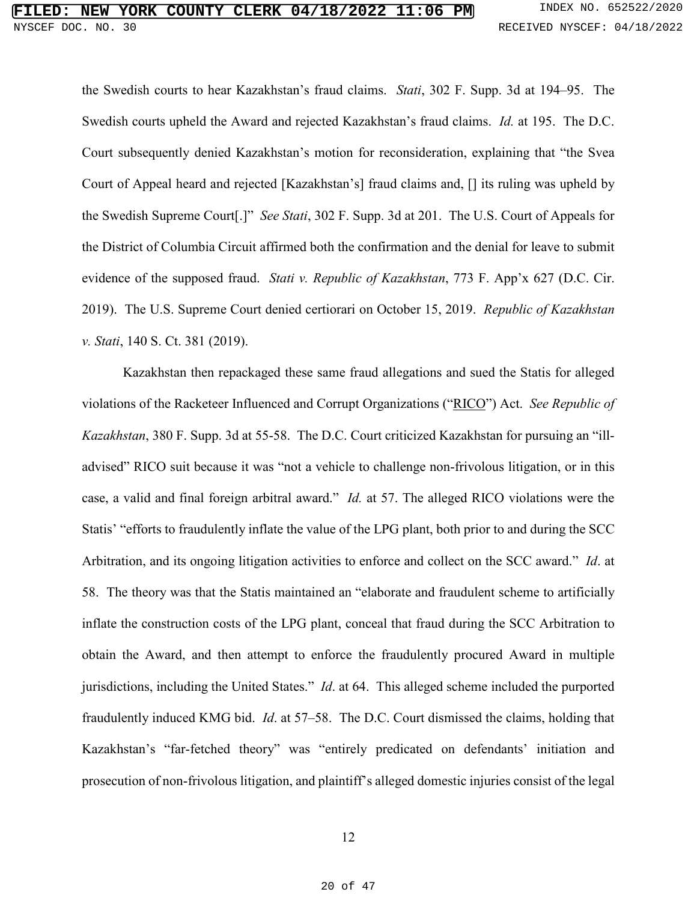the Swedish courts to hear Kazakhstan's fraud claims. *Stati*, 302 F. Supp. 3d at 194–95. The Swedish courts upheld the Award and rejected Kazakhstan's fraud claims. *Id.* at 195. The D.C. Court subsequently denied Kazakhstan's motion for reconsideration, explaining that "the Svea Court of Appeal heard and rejected [Kazakhstan's] fraud claims and, [] its ruling was upheld by the Swedish Supreme Court[.]" *See Stati*, 302 F. Supp. 3d at 201. The U.S. Court of Appeals for the District of Columbia Circuit affirmed both the confirmation and the denial for leave to submit evidence of the supposed fraud. *Stati v. Republic of Kazakhstan*, 773 F. App'x 627 (D.C. Cir. 2019). The U.S. Supreme Court denied certiorari on October 15, 2019. *Republic of Kazakhstan v. Stati*, 140 S. Ct. 381 (2019).

Kazakhstan then repackaged these same fraud allegations and sued the Statis for alleged violations of the Racketeer Influenced and Corrupt Organizations ("RICO") Act. *See Republic of Kazakhstan*, 380 F. Supp. 3d at 55-58. The D.C. Court criticized Kazakhstan for pursuing an "ill-advised" RICO suit because it was "not a vehicle to challenge non-frivolous litigation, or in this case, a valid and final foreign arbitral award." *Id.* at 57. The alleged RICO violations were the Statis' "efforts to fraudulently inflate the value of the LPG plant, both prior to and during the SCC Arbitration, and its ongoing litigation activities to enforce and collect on the SCC award." *Id*. at 58. The theory was that the Statis maintained an "elaborate and fraudulent scheme to artificially inflate the construction costs of the LPG plant, conceal that fraud during the SCC Arbitration to obtain the Award, and then attempt to enforce the fraudulently procured Award in multiple jurisdictions, including the United States." *Id*. at 64. This alleged scheme included the purported fraudulently induced KMG bid. *Id*. at 57–58. The D.C. Court dismissed the claims, holding that Kazakhstan's "far-fetched theory" was "entirely predicated on defendants' initiation and prosecution of non-frivolous litigation, and plaintiff's alleged domestic injuries consist of the legal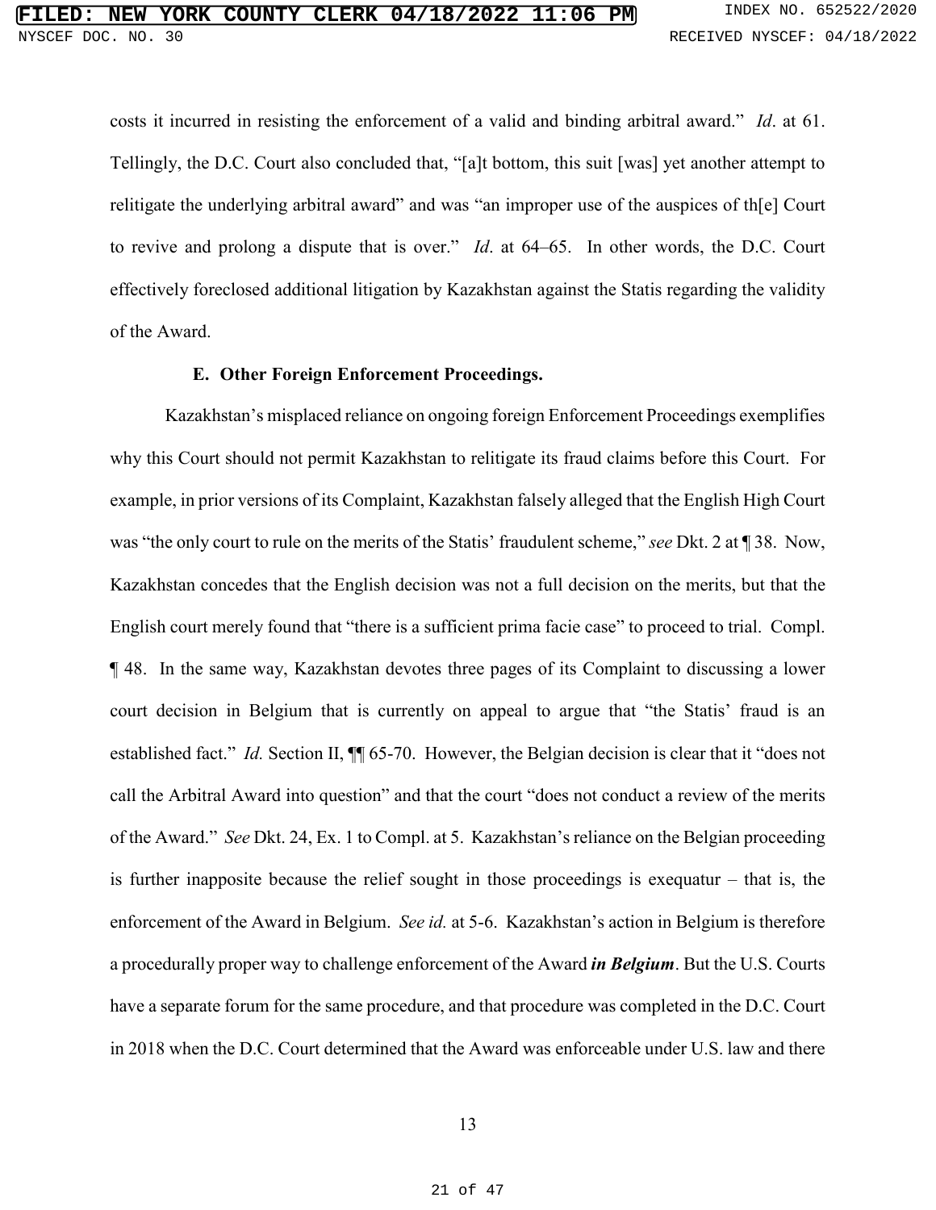costs it incurred in resisting the enforcement of a valid and binding arbitral award." *Id*. at 61. Tellingly, the D.C. Court also concluded that, "[a]t bottom, this suit [was] yet another attempt to relitigate the underlying arbitral award" and was "an improper use of the auspices of th[e] Court to revive and prolong a dispute that is over." *Id*. at 64–65. In other words, the D.C. Court effectively foreclosed additional litigation by Kazakhstan against the Statis regarding the validity of the Award.

### E. Other Foreign Enforcement Proceedings.

Kazakhstan's misplaced reliance on ongoing foreign Enforcement Proceedings exemplifies why this Court should not permit Kazakhstan to relitigate its fraud claims before this Court. For example, in prior versions of its Complaint, Kazakhstan falsely alleged that the English High Court was "the only court to rule on the merits of the Statis' fraudulent scheme," *see* Dkt. 2 at ¶ 38. Now, Kazakhstan concedes that the English decision was not a full decision on the merits, but that the English court merely found that "there is a sufficient prima facie case" to proceed to trial. Compl. ¶ 48. In the same way, Kazakhstan devotes three pages of its Complaint to discussing a lower court decision in Belgium that is currently on appeal to argue that "the Statis' fraud is an established fact." *Id.* Section II, ¶¶ 65-70. However, the Belgian decision is clear that it "does not call the Arbitral Award into question" and that the court "does not conduct a review of the merits of the Award." *See* Dkt. 24, Ex. 1 to Compl. at 5. Kazakhstan's reliance on the Belgian proceeding is further inapposite because the relief sought in those proceedings is exequatur – that is, the enforcement of the Award in Belgium. *See id.* at 5-6. Kazakhstan's action in Belgium is therefore a procedurally proper way to challenge enforcement of the Award ***in Belgium***. But the U.S. Courts have a separate forum for the same procedure, and that procedure was completed in the D.C. Court in 2018 when the D.C. Court determined that the Award was enforceable under U.S. law and there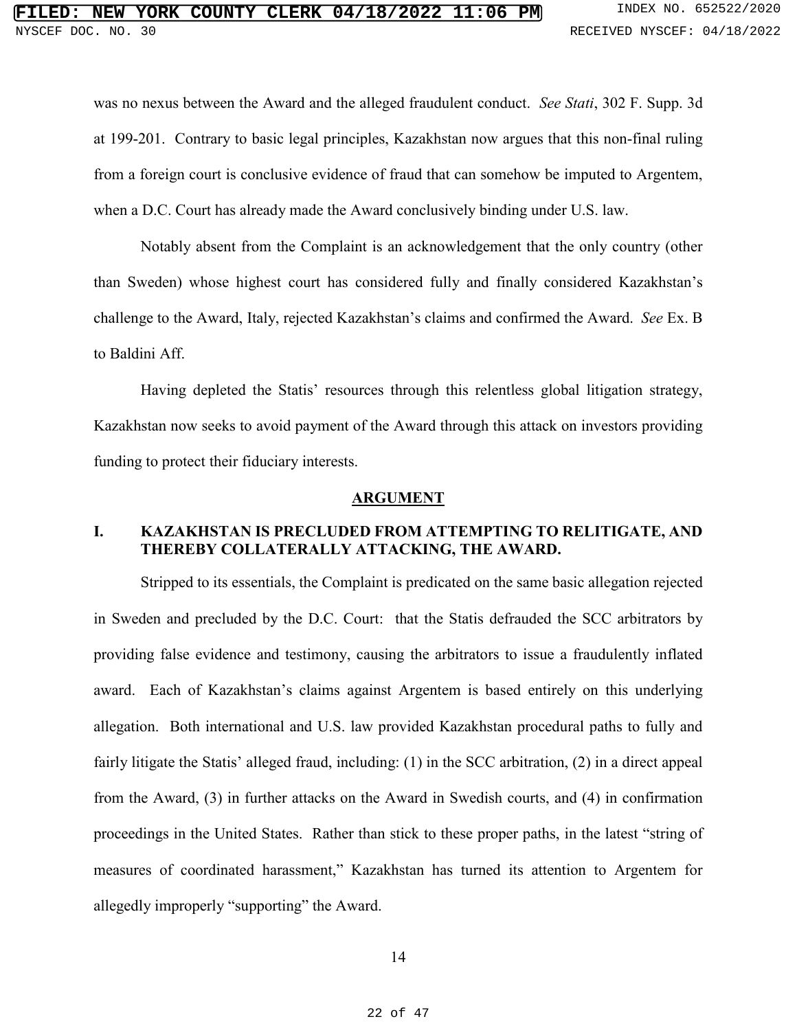was no nexus between the Award and the alleged fraudulent conduct. *See Stati*, 302 F. Supp. 3d at 199-201. Contrary to basic legal principles, Kazakhstan now argues that this non-final ruling from a foreign court is conclusive evidence of fraud that can somehow be imputed to Argentem, when a D.C. Court has already made the Award conclusively binding under U.S. law.

Notably absent from the Complaint is an acknowledgement that the only country (other than Sweden) whose highest court has considered fully and finally considered Kazakhstan's challenge to the Award, Italy, rejected Kazakhstan's claims and confirmed the Award. *See* Ex. B to Baldini Aff.

Having depleted the Statis' resources through this relentless global litigation strategy, Kazakhstan now seeks to avoid payment of the Award through this attack on investors providing funding to protect their fiduciary interests.

## ARGUMENT

### I. KAZAKHSTAN IS PRECLUDED FROM ATTEMPTING TO RELITIGATE, AND THEREBY COLLATERALLY ATTACKING, THE AWARD.

Stripped to its essentials, the Complaint is predicated on the same basic allegation rejected in Sweden and precluded by the D.C. Court: that the Statis defrauded the SCC arbitrators by providing false evidence and testimony, causing the arbitrators to issue a fraudulently inflated award. Each of Kazakhstan's claims against Argentem is based entirely on this underlying allegation. Both international and U.S. law provided Kazakhstan procedural paths to fully and fairly litigate the Statis' alleged fraud, including: (1) in the SCC arbitration, (2) in a direct appeal from the Award, (3) in further attacks on the Award in Swedish courts, and (4) in confirmation proceedings in the United States. Rather than stick to these proper paths, in the latest "string of measures of coordinated harassment," Kazakhstan has turned its attention to Argentem for allegedly improperly "supporting" the Award.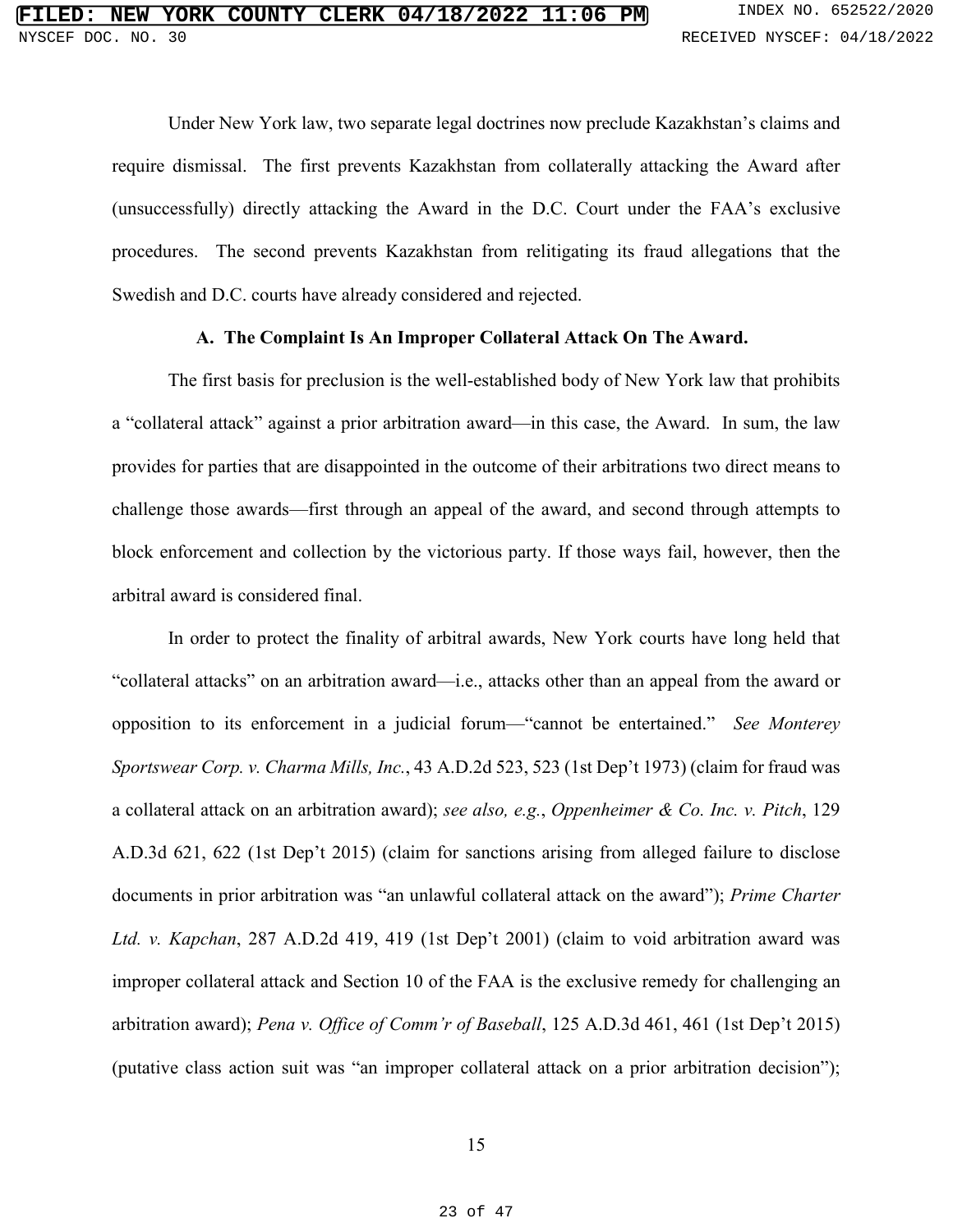Under New York law, two separate legal doctrines now preclude Kazakhstan's claims and require dismissal. The first prevents Kazakhstan from collaterally attacking the Award after (unsuccessfully) directly attacking the Award in the D.C. Court under the FAA's exclusive procedures. The second prevents Kazakhstan from relitigating its fraud allegations that the Swedish and D.C. courts have already considered and rejected.

### A. The Complaint Is An Improper Collateral Attack On The Award.

The first basis for preclusion is the well-established body of New York law that prohibits a "collateral attack" against a prior arbitration award—in this case, the Award. In sum, the law provides for parties that are disappointed in the outcome of their arbitrations two direct means to challenge those awards—first through an appeal of the award, and second through attempts to block enforcement and collection by the victorious party. If those ways fail, however, then the arbitral award is considered final.

In order to protect the finality of arbitral awards, New York courts have long held that "collateral attacks" on an arbitration award—i.e., attacks other than an appeal from the award or opposition to its enforcement in a judicial forum—"cannot be entertained." *See Monterey Sportswear Corp. v. Charma Mills, Inc.*, 43 A.D.2d 523, 523 (1st Dep't 1973) (claim for fraud was a collateral attack on an arbitration award); *see also, e.g.*, *Oppenheimer & Co. Inc. v. Pitch*, 129 A.D.3d 621, 622 (1st Dep't 2015) (claim for sanctions arising from alleged failure to disclose documents in prior arbitration was "an unlawful collateral attack on the award"); *Prime Charter Ltd. v. Kapchan*, 287 A.D.2d 419, 419 (1st Dep't 2001) (claim to void arbitration award was improper collateral attack and Section 10 of the FAA is the exclusive remedy for challenging an arbitration award); *Pena v. Office of Comm'r of Baseball*, 125 A.D.3d 461, 461 (1st Dep't 2015) (putative class action suit was "an improper collateral attack on a prior arbitration decision");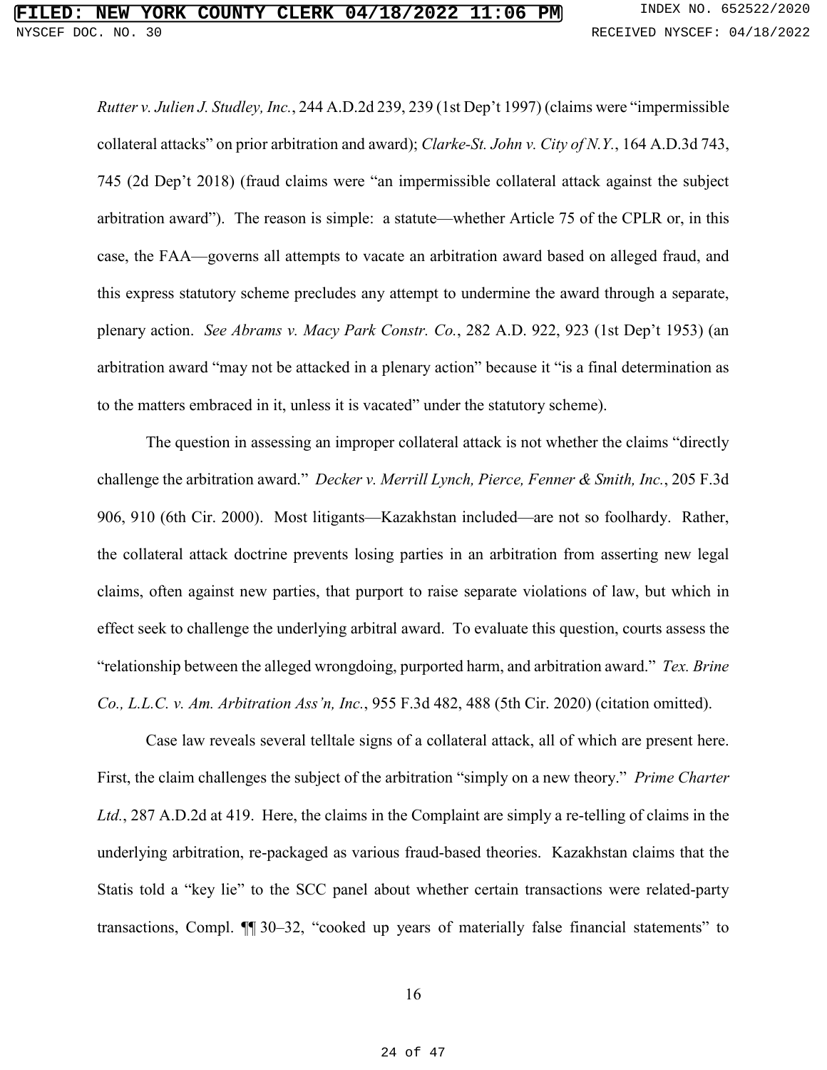*Rutter v. Julien J. Studley, Inc.*, 244 A.D.2d 239, 239 (1st Dep't 1997) (claims were "impermissible collateral attacks" on prior arbitration and award); *Clarke-St. John v. City of N.Y.*, 164 A.D.3d 743, 745 (2d Dep't 2018) (fraud claims were "an impermissible collateral attack against the subject arbitration award"). The reason is simple: a statute—whether Article 75 of the CPLR or, in this case, the FAA—governs all attempts to vacate an arbitration award based on alleged fraud, and this express statutory scheme precludes any attempt to undermine the award through a separate, plenary action. *See Abrams v. Macy Park Constr. Co.*, 282 A.D. 922, 923 (1st Dep't 1953) (an arbitration award "may not be attacked in a plenary action" because it "is a final determination as to the matters embraced in it, unless it is vacated" under the statutory scheme).

The question in assessing an improper collateral attack is not whether the claims "directly challenge the arbitration award." *Decker v. Merrill Lynch, Pierce, Fenner & Smith, Inc.*, 205 F.3d 906, 910 (6th Cir. 2000). Most litigants—Kazakhstan included—are not so foolhardy. Rather, the collateral attack doctrine prevents losing parties in an arbitration from asserting new legal claims, often against new parties, that purport to raise separate violations of law, but which in effect seek to challenge the underlying arbitral award. To evaluate this question, courts assess the "relationship between the alleged wrongdoing, purported harm, and arbitration award." *Tex. Brine Co., L.L.C. v. Am. Arbitration Ass'n, Inc.*, 955 F.3d 482, 488 (5th Cir. 2020) (citation omitted).

Case law reveals several telltale signs of a collateral attack, all of which are present here. First, the claim challenges the subject of the arbitration "simply on a new theory." *Prime Charter Ltd.*, 287 A.D.2d at 419. Here, the claims in the Complaint are simply a re-telling of claims in the underlying arbitration, re-packaged as various fraud-based theories. Kazakhstan claims that the Statis told a "key lie" to the SCC panel about whether certain transactions were related-party transactions, Compl. ¶¶ 30–32, "cooked up years of materially false financial statements" to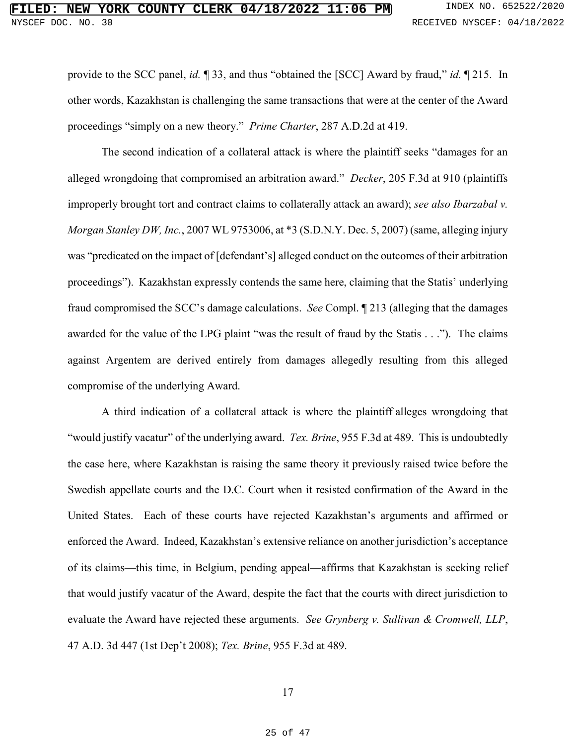provide to the SCC panel, *id.* ¶ 33, and thus "obtained the [SCC] Award by fraud," *id.* ¶ 215. In other words, Kazakhstan is challenging the same transactions that were at the center of the Award proceedings "simply on a new theory." *Prime Charter*, 287 A.D.2d at 419.

The second indication of a collateral attack is where the plaintiff seeks "damages for an alleged wrongdoing that compromised an arbitration award." *Decker*, 205 F.3d at 910 (plaintiffs improperly brought tort and contract claims to collaterally attack an award); *see also Ibarzabal v. Morgan Stanley DW, Inc.*, 2007 WL 9753006, at *3 (S.D.N.Y. Dec. 5, 2007) (same, alleging injury was "predicated on the impact of [defendant's] alleged conduct on the outcomes of their arbitration proceedings"). Kazakhstan expressly contends the same here, claiming that the Statis' underlying fraud compromised the SCC's damage calculations. *See* Compl. ¶ 213 (alleging that the damages awarded for the value of the LPG plaint "was the result of fraud by the Statis . . ."). The claims against Argentem are derived entirely from damages allegedly resulting from this alleged compromise of the underlying Award.

A third indication of a collateral attack is where the plaintiff alleges wrongdoing that "would justify vacatur" of the underlying award. *Tex. Brine*, 955 F.3d at 489. This is undoubtedly the case here, where Kazakhstan is raising the same theory it previously raised twice before the Swedish appellate courts and the D.C. Court when it resisted confirmation of the Award in the United States. Each of these courts have rejected Kazakhstan's arguments and affirmed or enforced the Award. Indeed, Kazakhstan's extensive reliance on another jurisdiction's acceptance of its claims—this time, in Belgium, pending appeal—affirms that Kazakhstan is seeking relief that would justify vacatur of the Award, despite the fact that the courts with direct jurisdiction to evaluate the Award have rejected these arguments. *See Grynberg v. Sullivan & Cromwell, LLP*, 47 A.D. 3d 447 (1st Dep't 2008); *Tex. Brine*, 955 F.3d at 489.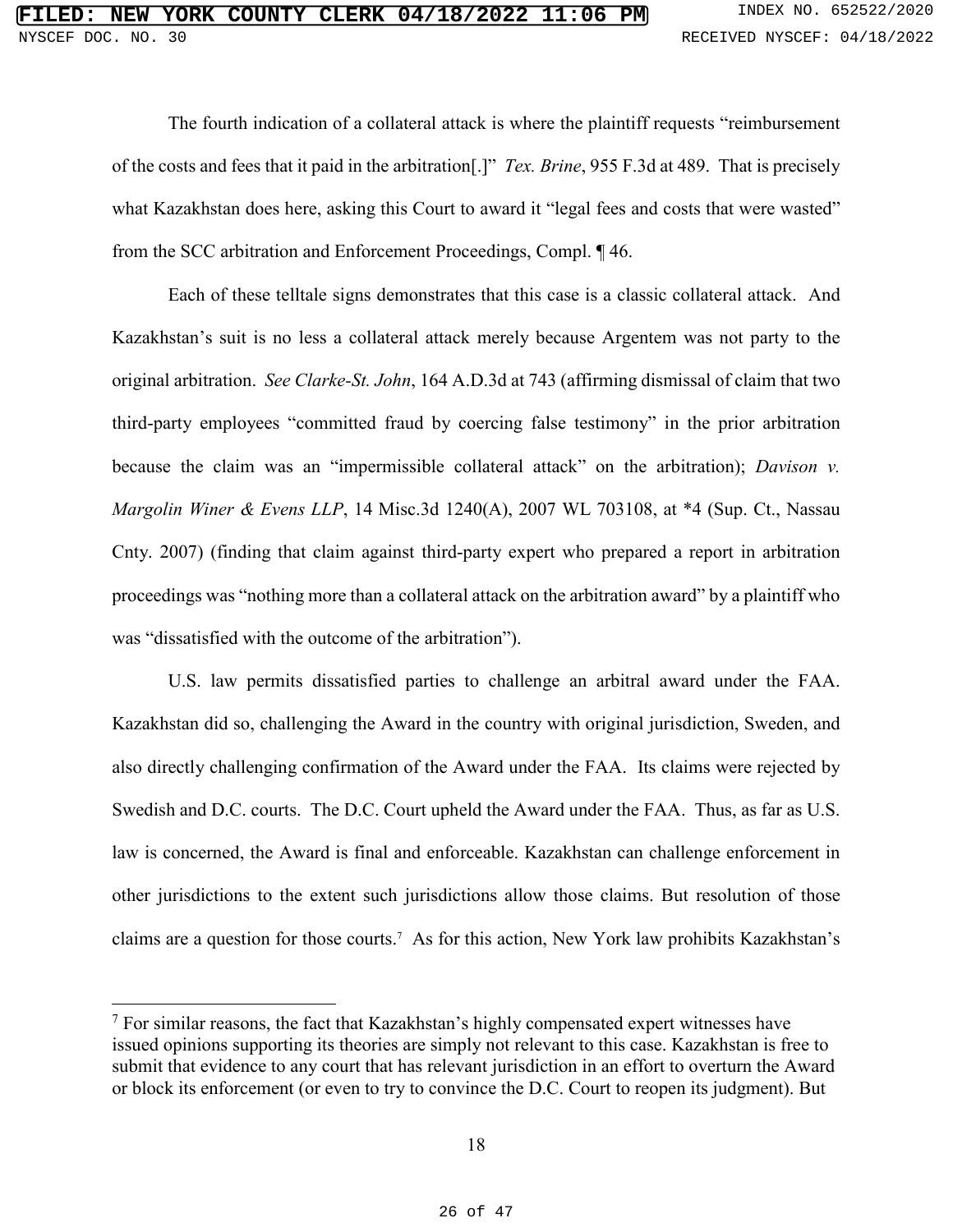The fourth indication of a collateral attack is where the plaintiff requests "reimbursement of the costs and fees that it paid in the arbitration[.]" *Tex. Brine*, 955 F.3d at 489. That is precisely what Kazakhstan does here, asking this Court to award it "legal fees and costs that were wasted" from the SCC arbitration and Enforcement Proceedings, Compl. ¶ 46.

Each of these telltale signs demonstrates that this case is a classic collateral attack. And Kazakhstan's suit is no less a collateral attack merely because Argentem was not party to the original arbitration. *See Clarke-St. John*, 164 A.D.3d at 743 (affirming dismissal of claim that two third-party employees "committed fraud by coercing false testimony" in the prior arbitration because the claim was an "impermissible collateral attack" on the arbitration); *Davison v. Margolin Winer & Evens LLP*, 14 Misc.3d 1240(A), 2007 WL 703108, at *4 (Sup. Ct., Nassau Cnty. 2007) (finding that claim against third-party expert who prepared a report in arbitration proceedings was "nothing more than a collateral attack on the arbitration award" by a plaintiff who was "dissatisfied with the outcome of the arbitration").

U.S. law permits dissatisfied parties to challenge an arbitral award under the FAA. Kazakhstan did so, challenging the Award in the country with original jurisdiction, Sweden, and also directly challenging confirmation of the Award under the FAA. Its claims were rejected by Swedish and D.C. courts. The D.C. Court upheld the Award under the FAA. Thus, as far as U.S. law is concerned, the Award is final and enforceable. Kazakhstan can challenge enforcement in other jurisdictions to the extent such jurisdictions allow those claims. But resolution of those claims are a question for those courts.[7] As for this action, New York law prohibits Kazakhstan's

[7] For similar reasons, the fact that Kazakhstan's highly compensated expert witnesses have issued opinions supporting its theories are simply not relevant to this case. Kazakhstan is free to submit that evidence to any court that has relevant jurisdiction in an effort to overturn the Award or block its enforcement (or even to try to convince the D.C. Court to reopen its judgment). But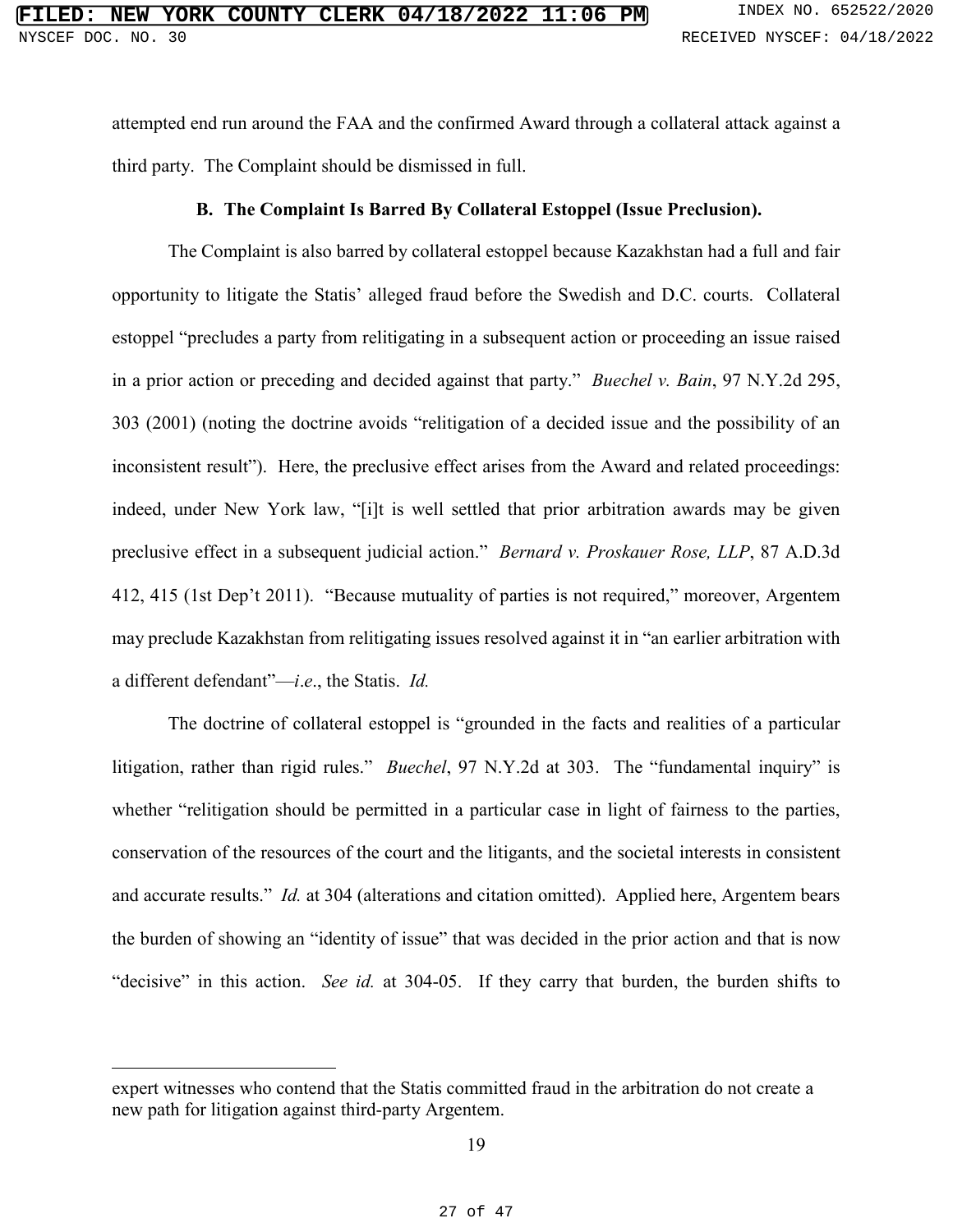attempted end run around the FAA and the confirmed Award through a collateral attack against a third party. The Complaint should be dismissed in full.

**B. The Complaint Is Barred By Collateral Estoppel (Issue Preclusion).**

The Complaint is also barred by collateral estoppel because Kazakhstan had a full and fair opportunity to litigate the Statis' alleged fraud before the Swedish and D.C. courts. Collateral estoppel "precludes a party from relitigating in a subsequent action or proceeding an issue raised in a prior action or preceding and decided against that party." *Buechel v. Bain*, 97 N.Y.2d 295, 303 (2001) (noting the doctrine avoids "relitigation of a decided issue and the possibility of an inconsistent result"). Here, the preclusive effect arises from the Award and related proceedings: indeed, under New York law, "[i]t is well settled that prior arbitration awards may be given preclusive effect in a subsequent judicial action." *Bernard v. Proskauer Rose, LLP*, 87 A.D.3d 412, 415 (1st Dep't 2011). "Because mutuality of parties is not required," moreover, Argentem may preclude Kazakhstan from relitigating issues resolved against it in "an earlier arbitration with a different defendant"—*i.e.*, the Statis. *Id.*

The doctrine of collateral estoppel is "grounded in the facts and realities of a particular litigation, rather than rigid rules." *Buechel*, 97 N.Y.2d at 303. The "fundamental inquiry" is whether "relitigation should be permitted in a particular case in light of fairness to the parties, conservation of the resources of the court and the litigants, and the societal interests in consistent and accurate results." *Id.* at 304 (alterations and citation omitted). Applied here, Argentem bears the burden of showing an "identity of issue" that was decided in the prior action and that is now "decisive" in this action. *See id.* at 304-05. If they carry that burden, the burden shifts to

---

expert witnesses who contend that the Statis committed fraud in the arbitration do not create a new path for litigation against third-party Argentem.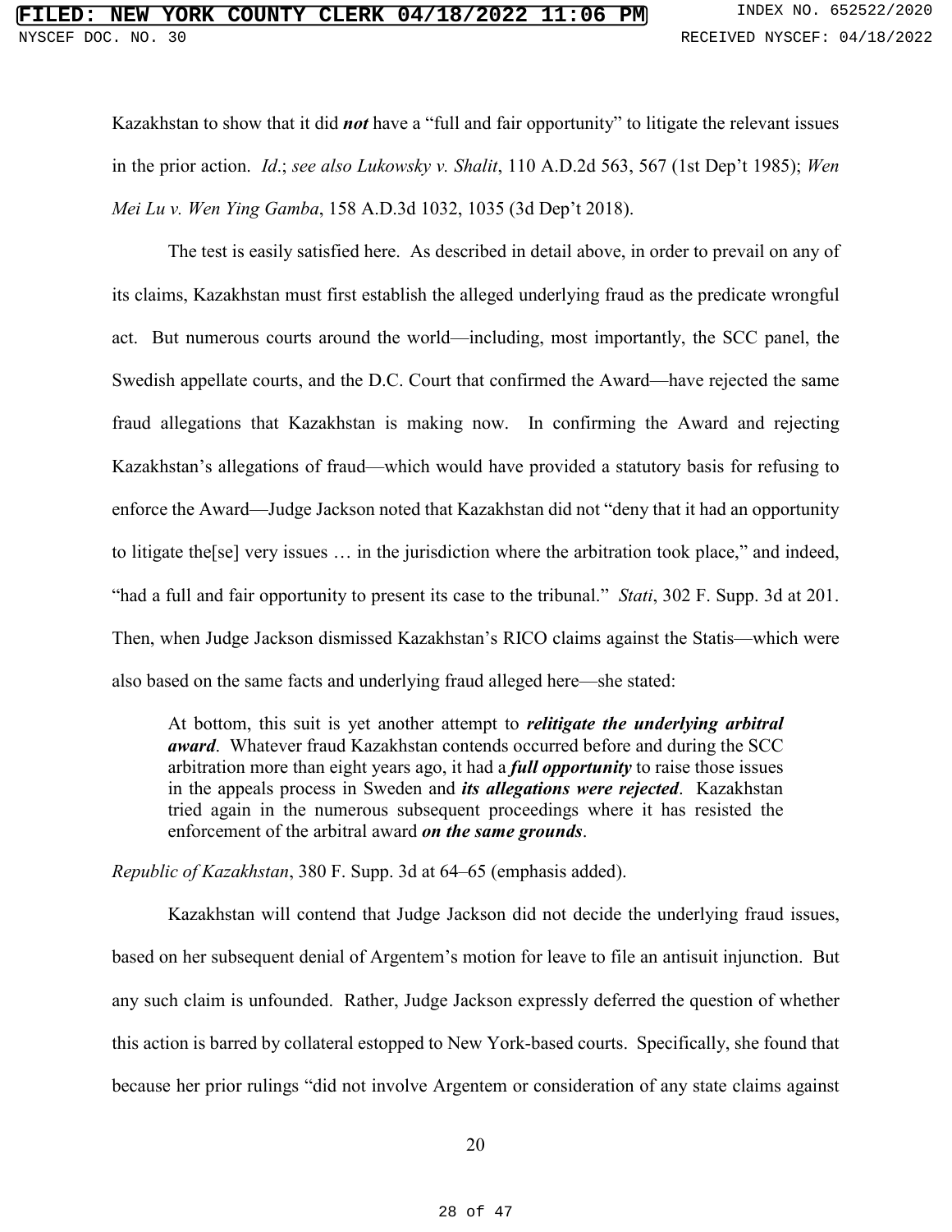Kazakhstan to show that it did ***not*** have a "full and fair opportunity" to litigate the relevant issues in the prior action. *Id*.; *see also Lukowsky v. Shalit*, 110 A.D.2d 563, 567 (1st Dep't 1985); *Wen Mei Lu v. Wen Ying Gamba*, 158 A.D.3d 1032, 1035 (3d Dep't 2018).

The test is easily satisfied here. As described in detail above, in order to prevail on any of its claims, Kazakhstan must first establish the alleged underlying fraud as the predicate wrongful act. But numerous courts around the world—including, most importantly, the SCC panel, the Swedish appellate courts, and the D.C. Court that confirmed the Award—have rejected the same fraud allegations that Kazakhstan is making now. In confirming the Award and rejecting Kazakhstan's allegations of fraud—which would have provided a statutory basis for refusing to enforce the Award—Judge Jackson noted that Kazakhstan did not "deny that it had an opportunity to litigate the[se] very issues … in the jurisdiction where the arbitration took place," and indeed, "had a full and fair opportunity to present its case to the tribunal." *Stati*, 302 F. Supp. 3d at 201. Then, when Judge Jackson dismissed Kazakhstan's RICO claims against the Statis—which were also based on the same facts and underlying fraud alleged here—she stated:

> At bottom, this suit is yet another attempt to ***relitigate the underlying arbitral award***. Whatever fraud Kazakhstan contends occurred before and during the SCC arbitration more than eight years ago, it had a ***full opportunity*** to raise those issues in the appeals process in Sweden and ***its allegations were rejected***. Kazakhstan tried again in the numerous subsequent proceedings where it has resisted the enforcement of the arbitral award ***on the same grounds***.

*Republic of Kazakhstan*, 380 F. Supp. 3d at 64–65 (emphasis added).

Kazakhstan will contend that Judge Jackson did not decide the underlying fraud issues, based on her subsequent denial of Argentem's motion for leave to file an antisuit injunction. But any such claim is unfounded. Rather, Judge Jackson expressly deferred the question of whether this action is barred by collateral estopped to New York-based courts. Specifically, she found that because her prior rulings "did not involve Argentem or consideration of any state claims against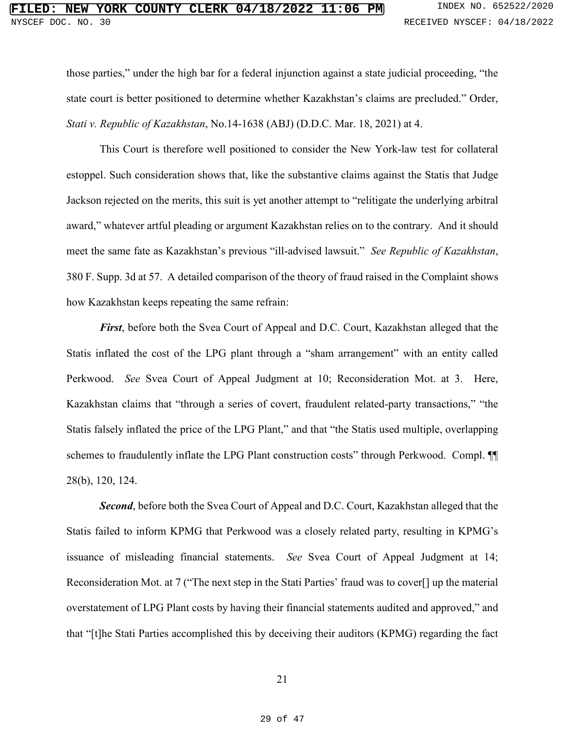those parties," under the high bar for a federal injunction against a state judicial proceeding, "the state court is better positioned to determine whether Kazakhstan's claims are precluded." Order, *Stati v. Republic of Kazakhstan*, No.14-1638 (ABJ) (D.D.C. Mar. 18, 2021) at 4.

This Court is therefore well positioned to consider the New York-law test for collateral estoppel. Such consideration shows that, like the substantive claims against the Statis that Judge Jackson rejected on the merits, this suit is yet another attempt to "relitigate the underlying arbitral award," whatever artful pleading or argument Kazakhstan relies on to the contrary. And it should meet the same fate as Kazakhstan's previous "ill-advised lawsuit." *See Republic of Kazakhstan*, 380 F. Supp. 3d at 57. A detailed comparison of the theory of fraud raised in the Complaint shows how Kazakhstan keeps repeating the same refrain:

***First***, before both the Svea Court of Appeal and D.C. Court, Kazakhstan alleged that the Statis inflated the cost of the LPG plant through a "sham arrangement" with an entity called Perkwood. *See* Svea Court of Appeal Judgment at 10; Reconsideration Mot. at 3. Here, Kazakhstan claims that "through a series of covert, fraudulent related-party transactions," "the Statis falsely inflated the price of the LPG Plant," and that "the Statis used multiple, overlapping schemes to fraudulently inflate the LPG Plant construction costs" through Perkwood. Compl. ¶¶ 28(b), 120, 124.

***Second***, before both the Svea Court of Appeal and D.C. Court, Kazakhstan alleged that the Statis failed to inform KPMG that Perkwood was a closely related party, resulting in KPMG's issuance of misleading financial statements. *See* Svea Court of Appeal Judgment at 14; Reconsideration Mot. at 7 ("The next step in the Stati Parties' fraud was to cover[] up the material overstatement of LPG Plant costs by having their financial statements audited and approved," and that "[t]he Stati Parties accomplished this by deceiving their auditors (KPMG) regarding the fact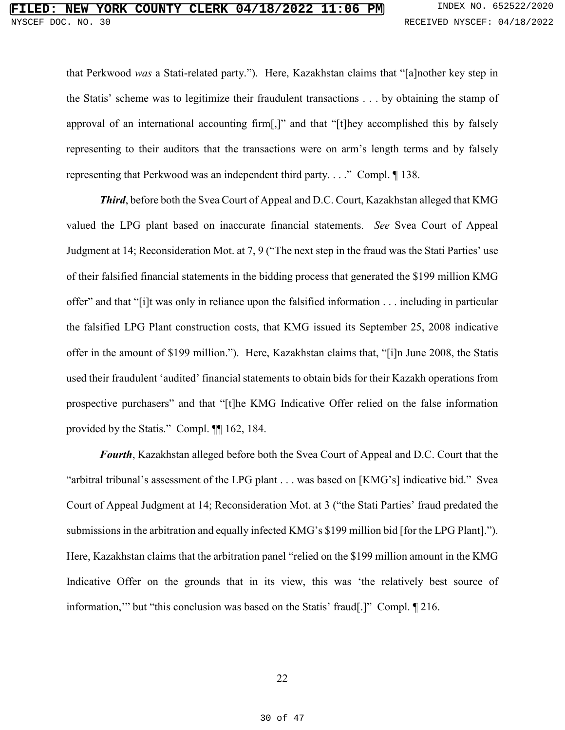that Perkwood *was* a Stati-related party."). Here, Kazakhstan claims that "[a]nother key step in the Statis' scheme was to legitimize their fraudulent transactions . . . by obtaining the stamp of approval of an international accounting firm[,]" and that "[t]hey accomplished this by falsely representing to their auditors that the transactions were on arm's length terms and by falsely representing that Perkwood was an independent third party. . . ." Compl. ¶ 138.

***Third***, before both the Svea Court of Appeal and D.C. Court, Kazakhstan alleged that KMG valued the LPG plant based on inaccurate financial statements. *See* Svea Court of Appeal Judgment at 14; Reconsideration Mot. at 7, 9 ("The next step in the fraud was the Stati Parties' use of their falsified financial statements in the bidding process that generated the $199 million KMG offer" and that "[i]t was only in reliance upon the falsified information . . . including in particular the falsified LPG Plant construction costs, that KMG issued its September 25, 2008 indicative offer in the amount of $199 million."). Here, Kazakhstan claims that, "[i]n June 2008, the Statis used their fraudulent 'audited' financial statements to obtain bids for their Kazakh operations from prospective purchasers" and that "[t]he KMG Indicative Offer relied on the false information provided by the Statis." Compl. ¶¶ 162, 184.

***Fourth***, Kazakhstan alleged before both the Svea Court of Appeal and D.C. Court that the "arbitral tribunal's assessment of the LPG plant . . . was based on [KMG's] indicative bid." Svea Court of Appeal Judgment at 14; Reconsideration Mot. at 3 ("the Stati Parties' fraud predated the submissions in the arbitration and equally infected KMG's $199 million bid [for the LPG Plant]."). Here, Kazakhstan claims that the arbitration panel "relied on the $199 million amount in the KMG Indicative Offer on the grounds that in its view, this was 'the relatively best source of information,'" but "this conclusion was based on the Statis' fraud[.]" Compl. ¶ 216.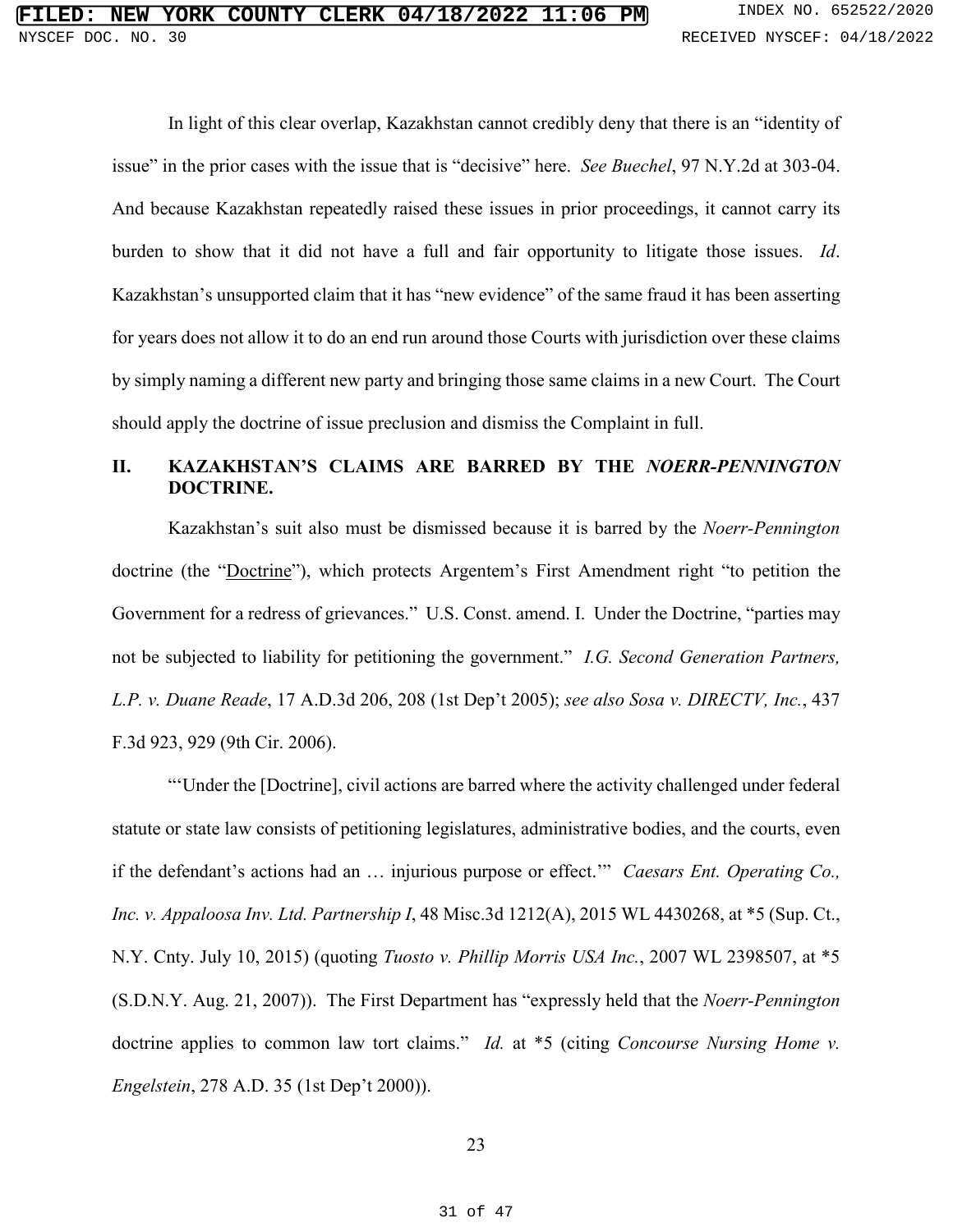In light of this clear overlap, Kazakhstan cannot credibly deny that there is an "identity of issue" in the prior cases with the issue that is "decisive" here. *See Buechel*, 97 N.Y.2d at 303-04. And because Kazakhstan repeatedly raised these issues in prior proceedings, it cannot carry its burden to show that it did not have a full and fair opportunity to litigate those issues. *Id*. Kazakhstan's unsupported claim that it has "new evidence" of the same fraud it has been asserting for years does not allow it to do an end run around those Courts with jurisdiction over these claims by simply naming a different new party and bringing those same claims in a new Court. The Court should apply the doctrine of issue preclusion and dismiss the Complaint in full.

## II. KAZAKHSTAN'S CLAIMS ARE BARRED BY THE *NOERR-PENNINGTON* DOCTRINE.

Kazakhstan's suit also must be dismissed because it is barred by the *Noerr-Pennington* doctrine (the "Doctrine"), which protects Argentem's First Amendment right "to petition the Government for a redress of grievances." U.S. Const. amend. I. Under the Doctrine, "parties may not be subjected to liability for petitioning the government." *I.G. Second Generation Partners, L.P. v. Duane Reade*, 17 A.D.3d 206, 208 (1st Dep't 2005); *see also Sosa v. DIRECTV, Inc.*, 437 F.3d 923, 929 (9th Cir. 2006).

"'Under the [Doctrine], civil actions are barred where the activity challenged under federal statute or state law consists of petitioning legislatures, administrative bodies, and the courts, even if the defendant's actions had an … injurious purpose or effect.'" *Caesars Ent. Operating Co., Inc. v. Appaloosa Inv. Ltd. Partnership I*, 48 Misc.3d 1212(A), 2015 WL 4430268, at *5 (Sup. Ct., N.Y. Cnty. July 10, 2015) (quoting *Tuosto v. Phillip Morris USA Inc.*, 2007 WL 2398507, at *5 (S.D.N.Y. Aug. 21, 2007)). The First Department has "expressly held that the *Noerr-Pennington* doctrine applies to common law tort claims." *Id.* at *5 (citing *Concourse Nursing Home v. Engelstein*, 278 A.D. 35 (1st Dep't 2000)).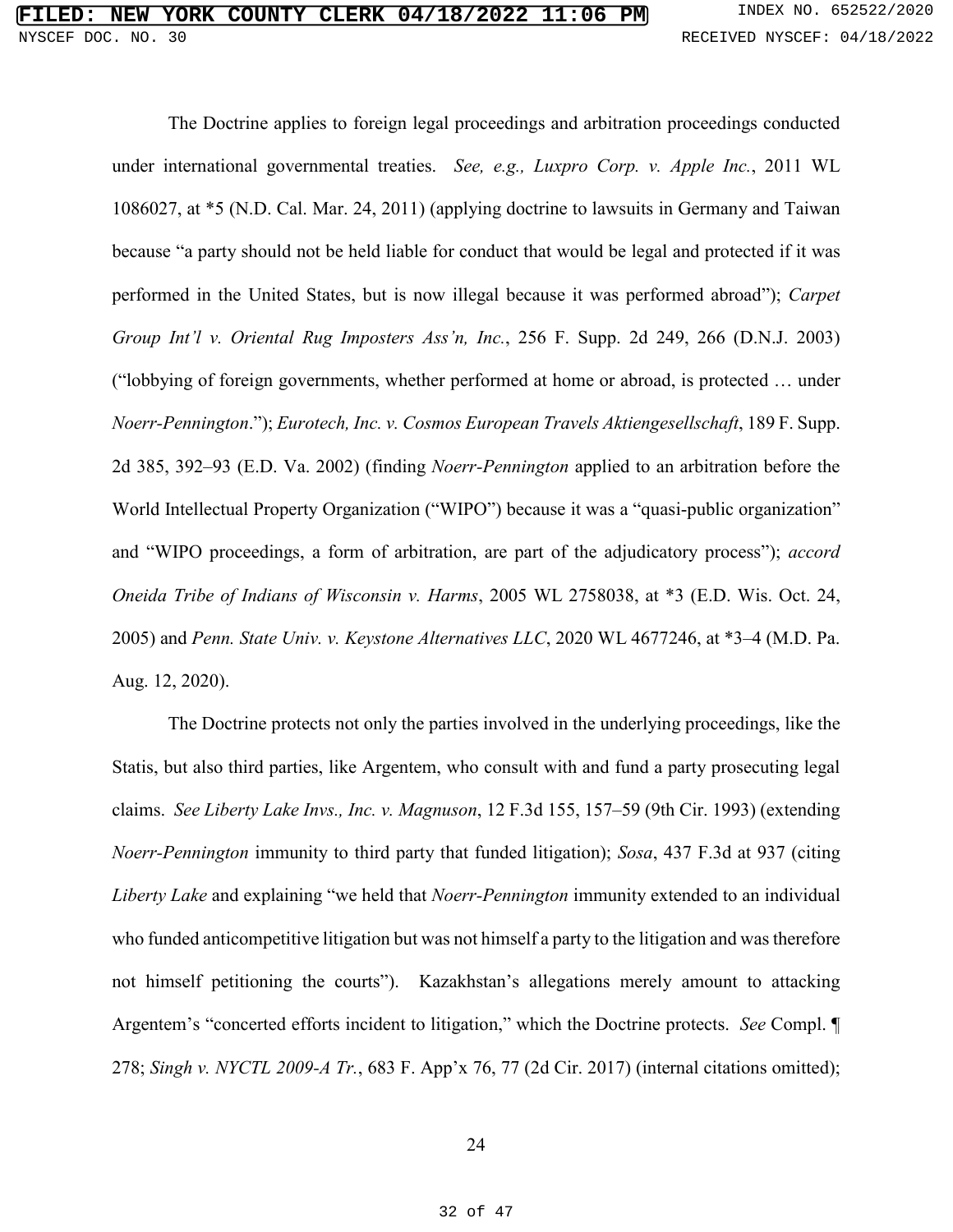The Doctrine applies to foreign legal proceedings and arbitration proceedings conducted under international governmental treaties. *See, e.g., Luxpro Corp. v. Apple Inc.*, 2011 WL 1086027, at *5 (N.D. Cal. Mar. 24, 2011) (applying doctrine to lawsuits in Germany and Taiwan because "a party should not be held liable for conduct that would be legal and protected if it was performed in the United States, but is now illegal because it was performed abroad"); *Carpet Group Int'l v. Oriental Rug Imposters Ass'n, Inc.*, 256 F. Supp. 2d 249, 266 (D.N.J. 2003) ("lobbying of foreign governments, whether performed at home or abroad, is protected … under *Noerr-Pennington*."); *Eurotech, Inc. v. Cosmos European Travels Aktiengesellschaft*, 189 F. Supp. 2d 385, 392–93 (E.D. Va. 2002) (finding *Noerr-Pennington* applied to an arbitration before the World Intellectual Property Organization ("WIPO") because it was a "quasi-public organization" and "WIPO proceedings, a form of arbitration, are part of the adjudicatory process"); *accord Oneida Tribe of Indians of Wisconsin v. Harms*, 2005 WL 2758038, at *3 (E.D. Wis. Oct. 24, 2005) and *Penn. State Univ. v. Keystone Alternatives LLC*, 2020 WL 4677246, at *3–4 (M.D. Pa. Aug. 12, 2020).

The Doctrine protects not only the parties involved in the underlying proceedings, like the Statis, but also third parties, like Argentem, who consult with and fund a party prosecuting legal claims. *See Liberty Lake Invs., Inc. v. Magnuson*, 12 F.3d 155, 157–59 (9th Cir. 1993) (extending *Noerr-Pennington* immunity to third party that funded litigation); *Sosa*, 437 F.3d at 937 (citing *Liberty Lake* and explaining "we held that *Noerr-Pennington* immunity extended to an individual who funded anticompetitive litigation but was not himself a party to the litigation and was therefore not himself petitioning the courts"). Kazakhstan's allegations merely amount to attacking Argentem's "concerted efforts incident to litigation," which the Doctrine protects. *See* Compl. ¶ 278; *Singh v. NYCTL 2009-A Tr.*, 683 F. App'x 76, 77 (2d Cir. 2017) (internal citations omitted);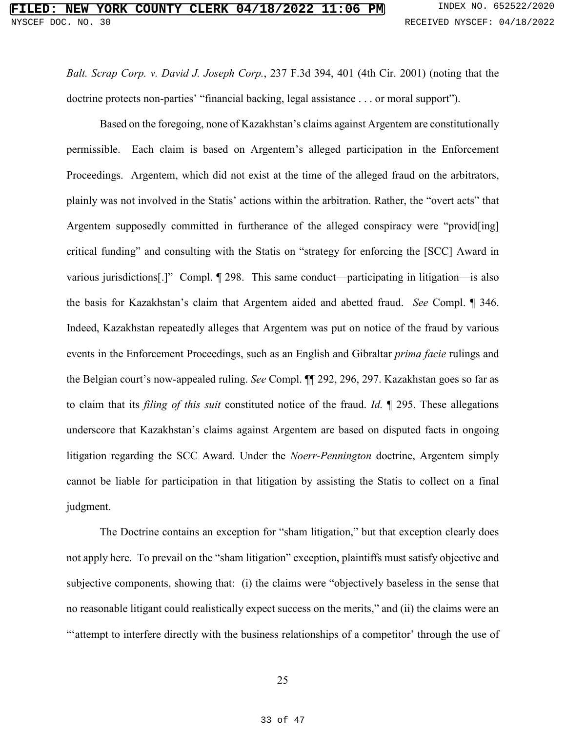*Balt. Scrap Corp. v. David J. Joseph Corp.*, 237 F.3d 394, 401 (4th Cir. 2001) (noting that the doctrine protects non-parties' "financial backing, legal assistance . . . or moral support").

Based on the foregoing, none of Kazakhstan's claims against Argentem are constitutionally permissible. Each claim is based on Argentem's alleged participation in the Enforcement Proceedings. Argentem, which did not exist at the time of the alleged fraud on the arbitrators, plainly was not involved in the Statis' actions within the arbitration. Rather, the "overt acts" that Argentem supposedly committed in furtherance of the alleged conspiracy were "provid[ing] critical funding" and consulting with the Statis on "strategy for enforcing the [SCC] Award in various jurisdictions[.]" Compl. ¶ 298. This same conduct—participating in litigation—is also the basis for Kazakhstan's claim that Argentem aided and abetted fraud. *See* Compl. ¶ 346. Indeed, Kazakhstan repeatedly alleges that Argentem was put on notice of the fraud by various events in the Enforcement Proceedings, such as an English and Gibraltar *prima facie* rulings and the Belgian court's now-appealed ruling. *See* Compl. ¶¶ 292, 296, 297. Kazakhstan goes so far as to claim that its *filing of this suit* constituted notice of the fraud. *Id.* ¶ 295. These allegations underscore that Kazakhstan's claims against Argentem are based on disputed facts in ongoing litigation regarding the SCC Award. Under the *Noerr-Pennington* doctrine, Argentem simply cannot be liable for participation in that litigation by assisting the Statis to collect on a final judgment.

The Doctrine contains an exception for "sham litigation," but that exception clearly does not apply here. To prevail on the "sham litigation" exception, plaintiffs must satisfy objective and subjective components, showing that: (i) the claims were "objectively baseless in the sense that no reasonable litigant could realistically expect success on the merits," and (ii) the claims were an "'attempt to interfere directly with the business relationships of a competitor' through the use of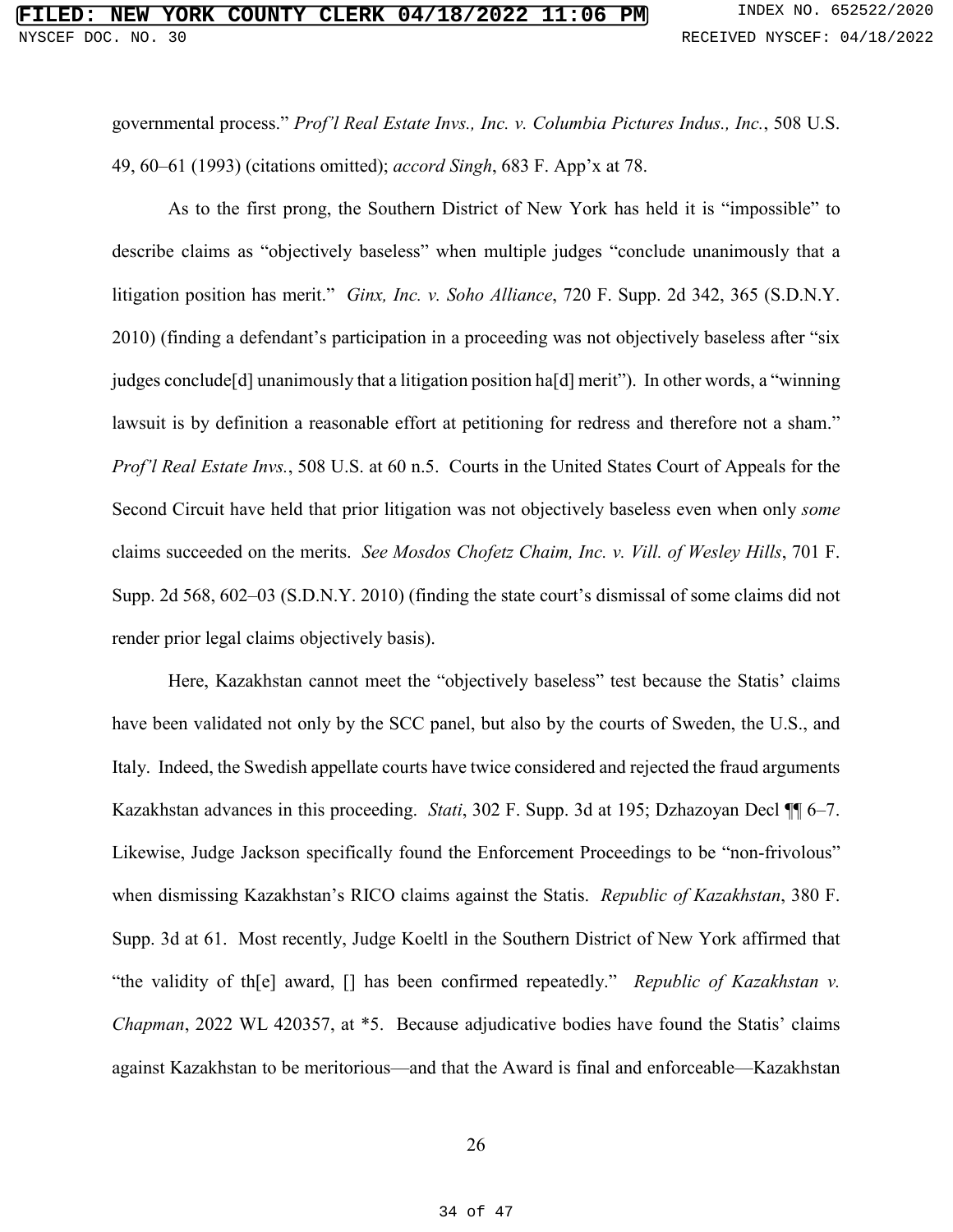governmental process." *Prof'l Real Estate Invs., Inc. v. Columbia Pictures Indus., Inc.*, 508 U.S. 49, 60–61 (1993) (citations omitted); *accord Singh*, 683 F. App'x at 78.

As to the first prong, the Southern District of New York has held it is "impossible" to describe claims as "objectively baseless" when multiple judges "conclude unanimously that a litigation position has merit." *Ginx, Inc. v. Soho Alliance*, 720 F. Supp. 2d 342, 365 (S.D.N.Y. 2010) (finding a defendant's participation in a proceeding was not objectively baseless after "six judges conclude[d] unanimously that a litigation position ha[d] merit"). In other words, a "winning lawsuit is by definition a reasonable effort at petitioning for redress and therefore not a sham." *Prof'l Real Estate Invs.*, 508 U.S. at 60 n.5. Courts in the United States Court of Appeals for the Second Circuit have held that prior litigation was not objectively baseless even when only *some* claims succeeded on the merits. *See Mosdos Chofetz Chaim, Inc. v. Vill. of Wesley Hills*, 701 F. Supp. 2d 568, 602–03 (S.D.N.Y. 2010) (finding the state court's dismissal of some claims did not render prior legal claims objectively basis).

Here, Kazakhstan cannot meet the "objectively baseless" test because the Statis' claims have been validated not only by the SCC panel, but also by the courts of Sweden, the U.S., and Italy. Indeed, the Swedish appellate courts have twice considered and rejected the fraud arguments Kazakhstan advances in this proceeding. *Stati*, 302 F. Supp. 3d at 195; Dzhazoyan Decl ¶¶ 6–7. Likewise, Judge Jackson specifically found the Enforcement Proceedings to be "non-frivolous" when dismissing Kazakhstan's RICO claims against the Statis. *Republic of Kazakhstan*, 380 F. Supp. 3d at 61. Most recently, Judge Koeltl in the Southern District of New York affirmed that "the validity of th[e] award, [] has been confirmed repeatedly." *Republic of Kazakhstan v. Chapman*, 2022 WL 420357, at *5. Because adjudicative bodies have found the Statis' claims against Kazakhstan to be meritorious—and that the Award is final and enforceable—Kazakhstan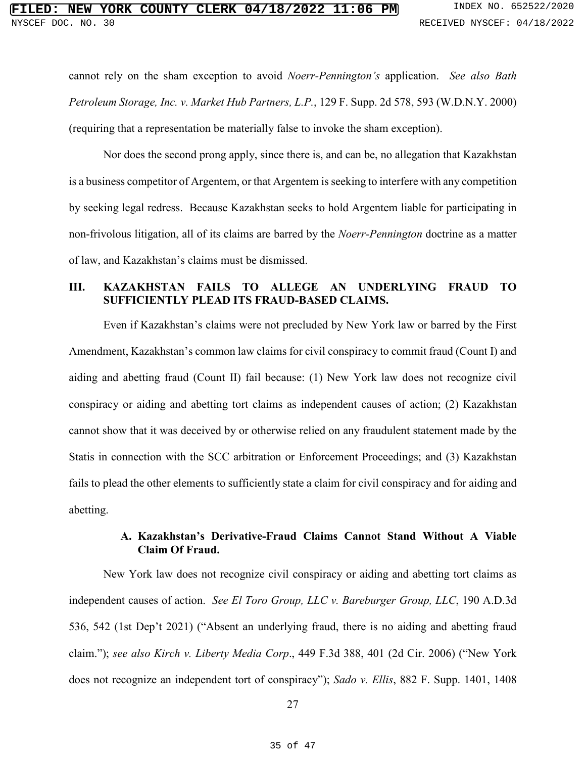cannot rely on the sham exception to avoid *Noerr-Pennington's* application. *See also Bath Petroleum Storage, Inc. v. Market Hub Partners, L.P.*, 129 F. Supp. 2d 578, 593 (W.D.N.Y. 2000) (requiring that a representation be materially false to invoke the sham exception).

Nor does the second prong apply, since there is, and can be, no allegation that Kazakhstan is a business competitor of Argentem, or that Argentem is seeking to interfere with any competition by seeking legal redress. Because Kazakhstan seeks to hold Argentem liable for participating in non-frivolous litigation, all of its claims are barred by the *Noerr-Pennington* doctrine as a matter of law, and Kazakhstan's claims must be dismissed.

## III. KAZAKHSTAN FAILS TO ALLEGE AN UNDERLYING FRAUD TO SUFFICIENTLY PLEAD ITS FRAUD-BASED CLAIMS.

Even if Kazakhstan's claims were not precluded by New York law or barred by the First Amendment, Kazakhstan's common law claims for civil conspiracy to commit fraud (Count I) and aiding and abetting fraud (Count II) fail because: (1) New York law does not recognize civil conspiracy or aiding and abetting tort claims as independent causes of action; (2) Kazakhstan cannot show that it was deceived by or otherwise relied on any fraudulent statement made by the Statis in connection with the SCC arbitration or Enforcement Proceedings; and (3) Kazakhstan fails to plead the other elements to sufficiently state a claim for civil conspiracy and for aiding and abetting.

### A. Kazakhstan's Derivative-Fraud Claims Cannot Stand Without A Viable Claim Of Fraud.

New York law does not recognize civil conspiracy or aiding and abetting tort claims as independent causes of action. *See El Toro Group, LLC v. Bareburger Group, LLC*, 190 A.D.3d 536, 542 (1st Dep't 2021) ("Absent an underlying fraud, there is no aiding and abetting fraud claim."); *see also Kirch v. Liberty Media Corp*., 449 F.3d 388, 401 (2d Cir. 2006) ("New York does not recognize an independent tort of conspiracy"); *Sado v. Ellis*, 882 F. Supp. 1401, 1408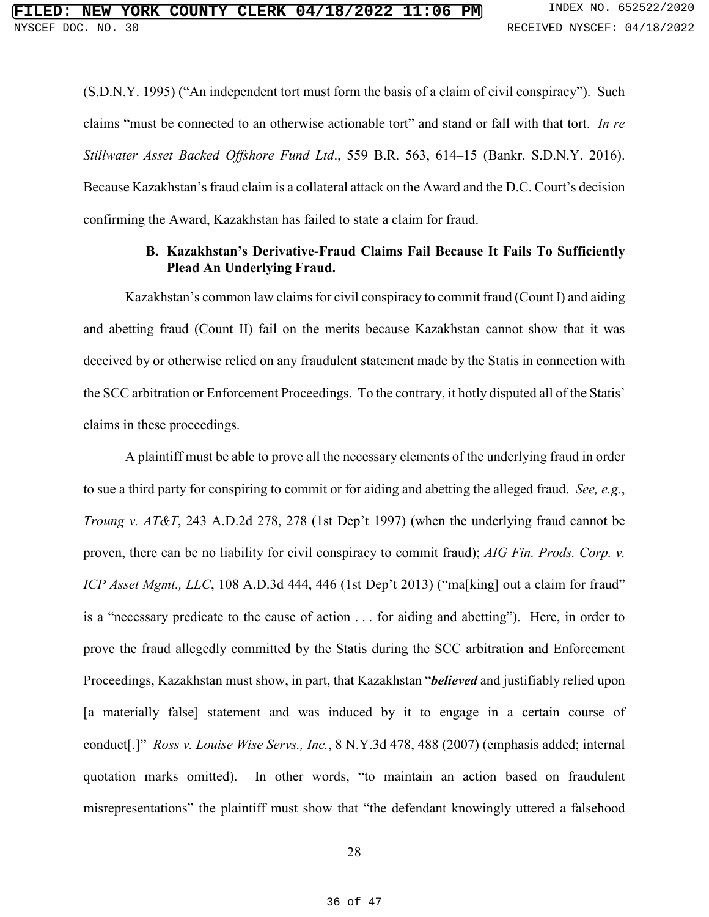(S.D.N.Y. 1995) ("An independent tort must form the basis of a claim of civil conspiracy"). Such claims "must be connected to an otherwise actionable tort" and stand or fall with that tort. *In re Stillwater Asset Backed Offshore Fund Ltd*., 559 B.R. 563, 614–15 (Bankr. S.D.N.Y. 2016). Because Kazakhstan's fraud claim is a collateral attack on the Award and the D.C. Court's decision confirming the Award, Kazakhstan has failed to state a claim for fraud.

### B. Kazakhstan's Derivative-Fraud Claims Fail Because It Fails To Sufficiently Plead An Underlying Fraud.

Kazakhstan's common law claims for civil conspiracy to commit fraud (Count I) and aiding and abetting fraud (Count II) fail on the merits because Kazakhstan cannot show that it was deceived by or otherwise relied on any fraudulent statement made by the Statis in connection with the SCC arbitration or Enforcement Proceedings. To the contrary, it hotly disputed all of the Statis' claims in these proceedings.

A plaintiff must be able to prove all the necessary elements of the underlying fraud in order to sue a third party for conspiring to commit or for aiding and abetting the alleged fraud. *See, e.g.*, *Troung v. AT&T*, 243 A.D.2d 278, 278 (1st Dep't 1997) (when the underlying fraud cannot be proven, there can be no liability for civil conspiracy to commit fraud); *AIG Fin. Prods. Corp. v. ICP Asset Mgmt., LLC*, 108 A.D.3d 444, 446 (1st Dep't 2013) ("ma[king] out a claim for fraud" is a "necessary predicate to the cause of action . . . for aiding and abetting"). Here, in order to prove the fraud allegedly committed by the Statis during the SCC arbitration and Enforcement Proceedings, Kazakhstan must show, in part, that Kazakhstan "***believed*** and justifiably relied upon [a materially false] statement and was induced by it to engage in a certain course of conduct[.]" *Ross v. Louise Wise Servs., Inc.*, 8 N.Y.3d 478, 488 (2007) (emphasis added; internal quotation marks omitted). In other words, "to maintain an action based on fraudulent misrepresentations" the plaintiff must show that "the defendant knowingly uttered a falsehood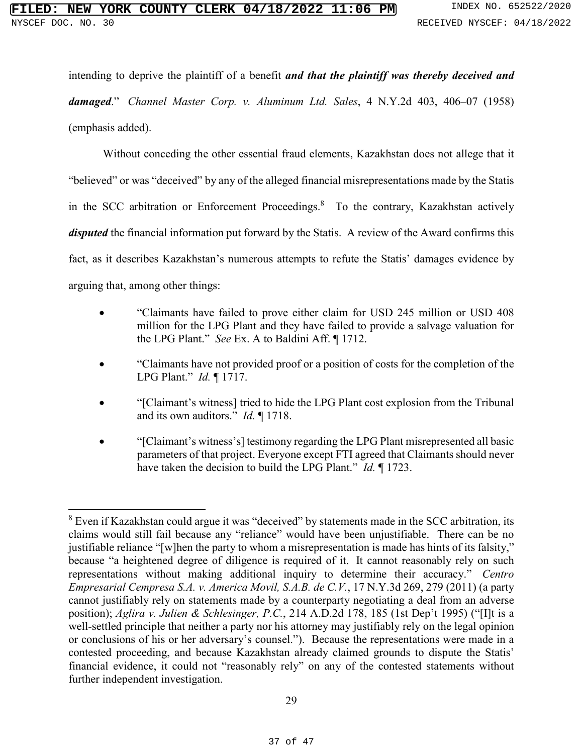intending to deprive the plaintiff of a benefit ***and that the plaintiff was thereby deceived and damaged***." *Channel Master Corp. v. Aluminum Ltd. Sales*, 4 N.Y.2d 403, 406–07 (1958) (emphasis added).

Without conceding the other essential fraud elements, Kazakhstan does not allege that it "believed" or was "deceived" by any of the alleged financial misrepresentations made by the Statis in the SCC arbitration or Enforcement Proceedings.[8] To the contrary, Kazakhstan actively ***disputed*** the financial information put forward by the Statis. A review of the Award confirms this fact, as it describes Kazakhstan's numerous attempts to refute the Statis' damages evidence by arguing that, among other things:

- "Claimants have failed to prove either claim for USD 245 million or USD 408 million for the LPG Plant and they have failed to provide a salvage valuation for the LPG Plant." *See* Ex. A to Baldini Aff. ¶ 1712.
- "Claimants have not provided proof or a position of costs for the completion of the LPG Plant." *Id.* ¶ 1717.
- "[Claimant's witness] tried to hide the LPG Plant cost explosion from the Tribunal and its own auditors." *Id.* ¶ 1718.
- "[Claimant's witness's] testimony regarding the LPG Plant misrepresented all basic parameters of that project. Everyone except FTI agreed that Claimants should never have taken the decision to build the LPG Plant." *Id.* ¶ 1723.

---

[8] Even if Kazakhstan could argue it was "deceived" by statements made in the SCC arbitration, its claims would still fail because any "reliance" would have been unjustifiable. There can be no justifiable reliance "[w]hen the party to whom a misrepresentation is made has hints of its falsity," because "a heightened degree of diligence is required of it. It cannot reasonably rely on such representations without making additional inquiry to determine their accuracy." *Centro Empresarial Cempresa S.A. v. America Movil, S.A.B. de C.V.*, 17 N.Y.3d 269, 279 (2011) (a party cannot justifiably rely on statements made by a counterparty negotiating a deal from an adverse position); *Aglira v. Julien & Schlesinger, P.C.*, 214 A.D.2d 178, 185 (1st Dep't 1995) ("[I]t is a well-settled principle that neither a party nor his attorney may justifiably rely on the legal opinion or conclusions of his or her adversary's counsel."). Because the representations were made in a contested proceeding, and because Kazakhstan already claimed grounds to dispute the Statis' financial evidence, it could not "reasonably rely" on any of the contested statements without further independent investigation.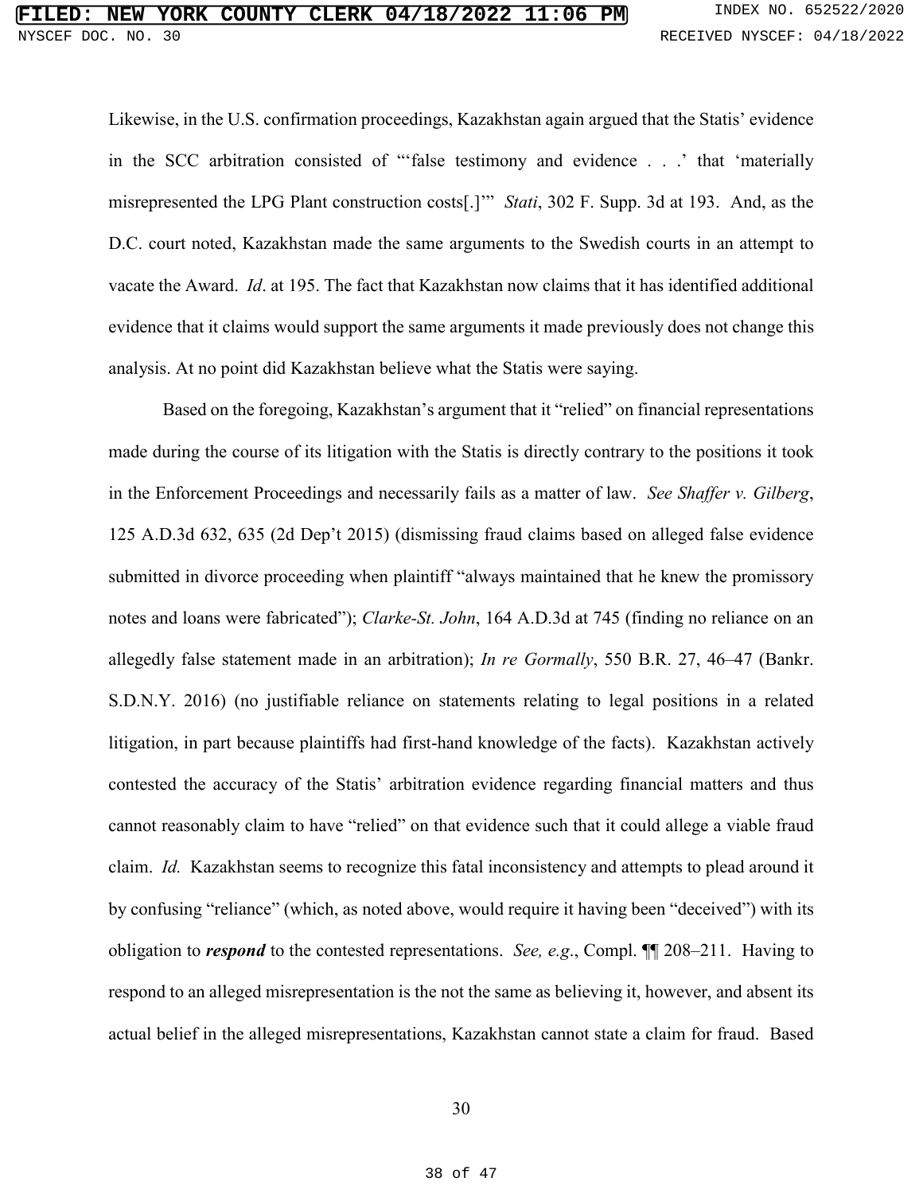Likewise, in the U.S. confirmation proceedings, Kazakhstan again argued that the Statis' evidence in the SCC arbitration consisted of "'false testimony and evidence . . .' that 'materially misrepresented the LPG Plant construction costs[.]'" *Stati*, 302 F. Supp. 3d at 193. And, as the D.C. court noted, Kazakhstan made the same arguments to the Swedish courts in an attempt to vacate the Award. *Id*. at 195. The fact that Kazakhstan now claims that it has identified additional evidence that it claims would support the same arguments it made previously does not change this analysis. At no point did Kazakhstan believe what the Statis were saying.

Based on the foregoing, Kazakhstan's argument that it "relied" on financial representations made during the course of its litigation with the Statis is directly contrary to the positions it took in the Enforcement Proceedings and necessarily fails as a matter of law. *See Shaffer v. Gilberg*, 125 A.D.3d 632, 635 (2d Dep't 2015) (dismissing fraud claims based on alleged false evidence submitted in divorce proceeding when plaintiff "always maintained that he knew the promissory notes and loans were fabricated"); *Clarke-St. John*, 164 A.D.3d at 745 (finding no reliance on an allegedly false statement made in an arbitration); *In re Gormally*, 550 B.R. 27, 46–47 (Bankr. S.D.N.Y. 2016) (no justifiable reliance on statements relating to legal positions in a related litigation, in part because plaintiffs had first-hand knowledge of the facts). Kazakhstan actively contested the accuracy of the Statis' arbitration evidence regarding financial matters and thus cannot reasonably claim to have "relied" on that evidence such that it could allege a viable fraud claim. *Id.* Kazakhstan seems to recognize this fatal inconsistency and attempts to plead around it by confusing "reliance" (which, as noted above, would require it having been "deceived") with its obligation to ***respond*** to the contested representations. *See, e.g.*, Compl. ¶¶ 208–211. Having to respond to an alleged misrepresentation is the not the same as believing it, however, and absent its actual belief in the alleged misrepresentations, Kazakhstan cannot state a claim for fraud. Based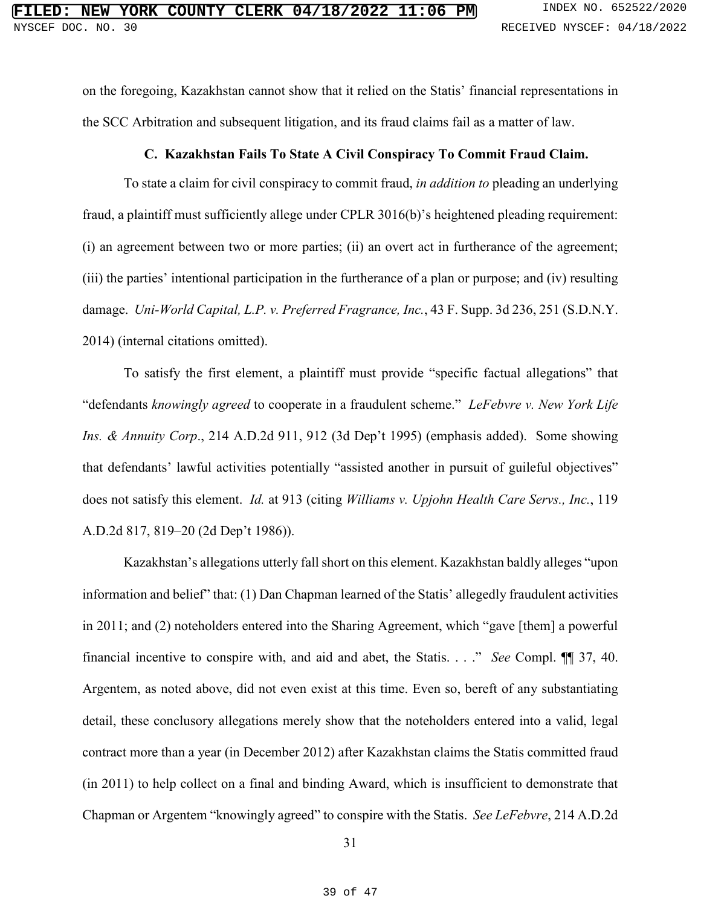on the foregoing, Kazakhstan cannot show that it relied on the Statis' financial representations in the SCC Arbitration and subsequent litigation, and its fraud claims fail as a matter of law.

### C. Kazakhstan Fails To State A Civil Conspiracy To Commit Fraud Claim.

To state a claim for civil conspiracy to commit fraud, *in addition to* pleading an underlying fraud, a plaintiff must sufficiently allege under CPLR 3016(b)'s heightened pleading requirement: (i) an agreement between two or more parties; (ii) an overt act in furtherance of the agreement; (iii) the parties' intentional participation in the furtherance of a plan or purpose; and (iv) resulting damage. *Uni-World Capital, L.P. v. Preferred Fragrance, Inc.*, 43 F. Supp. 3d 236, 251 (S.D.N.Y. 2014) (internal citations omitted).

To satisfy the first element, a plaintiff must provide "specific factual allegations" that "defendants *knowingly agreed* to cooperate in a fraudulent scheme." *LeFebvre v. New York Life Ins. & Annuity Corp*., 214 A.D.2d 911, 912 (3d Dep't 1995) (emphasis added). Some showing that defendants' lawful activities potentially "assisted another in pursuit of guileful objectives" does not satisfy this element. *Id.* at 913 (citing *Williams v. Upjohn Health Care Servs., Inc.*, 119 A.D.2d 817, 819–20 (2d Dep't 1986)).

Kazakhstan's allegations utterly fall short on this element. Kazakhstan baldly alleges "upon information and belief" that: (1) Dan Chapman learned of the Statis' allegedly fraudulent activities in 2011; and (2) noteholders entered into the Sharing Agreement, which "gave [them] a powerful financial incentive to conspire with, and aid and abet, the Statis. . . ." *See* Compl. ¶¶ 37, 40. Argentem, as noted above, did not even exist at this time. Even so, bereft of any substantiating detail, these conclusory allegations merely show that the noteholders entered into a valid, legal contract more than a year (in December 2012) after Kazakhstan claims the Statis committed fraud (in 2011) to help collect on a final and binding Award, which is insufficient to demonstrate that Chapman or Argentem "knowingly agreed" to conspire with the Statis. *See LeFebvre*, 214 A.D.2d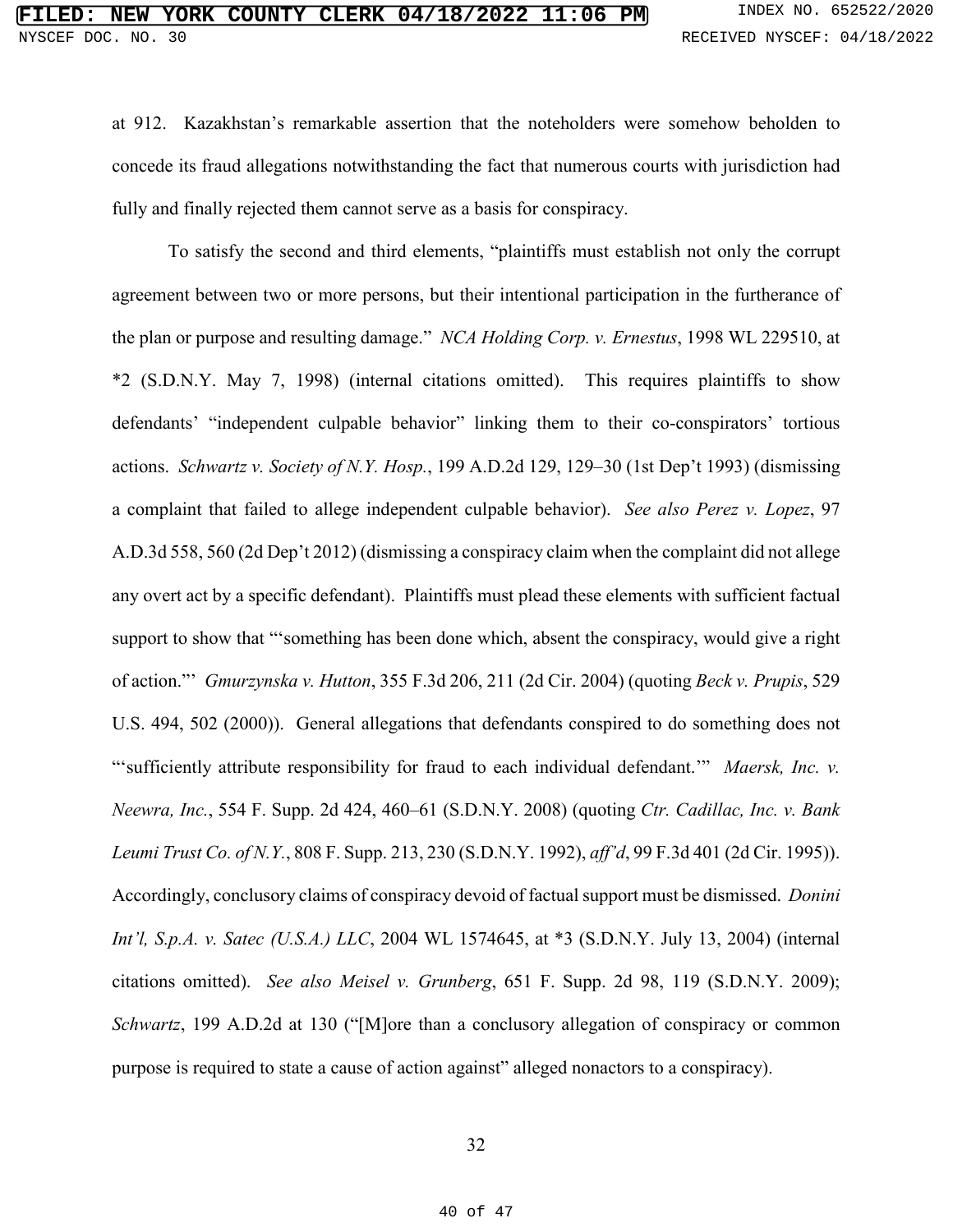at 912. Kazakhstan's remarkable assertion that the noteholders were somehow beholden to concede its fraud allegations notwithstanding the fact that numerous courts with jurisdiction had fully and finally rejected them cannot serve as a basis for conspiracy.

To satisfy the second and third elements, "plaintiffs must establish not only the corrupt agreement between two or more persons, but their intentional participation in the furtherance of the plan or purpose and resulting damage." *NCA Holding Corp. v. Ernestus*, 1998 WL 229510, at *2 (S.D.N.Y. May 7, 1998) (internal citations omitted). This requires plaintiffs to show defendants' "independent culpable behavior" linking them to their co-conspirators' tortious actions. *Schwartz v. Society of N.Y. Hosp.*, 199 A.D.2d 129, 129–30 (1st Dep't 1993) (dismissing a complaint that failed to allege independent culpable behavior). *See also Perez v. Lopez*, 97 A.D.3d 558, 560 (2d Dep't 2012) (dismissing a conspiracy claim when the complaint did not allege any overt act by a specific defendant). Plaintiffs must plead these elements with sufficient factual support to show that "'something has been done which, absent the conspiracy, would give a right of action."' *Gmurzynska v. Hutton*, 355 F.3d 206, 211 (2d Cir. 2004) (quoting *Beck v. Prupis*, 529 U.S. 494, 502 (2000)). General allegations that defendants conspired to do something does not "'sufficiently attribute responsibility for fraud to each individual defendant.'" *Maersk, Inc. v. Neewra, Inc.*, 554 F. Supp. 2d 424, 460–61 (S.D.N.Y. 2008) (quoting *Ctr. Cadillac, Inc. v. Bank Leumi Trust Co. of N.Y.*, 808 F. Supp. 213, 230 (S.D.N.Y. 1992), *aff'd*, 99 F.3d 401 (2d Cir. 1995)). Accordingly, conclusory claims of conspiracy devoid of factual support must be dismissed. *Donini Int'l, S.p.A. v. Satec (U.S.A.) LLC*, 2004 WL 1574645, at *3 (S.D.N.Y. July 13, 2004) (internal citations omitted). *See also Meisel v. Grunberg*, 651 F. Supp. 2d 98, 119 (S.D.N.Y. 2009); *Schwartz*, 199 A.D.2d at 130 ("[M]ore than a conclusory allegation of conspiracy or common purpose is required to state a cause of action against" alleged nonactors to a conspiracy).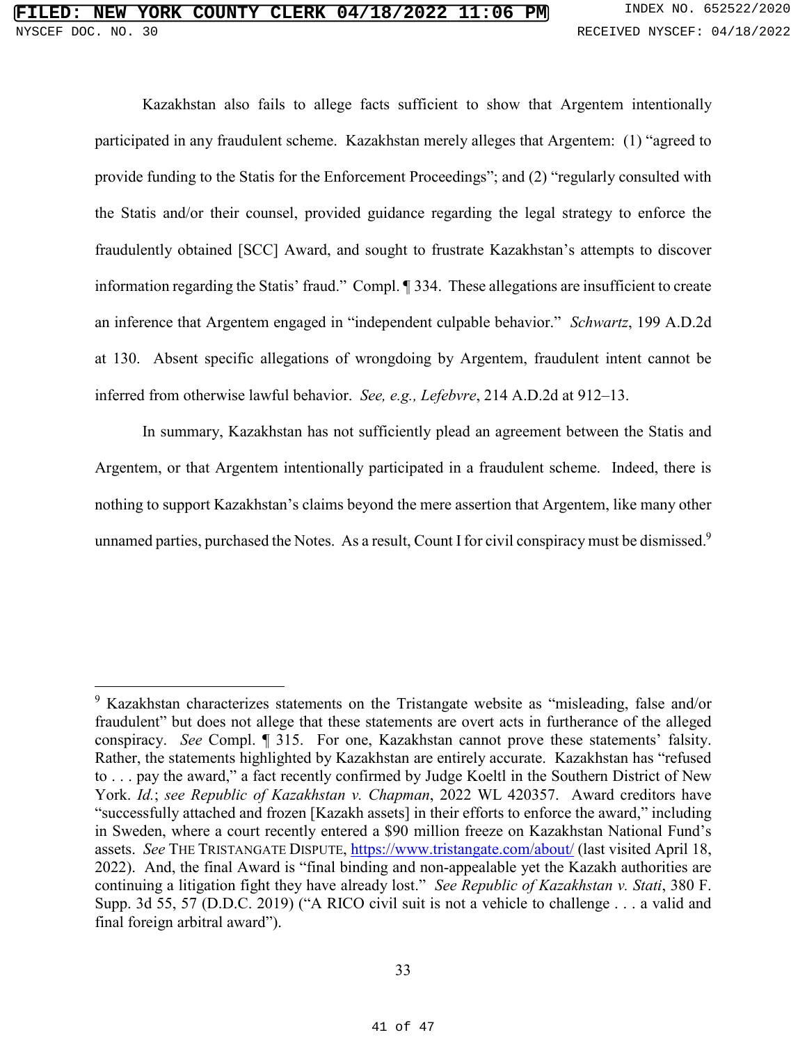Kazakhstan also fails to allege facts sufficient to show that Argentem intentionally participated in any fraudulent scheme. Kazakhstan merely alleges that Argentem: (1) "agreed to provide funding to the Statis for the Enforcement Proceedings"; and (2) "regularly consulted with the Statis and/or their counsel, provided guidance regarding the legal strategy to enforce the fraudulently obtained [SCC] Award, and sought to frustrate Kazakhstan's attempts to discover information regarding the Statis' fraud." Compl. ¶ 334. These allegations are insufficient to create an inference that Argentem engaged in "independent culpable behavior." *Schwartz*, 199 A.D.2d at 130. Absent specific allegations of wrongdoing by Argentem, fraudulent intent cannot be inferred from otherwise lawful behavior. *See, e.g., Lefebvre*, 214 A.D.2d at 912–13.

In summary, Kazakhstan has not sufficiently plead an agreement between the Statis and Argentem, or that Argentem intentionally participated in a fraudulent scheme. Indeed, there is nothing to support Kazakhstan's claims beyond the mere assertion that Argentem, like many other unnamed parties, purchased the Notes. As a result, Count I for civil conspiracy must be dismissed.[9]

---

[9] Kazakhstan characterizes statements on the Tristangate website as "misleading, false and/or fraudulent" but does not allege that these statements are overt acts in furtherance of the alleged conspiracy. *See* Compl. ¶ 315. For one, Kazakhstan cannot prove these statements' falsity. Rather, the statements highlighted by Kazakhstan are entirely accurate. Kazakhstan has "refused to . . . pay the award," a fact recently confirmed by Judge Koeltl in the Southern District of New York. *Id.*; *see Republic of Kazakhstan v. Chapman*, 2022 WL 420357. Award creditors have "successfully attached and frozen [Kazakh assets] in their efforts to enforce the award," including in Sweden, where a court recently entered a $90 million freeze on Kazakhstan National Fund's assets. *See* THE TRISTANGATE DISPUTE, https://www.tristangate.com/about/ (last visited April 18, 2022). And, the final Award is "final binding and non-appealable yet the Kazakh authorities are continuing a litigation fight they have already lost." *See Republic of Kazakhstan v. Stati*, 380 F. Supp. 3d 55, 57 (D.D.C. 2019) ("A RICO civil suit is not a vehicle to challenge . . . a valid and final foreign arbitral award").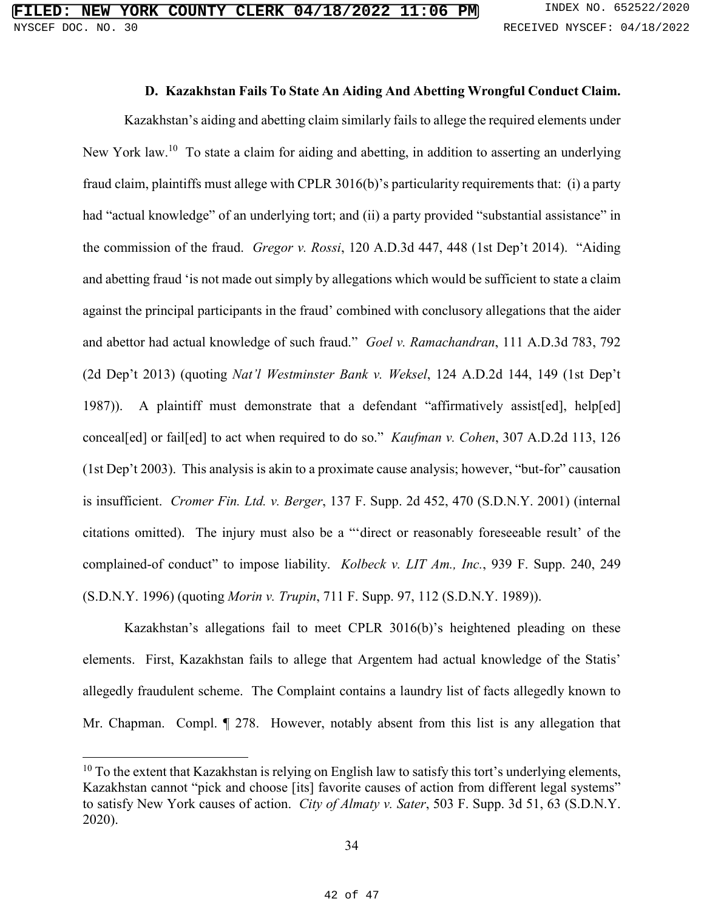### D. Kazakhstan Fails To State An Aiding And Abetting Wrongful Conduct Claim.

Kazakhstan's aiding and abetting claim similarly fails to allege the required elements under New York law.[10] To state a claim for aiding and abetting, in addition to asserting an underlying fraud claim, plaintiffs must allege with CPLR 3016(b)'s particularity requirements that: (i) a party had "actual knowledge" of an underlying tort; and (ii) a party provided "substantial assistance" in the commission of the fraud. *Gregor v. Rossi*, 120 A.D.3d 447, 448 (1st Dep't 2014). "Aiding and abetting fraud 'is not made out simply by allegations which would be sufficient to state a claim against the principal participants in the fraud' combined with conclusory allegations that the aider and abettor had actual knowledge of such fraud." *Goel v. Ramachandran*, 111 A.D.3d 783, 792 (2d Dep't 2013) (quoting *Nat'l Westminster Bank v. Weksel*, 124 A.D.2d 144, 149 (1st Dep't 1987)). A plaintiff must demonstrate that a defendant "affirmatively assist[ed], help[ed] conceal[ed] or fail[ed] to act when required to do so." *Kaufman v. Cohen*, 307 A.D.2d 113, 126 (1st Dep't 2003). This analysis is akin to a proximate cause analysis; however, "but-for" causation is insufficient. *Cromer Fin. Ltd. v. Berger*, 137 F. Supp. 2d 452, 470 (S.D.N.Y. 2001) (internal citations omitted). The injury must also be a "'direct or reasonably foreseeable result' of the complained-of conduct" to impose liability. *Kolbeck v. LIT Am., Inc.*, 939 F. Supp. 240, 249 (S.D.N.Y. 1996) (quoting *Morin v. Trupin*, 711 F. Supp. 97, 112 (S.D.N.Y. 1989)).

Kazakhstan's allegations fail to meet CPLR 3016(b)'s heightened pleading on these elements. First, Kazakhstan fails to allege that Argentem had actual knowledge of the Statis' allegedly fraudulent scheme. The Complaint contains a laundry list of facts allegedly known to Mr. Chapman. Compl. ¶ 278. However, notably absent from this list is any allegation that

[10] To the extent that Kazakhstan is relying on English law to satisfy this tort's underlying elements, Kazakhstan cannot "pick and choose [its] favorite causes of action from different legal systems" to satisfy New York causes of action. *City of Almaty v. Sater*, 503 F. Supp. 3d 51, 63 (S.D.N.Y. 2020).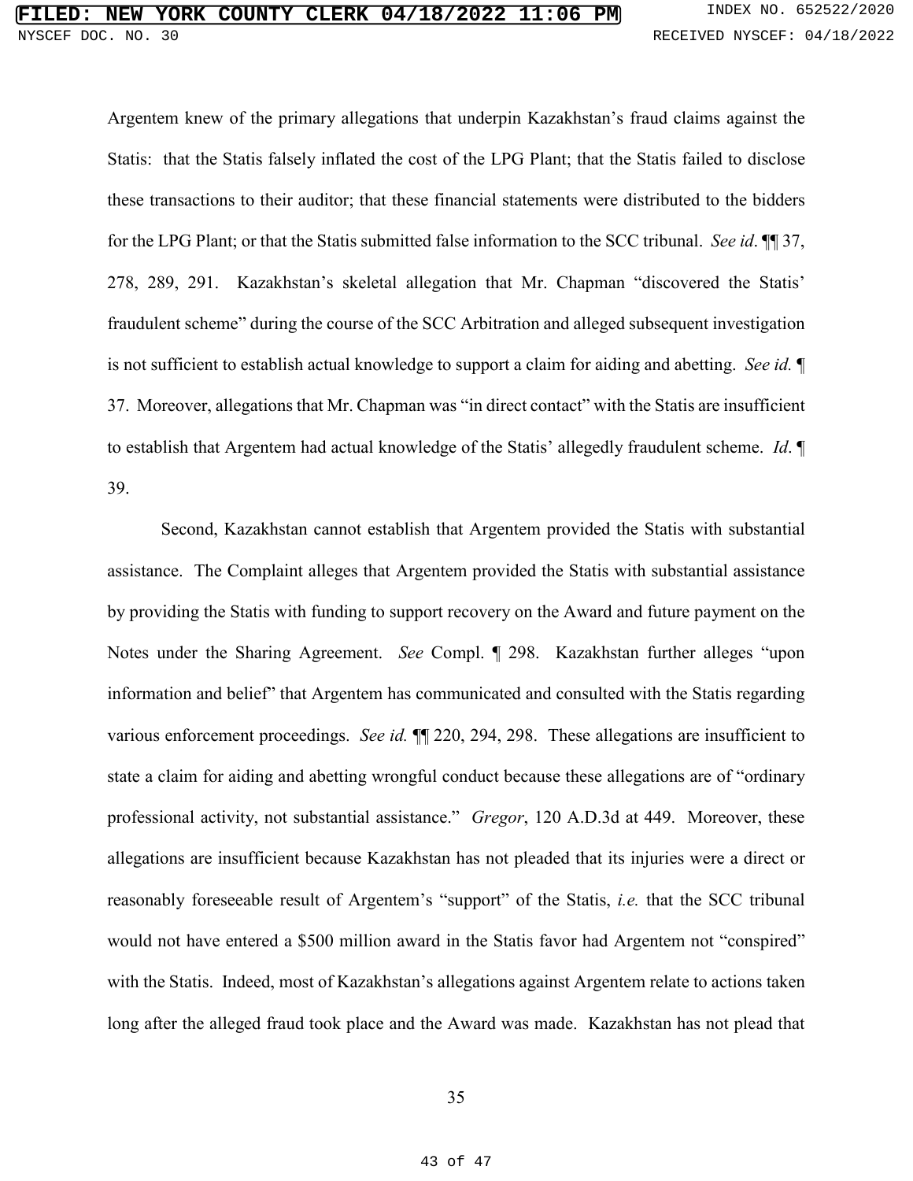Argentem knew of the primary allegations that underpin Kazakhstan's fraud claims against the Statis: that the Statis falsely inflated the cost of the LPG Plant; that the Statis failed to disclose these transactions to their auditor; that these financial statements were distributed to the bidders for the LPG Plant; or that the Statis submitted false information to the SCC tribunal. *See id*. ¶¶ 37, 278, 289, 291. Kazakhstan's skeletal allegation that Mr. Chapman "discovered the Statis' fraudulent scheme" during the course of the SCC Arbitration and alleged subsequent investigation is not sufficient to establish actual knowledge to support a claim for aiding and abetting. *See id.* ¶ 37. Moreover, allegations that Mr. Chapman was "in direct contact" with the Statis are insufficient to establish that Argentem had actual knowledge of the Statis' allegedly fraudulent scheme. *Id*. ¶ 39.

Second, Kazakhstan cannot establish that Argentem provided the Statis with substantial assistance. The Complaint alleges that Argentem provided the Statis with substantial assistance by providing the Statis with funding to support recovery on the Award and future payment on the Notes under the Sharing Agreement. *See* Compl. ¶ 298. Kazakhstan further alleges "upon information and belief" that Argentem has communicated and consulted with the Statis regarding various enforcement proceedings. *See id.* ¶¶ 220, 294, 298. These allegations are insufficient to state a claim for aiding and abetting wrongful conduct because these allegations are of "ordinary professional activity, not substantial assistance." *Gregor*, 120 A.D.3d at 449. Moreover, these allegations are insufficient because Kazakhstan has not pleaded that its injuries were a direct or reasonably foreseeable result of Argentem's "support" of the Statis, *i.e.* that the SCC tribunal would not have entered a $500 million award in the Statis favor had Argentem not "conspired" with the Statis. Indeed, most of Kazakhstan's allegations against Argentem relate to actions taken long after the alleged fraud took place and the Award was made. Kazakhstan has not plead that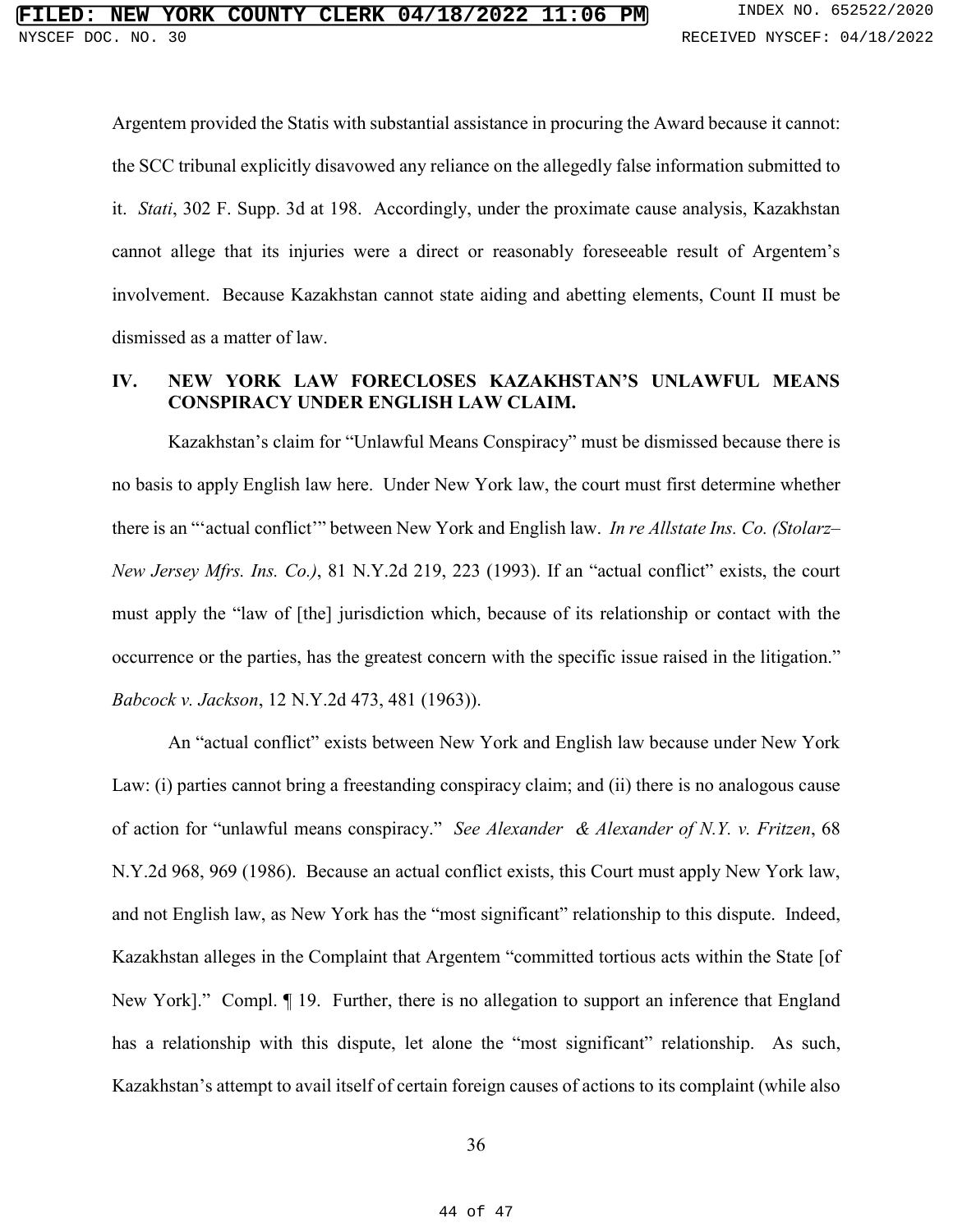Argentem provided the Statis with substantial assistance in procuring the Award because it cannot: the SCC tribunal explicitly disavowed any reliance on the allegedly false information submitted to it. *Stati*, 302 F. Supp. 3d at 198. Accordingly, under the proximate cause analysis, Kazakhstan cannot allege that its injuries were a direct or reasonably foreseeable result of Argentem's involvement. Because Kazakhstan cannot state aiding and abetting elements, Count II must be dismissed as a matter of law.

## IV. NEW YORK LAW FORECLOSES KAZAKHSTAN'S UNLAWFUL MEANS CONSPIRACY UNDER ENGLISH LAW CLAIM.

Kazakhstan's claim for "Unlawful Means Conspiracy" must be dismissed because there is no basis to apply English law here. Under New York law, the court must first determine whether there is an "'actual conflict'" between New York and English law. *In re Allstate Ins. Co. (Stolarz–New Jersey Mfrs. Ins. Co.)*, 81 N.Y.2d 219, 223 (1993). If an "actual conflict" exists, the court must apply the "law of [the] jurisdiction which, because of its relationship or contact with the occurrence or the parties, has the greatest concern with the specific issue raised in the litigation." *Babcock v. Jackson*, 12 N.Y.2d 473, 481 (1963)).

An "actual conflict" exists between New York and English law because under New York Law: (i) parties cannot bring a freestanding conspiracy claim; and (ii) there is no analogous cause of action for "unlawful means conspiracy." *See Alexander & Alexander of N.Y. v. Fritzen*, 68 N.Y.2d 968, 969 (1986). Because an actual conflict exists, this Court must apply New York law, and not English law, as New York has the "most significant" relationship to this dispute. Indeed, Kazakhstan alleges in the Complaint that Argentem "committed tortious acts within the State [of New York]." Compl. ¶ 19. Further, there is no allegation to support an inference that England has a relationship with this dispute, let alone the "most significant" relationship. As such, Kazakhstan's attempt to avail itself of certain foreign causes of actions to its complaint (while also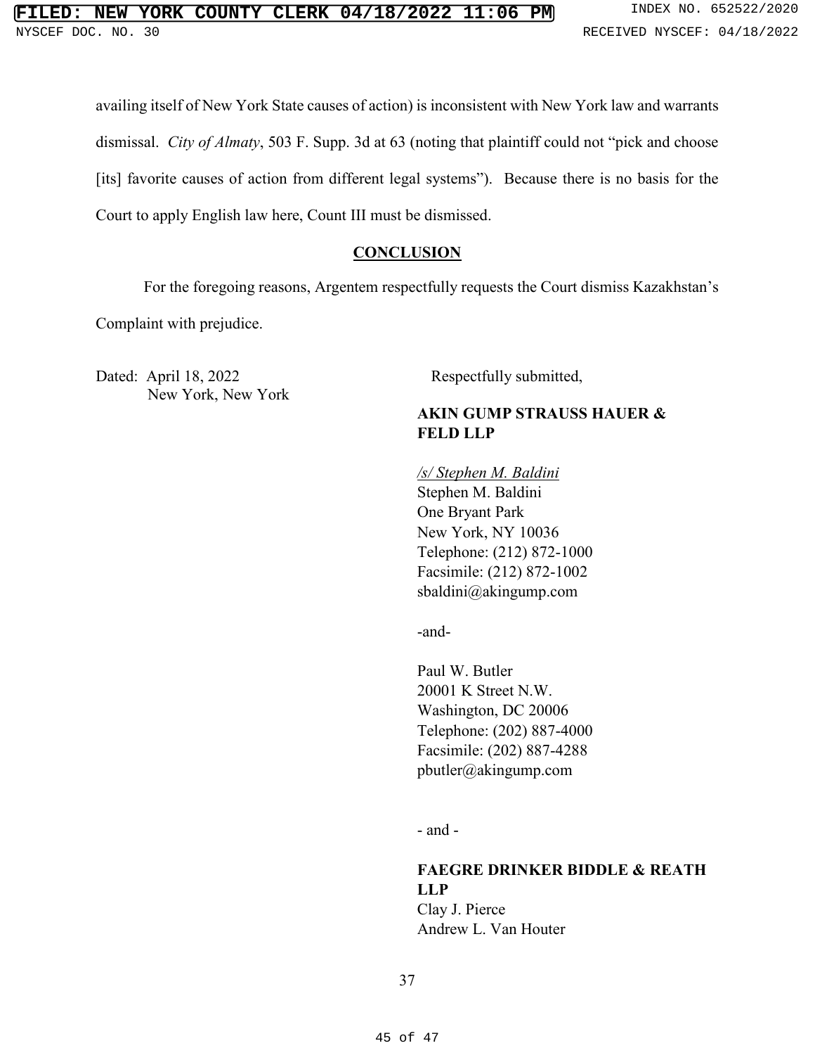availing itself of New York State causes of action) is inconsistent with New York law and warrants dismissal. *City of Almaty*, 503 F. Supp. 3d at 63 (noting that plaintiff could not "pick and choose [its] favorite causes of action from different legal systems"). Because there is no basis for the Court to apply English law here, Count III must be dismissed.

## CONCLUSION

For the foregoing reasons, Argentem respectfully requests the Court dismiss Kazakhstan's Complaint with prejudice.

Dated: April 18, 2022
New York, New York

Respectfully submitted,

**AKIN GUMP STRAUSS HAUER & FELD LLP**

*/s/ Stephen M. Baldini*
Stephen M. Baldini
One Bryant Park
New York, NY 10036
Telephone: (212) 872-1000
Facsimile: (212) 872-1002
sbaldini@akingump.com

-and-

Paul W. Butler
20001 K Street N.W.
Washington, DC 20006
Telephone: (202) 887-4000
Facsimile: (202) 887-4288
pbutler@akingump.com

- and -

**FAEGRE DRINKER BIDDLE & REATH LLP**
Clay J. Pierce
Andrew L. Van Houter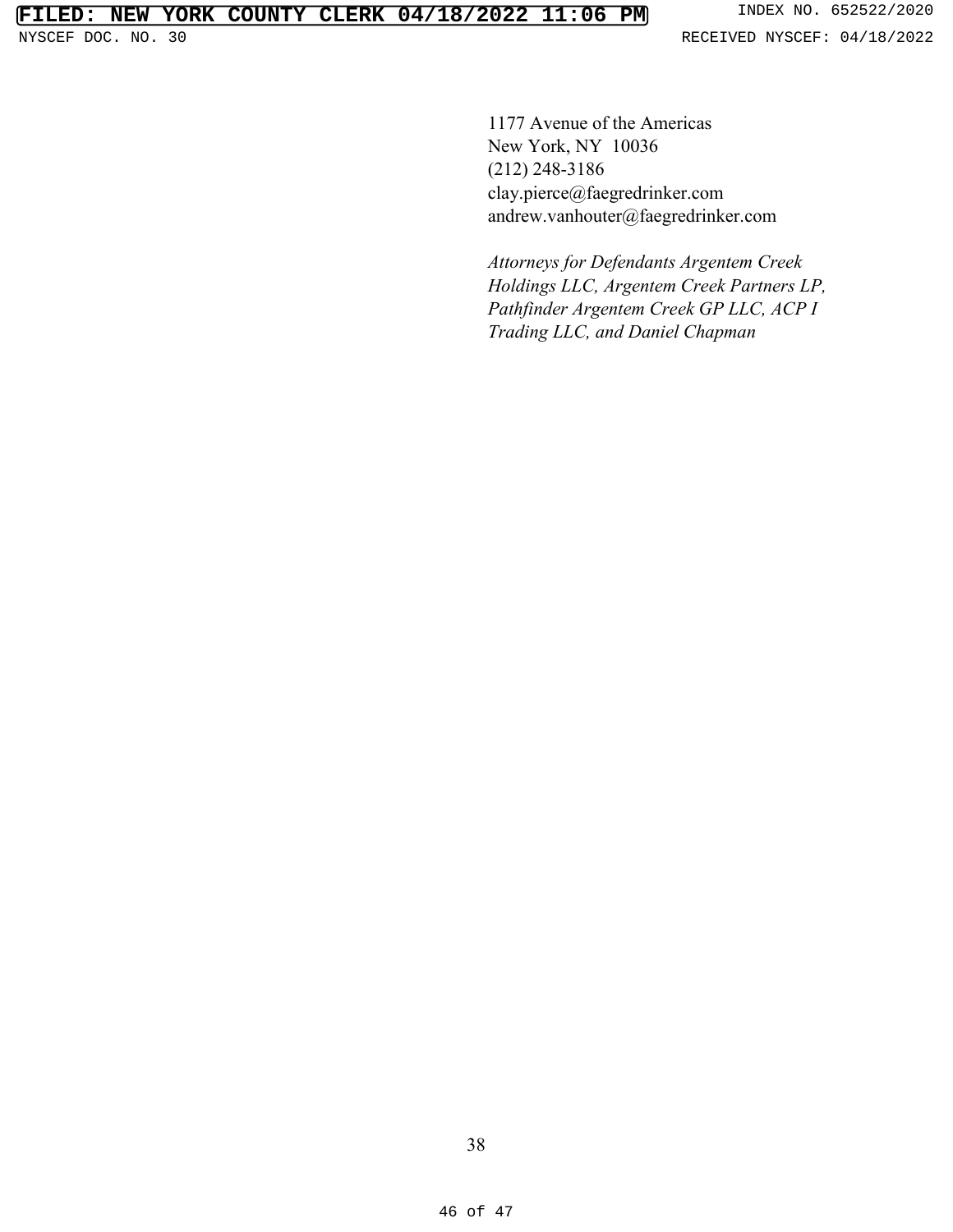1177 Avenue of the Americas
New York, NY 10036
(212) 248-3186
clay.pierce@faegredrinker.com
andrew.vanhouter@faegredrinker.com

*Attorneys for Defendants Argentem Creek Holdings LLC, Argentem Creek Partners LP, Pathfinder Argentem Creek GP LLC, ACP I Trading LLC, and Daniel Chapman*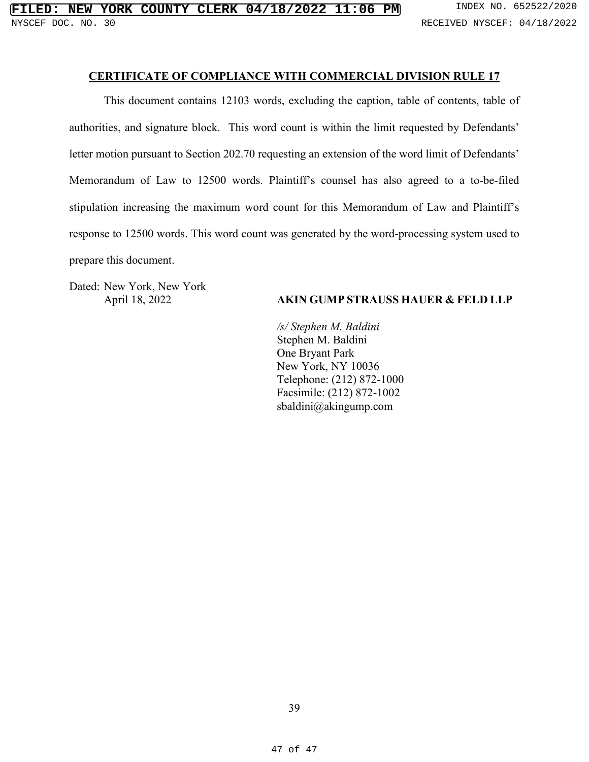## CERTIFICATE OF COMPLIANCE WITH COMMERCIAL DIVISION RULE 17

This document contains 12103 words, excluding the caption, table of contents, table of authorities, and signature block. This word count is within the limit requested by Defendants' letter motion pursuant to Section 202.70 requesting an extension of the word limit of Defendants' Memorandum of Law to 12500 words. Plaintiff's counsel has also agreed to a to-be-filed stipulation increasing the maximum word count for this Memorandum of Law and Plaintiff's response to 12500 words. This word count was generated by the word-processing system used to prepare this document.

Dated: New York, New York
April 18, 2022

**AKIN GUMP STRAUSS HAUER & FELD LLP**

*/s/ Stephen M. Baldini*
Stephen M. Baldini
One Bryant Park
New York, NY 10036
Telephone: (212) 872-1000
Facsimile: (212) 872-1002
sbaldini@akingump.com